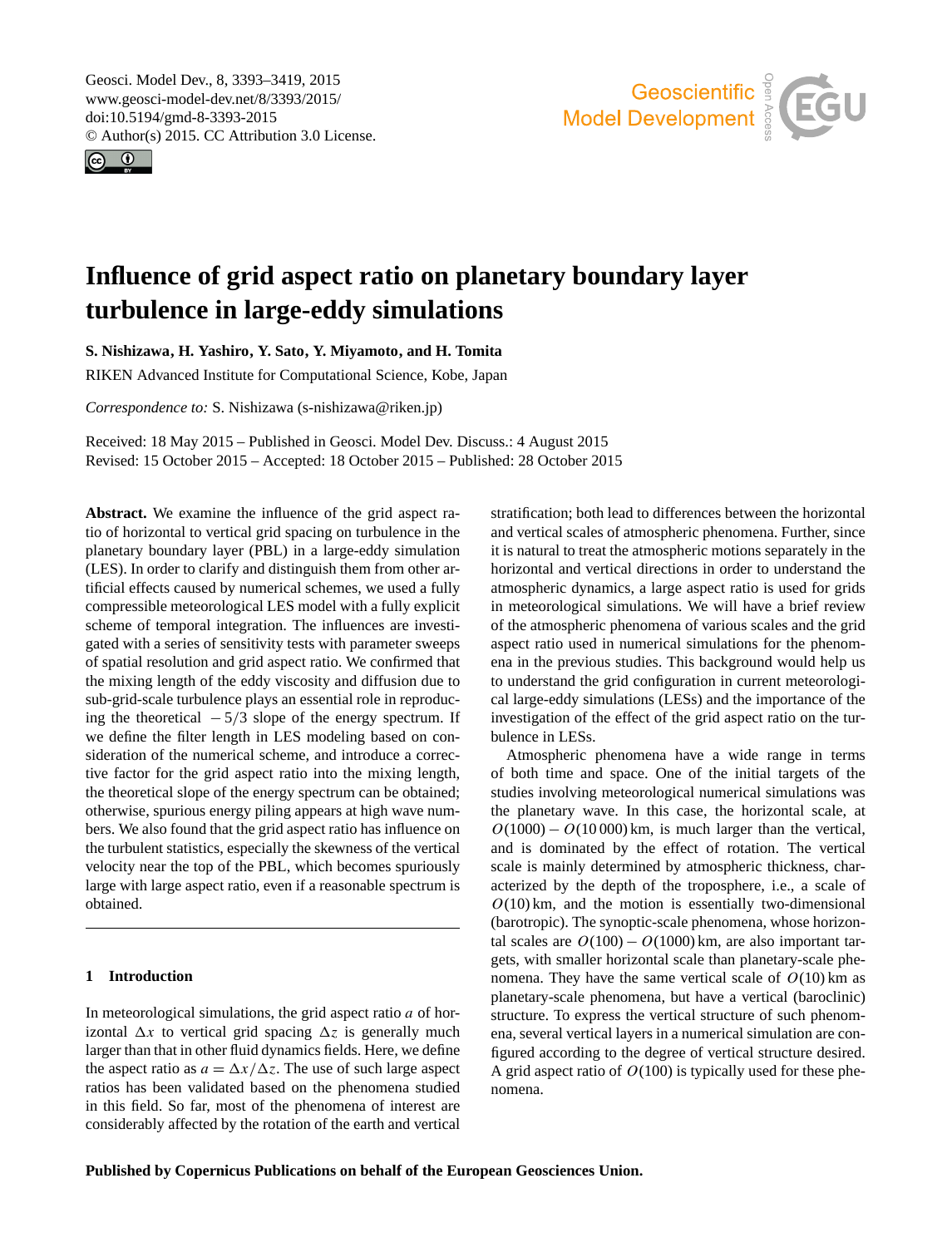Geosci. Model Dev., 8, 3393–3419, 2015
www.geosci-model-dev.net/8/3393/2015/
doi:10.5194/gmd-8-3393-2015
© Author(s) 2015. CC Attribution 3.0 License.

# Influence of grid aspect ratio on planetary boundary layer turbulence in large-eddy simulations

**S. Nishizawa, H. Yashiro, Y. Sato, Y. Miyamoto, and H. Tomita**

RIKEN Advanced Institute for Computational Science, Kobe, Japan

*Correspondence to:* S. Nishizawa (s-nishizawa@riken.jp)

Received: 18 May 2015 – Published in Geosci. Model Dev. Discuss.: 4 August 2015
Revised: 15 October 2015 – Accepted: 18 October 2015 – Published: 28 October 2015

**Abstract.** We examine the influence of the grid aspect ratio of horizontal to vertical grid spacing on turbulence in the planetary boundary layer (PBL) in a large-eddy simulation (LES). In order to clarify and distinguish them from other artificial effects caused by numerical schemes, we used a fully compressible meteorological LES model with a fully explicit scheme of temporal integration. The influences are investigated with a series of sensitivity tests with parameter sweeps of spatial resolution and grid aspect ratio. We confirmed that the mixing length of the eddy viscosity and diffusion due to sub-grid-scale turbulence plays an essential role in reproducing the theoretical $-5/3$ slope of the energy spectrum. If we define the filter length in LES modeling based on consideration of the numerical scheme, and introduce a corrective factor for the grid aspect ratio into the mixing length, the theoretical slope of the energy spectrum can be obtained; otherwise, spurious energy piling appears at high wave numbers. We also found that the grid aspect ratio has influence on the turbulent statistics, especially the skewness of the vertical velocity near the top of the PBL, which becomes spuriously large with large aspect ratio, even if a reasonable spectrum is obtained.

## 1 Introduction

In meteorological simulations, the grid aspect ratio $a$ of horizontal $\Delta x$ to vertical grid spacing $\Delta z$ is generally much larger than that in other fluid dynamics fields. Here, we define the aspect ratio as $a = \Delta x / \Delta z$. The use of such large aspect ratios has been validated based on the phenomena studied in this field. So far, most of the phenomena of interest are considerably affected by the rotation of the earth and vertical stratification; both lead to differences between the horizontal and vertical scales of atmospheric phenomena. Further, since it is natural to treat the atmospheric motions separately in the horizontal and vertical directions in order to understand the atmospheric dynamics, a large aspect ratio is used for grids in meteorological simulations. We will have a brief review of the atmospheric phenomena of various scales and the grid aspect ratio used in numerical simulations for the phenomena in the previous studies. This background would help us to understand the grid configuration in current meteorological large-eddy simulations (LESs) and the importance of the investigation of the effect of the grid aspect ratio on the turbulence in LESs.

Atmospheric phenomena have a wide range in terms of both time and space. One of the initial targets of the studies involving meteorological numerical simulations was the planetary wave. In this case, the horizontal scale, at $O(1000) - O(10\,000)$ km, is much larger than the vertical, and is dominated by the effect of rotation. The vertical scale is mainly determined by atmospheric thickness, characterized by the depth of the troposphere, i.e., a scale of $O(10)$ km, and the motion is essentially two-dimensional (barotropic). The synoptic-scale phenomena, whose horizontal scales are $O(100) - O(1000)$ km, are also important targets, with smaller horizontal scale than planetary-scale phenomena. They have the same vertical scale of $O(10)$ km as planetary-scale phenomena, but have a vertical (baroclinic) structure. To express the vertical structure of such phenomena, several vertical layers in a numerical simulation are configured according to the degree of vertical structure desired. A grid aspect ratio of $O(100)$ is typically used for these phenomena.

**Published by Copernicus Publications on behalf of the European Geosciences Union.**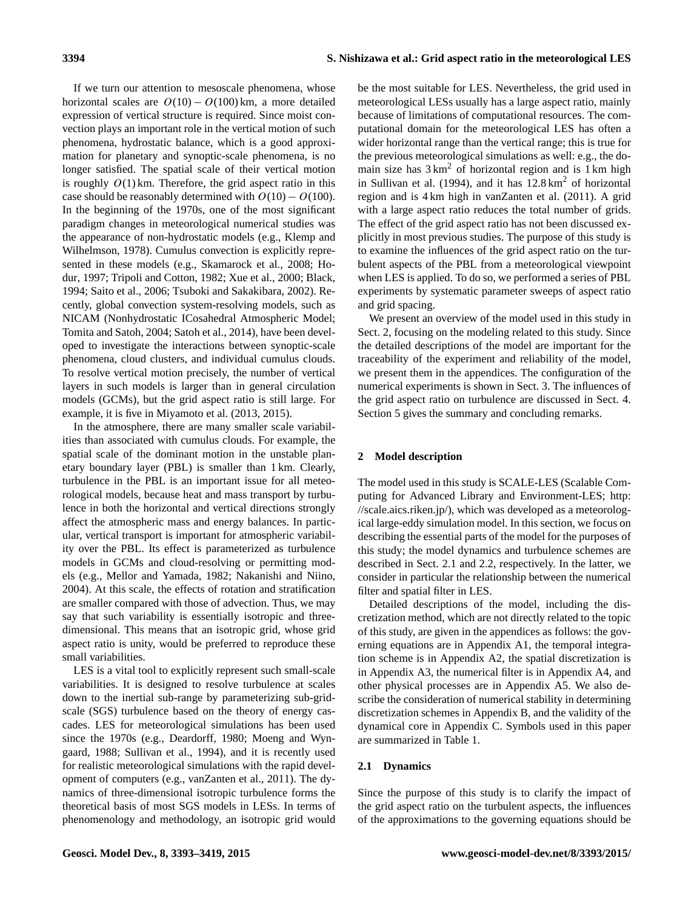If we turn our attention to mesoscale phenomena, whose horizontal scales are $O(10) - O(100)$ km, a more detailed expression of vertical structure is required. Since moist convection plays an important role in the vertical motion of such phenomena, hydrostatic balance, which is a good approximation for planetary and synoptic-scale phenomena, is no longer satisfied. The spatial scale of their vertical motion is roughly $O(1)$ km. Therefore, the grid aspect ratio in this case should be reasonably determined with $O(10) - O(100)$. In the beginning of the 1970s, one of the most significant paradigm changes in meteorological numerical studies was the appearance of non-hydrostatic models (e.g., Klemp and Wilhelmson, 1978). Cumulus convection is explicitly represented in these models (e.g., Skamarock et al., 2008; Hodur, 1997; Tripoli and Cotton, 1982; Xue et al., 2000; Black, 1994; Saito et al., 2006; Tsuboki and Sakakibara, 2002). Recently, global convection system-resolving models, such as NICAM (Nonhydrostatic ICosahedral Atmospheric Model; Tomita and Satoh, 2004; Satoh et al., 2014), have been developed to investigate the interactions between synoptic-scale phenomena, cloud clusters, and individual cumulus clouds. To resolve vertical motion precisely, the number of vertical layers in such models is larger than in general circulation models (GCMs), but the grid aspect ratio is still large. For example, it is five in Miyamoto et al. (2013, 2015).

In the atmosphere, there are many smaller scale variabilities than associated with cumulus clouds. For example, the spatial scale of the dominant motion in the unstable planetary boundary layer (PBL) is smaller than 1 km. Clearly, turbulence in the PBL is an important issue for all meteorological models, because heat and mass transport by turbulence in both the horizontal and vertical directions strongly affect the atmospheric mass and energy balances. In particular, vertical transport is important for atmospheric variability over the PBL. Its effect is parameterized as turbulence models in GCMs and cloud-resolving or permitting models (e.g., Mellor and Yamada, 1982; Nakanishi and Niino, 2004). At this scale, the effects of rotation and stratification are smaller compared with those of advection. Thus, we may say that such variability is essentially isotropic and three-dimensional. This means that an isotropic grid, whose grid aspect ratio is unity, would be preferred to reproduce these small variabilities.

LES is a vital tool to explicitly represent such small-scale variabilities. It is designed to resolve turbulence at scales down to the inertial sub-range by parameterizing sub-grid-scale (SGS) turbulence based on the theory of energy cascades. LES for meteorological simulations has been used since the 1970s (e.g., Deardorff, 1980; Moeng and Wyngaard, 1988; Sullivan et al., 1994), and it is recently used for realistic meteorological simulations with the rapid development of computers (e.g., vanZanten et al., 2011). The dynamics of three-dimensional isotropic turbulence forms the theoretical basis of most SGS models in LESs. In terms of phenomenology and methodology, an isotropic grid would be the most suitable for LES. Nevertheless, the grid used in meteorological LESs usually has a large aspect ratio, mainly because of limitations of computational resources. The computational domain for the meteorological LES has often a wider horizontal range than the vertical range; this is true for the previous meteorological simulations as well: e.g., the domain size has $3\,\mathrm{km}^2$ of horizontal region and is 1 km high in Sullivan et al. (1994), and it has $12.8\,\mathrm{km}^2$ of horizontal region and is 4 km high in vanZanten et al. (2011). A grid with a large aspect ratio reduces the total number of grids. The effect of the grid aspect ratio has not been discussed explicitly in most previous studies. The purpose of this study is to examine the influences of the grid aspect ratio on the turbulent aspects of the PBL from a meteorological viewpoint when LES is applied. To do so, we performed a series of PBL experiments by systematic parameter sweeps of aspect ratio and grid spacing.

We present an overview of the model used in this study in Sect. 2, focusing on the modeling related to this study. Since the detailed descriptions of the model are important for the traceability of the experiment and reliability of the model, we present them in the appendices. The configuration of the numerical experiments is shown in Sect. 3. The influences of the grid aspect ratio on turbulence are discussed in Sect. 4. Section 5 gives the summary and concluding remarks.

## 2 Model description

The model used in this study is SCALE-LES (Scalable Computing for Advanced Library and Environment-LES; http://scale.aics.riken.jp/), which was developed as a meteorological large-eddy simulation model. In this section, we focus on describing the essential parts of the model for the purposes of this study; the model dynamics and turbulence schemes are described in Sect. 2.1 and 2.2, respectively. In the latter, we consider in particular the relationship between the numerical filter and spatial filter in LES.

Detailed descriptions of the model, including the discretization method, which are not directly related to the topic of this study, are given in the appendices as follows: the governing equations are in Appendix A1, the temporal integration scheme is in Appendix A2, the spatial discretization is in Appendix A3, the numerical filter is in Appendix A4, and other physical processes are in Appendix A5. We also describe the consideration of numerical stability in determining discretization schemes in Appendix B, and the validity of the dynamical core in Appendix C. Symbols used in this paper are summarized in Table 1.

### 2.1 Dynamics

Since the purpose of this study is to clarify the impact of the grid aspect ratio on the turbulent aspects, the influences of the approximations to the governing equations should be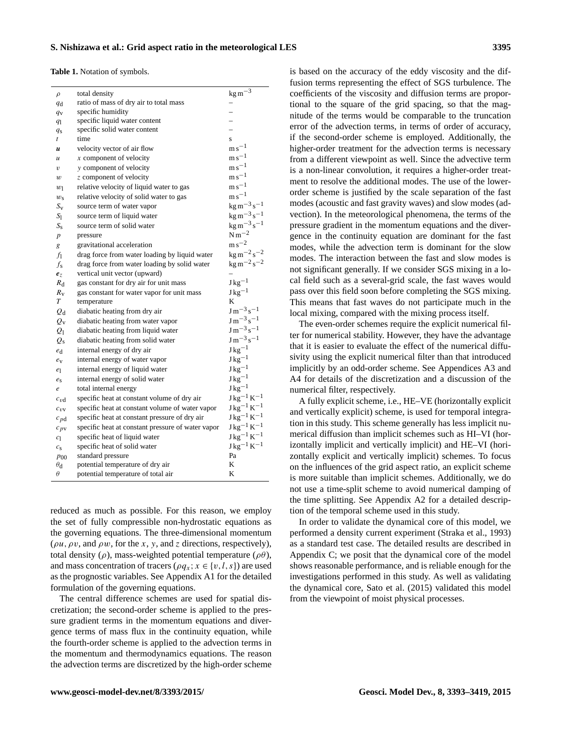**Table 1.** Notation of symbols.

| | | |
|---|---|---|
| $\rho$ | total density | $\mathrm{kg\,m^{-3}}$ |
| $q_\mathrm{d}$ | ratio of mass of dry air to total mass | – |
| $q_\mathrm{v}$ | specific humidity | – |
| $q_\mathrm{l}$ | specific liquid water content | – |
| $q_\mathrm{s}$ | specific solid water content | – |
| $t$ | time | s |
| $\boldsymbol{u}$ | velocity vector of air flow | $\mathrm{m\,s^{-1}}$ |
| $u$ | $x$ component of velocity | $\mathrm{m\,s^{-1}}$ |
| $v$ | $y$ component of velocity | $\mathrm{m\,s^{-1}}$ |
| $w$ | $z$ component of velocity | $\mathrm{m\,s^{-1}}$ |
| $w_\mathrm{l}$ | relative velocity of liquid water to gas | $\mathrm{m\,s^{-1}}$ |
| $w_\mathrm{s}$ | relative velocity of solid water to gas | $\mathrm{m\,s^{-1}}$ |
| $S_\mathrm{v}$ | source term of water vapor | $\mathrm{kg\,m^{-3}\,s^{-1}}$ |
| $S_\mathrm{l}$ | source term of liquid water | $\mathrm{kg\,m^{-3}\,s^{-1}}$ |
| $S_\mathrm{s}$ | source term of solid water | $\mathrm{kg\,m^{-3}\,s^{-1}}$ |
| $p$ | pressure | $\mathrm{N\,m^{-2}}$ |
| $g$ | gravitational acceleration | $\mathrm{m\,s^{-2}}$ |
| $f_\mathrm{l}$ | drag force from water loading by liquid water | $\mathrm{kg\,m^{-2}\,s^{-2}}$ |
| $f_\mathrm{s}$ | drag force from water loading by solid water | $\mathrm{kg\,m^{-2}\,s^{-2}}$ |
| $\boldsymbol{e}_z$ | vertical unit vector (upward) | – |
| $R_\mathrm{d}$ | gas constant for dry air for unit mass | $\mathrm{J\,kg^{-1}}$ |
| $R_\mathrm{v}$ | gas constant for water vapor for unit mass | $\mathrm{J\,kg^{-1}}$ |
| $T$ | temperature | K |
| $Q_\mathrm{d}$ | diabatic heating from dry air | $\mathrm{J\,m^{-3}\,s^{-1}}$ |
| $Q_\mathrm{v}$ | diabatic heating from water vapor | $\mathrm{J\,m^{-3}\,s^{-1}}$ |
| $Q_\mathrm{l}$ | diabatic heating from liquid water | $\mathrm{J\,m^{-3}\,s^{-1}}$ |
| $Q_\mathrm{s}$ | diabatic heating from solid water | $\mathrm{J\,m^{-3}\,s^{-1}}$ |
| $e_\mathrm{d}$ | internal energy of dry air | $\mathrm{J\,kg^{-1}}$ |
| $e_\mathrm{v}$ | internal energy of water vapor | $\mathrm{J\,kg^{-1}}$ |
| $e_\mathrm{l}$ | internal energy of liquid water | $\mathrm{J\,kg^{-1}}$ |
| $e_\mathrm{s}$ | internal energy of solid water | $\mathrm{J\,kg^{-1}}$ |
| $e$ | total internal energy | $\mathrm{J\,kg^{-1}}$ |
| $c_{v\mathrm{d}}$ | specific heat at constant volume of dry air | $\mathrm{J\,kg^{-1}\,K^{-1}}$ |
| $c_{v\mathrm{v}}$ | specific heat at constant volume of water vapor | $\mathrm{J\,kg^{-1}\,K^{-1}}$ |
| $c_{p\mathrm{d}}$ | specific heat at constant pressure of dry air | $\mathrm{J\,kg^{-1}\,K^{-1}}$ |
| $c_{p\mathrm{v}}$ | specific heat at constant pressure of water vapor | $\mathrm{J\,kg^{-1}\,K^{-1}}$ |
| $c_\mathrm{l}$ | specific heat of liquid water | $\mathrm{J\,kg^{-1}\,K^{-1}}$ |
| $c_\mathrm{s}$ | specific heat of solid water | $\mathrm{J\,kg^{-1}\,K^{-1}}$ |
| $p_{00}$ | standard pressure | Pa |
| $\theta_\mathrm{d}$ | potential temperature of dry air | K |
| $\theta$ | potential temperature of total air | K |

reduced as much as possible. For this reason, we employ the set of fully compressible non-hydrostatic equations as the governing equations. The three-dimensional momentum ($\rho u$, $\rho v$, and $\rho w$, for the $x$, $y$, and $z$ directions, respectively), total density ($\rho$), mass-weighted potential temperature ($\rho\theta$), and mass concentration of tracers ($\rho q_x; x \in \{v, l, s\}$) are used as the prognostic variables. See Appendix A1 for the detailed formulation of the governing equations.

The central difference schemes are used for spatial discretization; the second-order scheme is applied to the pressure gradient terms in the momentum equations and divergence terms of mass flux in the continuity equation, while the fourth-order scheme is applied to the advection terms in the momentum and thermodynamics equations. The reason the advection terms are discretized by the high-order scheme is based on the accuracy of the eddy viscosity and the diffusion terms representing the effect of SGS turbulence. The coefficients of the viscosity and diffusion terms are proportional to the square of the grid spacing, so that the magnitude of the terms would be comparable to the truncation error of the advection terms, in terms of order of accuracy, if the second-order scheme is employed. Additionally, the higher-order treatment for the advection terms is necessary from a different viewpoint as well. Since the advective term is a non-linear convolution, it requires a higher-order treatment to resolve the additional modes. The use of the lower-order scheme is justified by the scale separation of the fast modes (acoustic and fast gravity waves) and slow modes (advection). In the meteorological phenomena, the terms of the pressure gradient in the momentum equations and the divergence in the continuity equation are dominant for the fast modes, while the advection term is dominant for the slow modes. The interaction between the fast and slow modes is not significant generally. If we consider SGS mixing in a local field such as a several-grid scale, the fast waves would pass over this field soon before completing the SGS mixing. This means that fast waves do not participate much in the local mixing, compared with the mixing process itself.

The even-order schemes require the explicit numerical filter for numerical stability. However, they have the advantage that it is easier to evaluate the effect of the numerical diffusivity using the explicit numerical filter than that introduced implicitly by an odd-order scheme. See Appendices A3 and A4 for details of the discretization and a discussion of the numerical filter, respectively.

A fully explicit scheme, i.e., HE–VE (horizontally explicit and vertically explicit) scheme, is used for temporal integration in this study. This scheme generally has less implicit numerical diffusion than implicit schemes such as HI–VI (horizontally implicit and vertically implicit) and HE–VI (horizontally explicit and vertically implicit) schemes. To focus on the influences of the grid aspect ratio, an explicit scheme is more suitable than implicit schemes. Additionally, we do not use a time-split scheme to avoid numerical damping of the time splitting. See Appendix A2 for a detailed description of the temporal scheme used in this study.

In order to validate the dynamical core of this model, we performed a density current experiment (Straka et al., 1993) as a standard test case. The detailed results are described in Appendix C; we posit that the dynamical core of the model shows reasonable performance, and is reliable enough for the investigations performed in this study. As well as validating the dynamical core, Sato et al. (2015) validated this model from the viewpoint of moist physical processes.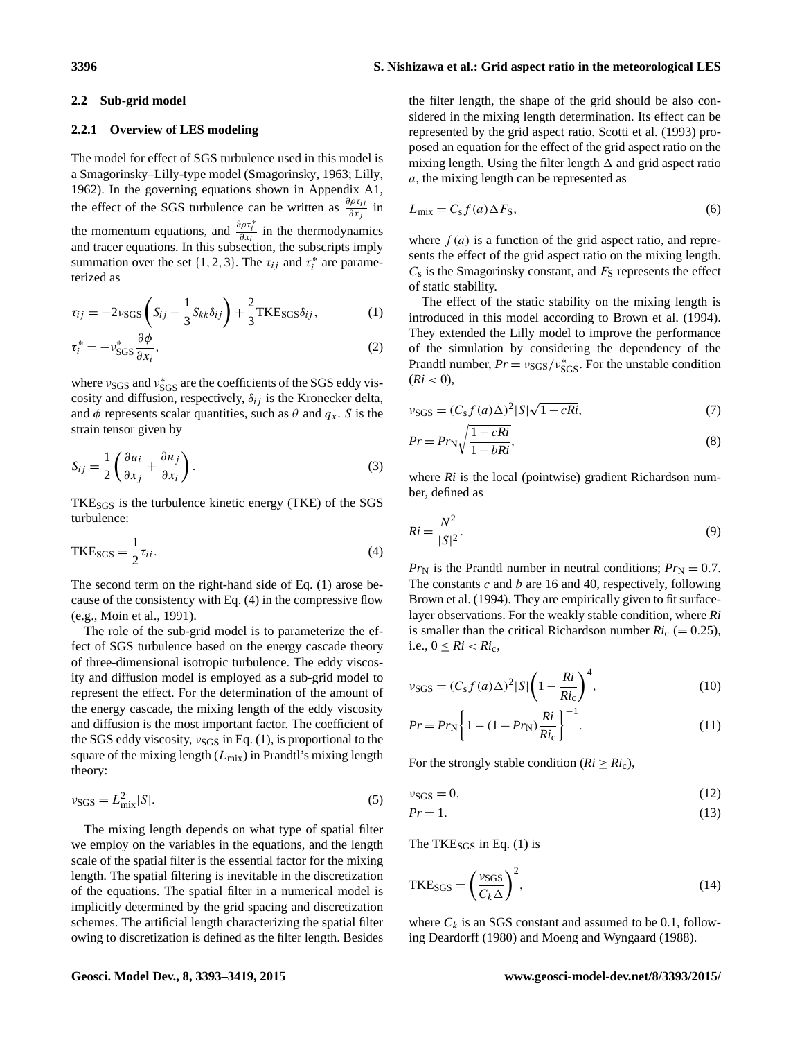### 2.2 Sub-grid model

#### 2.2.1 Overview of LES modeling

The model for effect of SGS turbulence used in this model is a Smagorinsky–Lilly-type model (Smagorinsky, 1963; Lilly, 1962). In the governing equations shown in Appendix A1, the effect of the SGS turbulence can be written as $\frac{\partial \rho \tau_{ij}}{\partial x_j}$ in the momentum equations, and $\frac{\partial \rho \tau_i^*}{\partial x_i}$ in the thermodynamics and tracer equations. In this subsection, the subscripts imply summation over the set $\{1, 2, 3\}$. The $\tau_{ij}$ and $\tau_i^*$ are parameterized as

$$\tau_{ij} = -2\nu_{\mathrm{SGS}} \left( S_{ij} - \frac{1}{3} S_{kk} \delta_{ij} \right) + \frac{2}{3} \mathrm{TKE}_{\mathrm{SGS}} \delta_{ij}, \tag{1}$$

$$\tau_i^* = -\nu_{\mathrm{SGS}}^* \frac{\partial \phi}{\partial x_i}, \tag{2}$$

where $\nu_{\mathrm{SGS}}$ and $\nu_{\mathrm{SGS}}^*$ are the coefficients of the SGS eddy viscosity and diffusion, respectively, $\delta_{ij}$ is the Kronecker delta, and $\phi$ represents scalar quantities, such as $\theta$ and $q_x$. $S$ is the strain tensor given by

$$S_{ij} = \frac{1}{2} \left( \frac{\partial u_i}{\partial x_j} + \frac{\partial u_j}{\partial x_i} \right). \tag{3}$$

$\mathrm{TKE}_{\mathrm{SGS}}$ is the turbulence kinetic energy (TKE) of the SGS turbulence:

$$\mathrm{TKE}_{\mathrm{SGS}} = \frac{1}{2} \tau_{ii}. \tag{4}$$

The second term on the right-hand side of Eq. (1) arose because of the consistency with Eq. (4) in the compressive flow (e.g., Moin et al., 1991).

The role of the sub-grid model is to parameterize the effect of SGS turbulence based on the energy cascade theory of three-dimensional isotropic turbulence. The eddy viscosity and diffusion model is employed as a sub-grid model to represent the effect. For the determination of the amount of the energy cascade, the mixing length of the eddy viscosity and diffusion is the most important factor. The coefficient of the SGS eddy viscosity, $\nu_{\mathrm{SGS}}$ in Eq. (1), is proportional to the square of the mixing length ($L_{\mathrm{mix}}$) in Prandtl's mixing length theory:

$$\nu_{\mathrm{SGS}} = L_{\mathrm{mix}}^2 |S|. \tag{5}$$

The mixing length depends on what type of spatial filter we employ on the variables in the equations, and the length scale of the spatial filter is the essential factor for the mixing length. The spatial filtering is inevitable in the discretization of the equations. The spatial filter in a numerical model is implicitly determined by the grid spacing and discretization schemes. The artificial length characterizing the spatial filter owing to discretization is defined as the filter length. Besides the filter length, the shape of the grid should be also considered in the mixing length determination. Its effect can be represented by the grid aspect ratio. Scotti et al. (1993) proposed an equation for the effect of the grid aspect ratio on the mixing length. Using the filter length $\Delta$ and grid aspect ratio $a$, the mixing length can be represented as

$$L_{\mathrm{mix}} = C_{\mathrm{s}} f(a) \Delta F_{\mathrm{S}}, \tag{6}$$

where $f(a)$ is a function of the grid aspect ratio, and represents the effect of the grid aspect ratio on the mixing length. $C_{\mathrm{s}}$ is the Smagorinsky constant, and $F_{\mathrm{S}}$ represents the effect of static stability.

The effect of the static stability on the mixing length is introduced in this model according to Brown et al. (1994). They extended the Lilly model to improve the performance of the simulation by considering the dependency of the Prandtl number, $Pr = \nu_{\mathrm{SGS}}/\nu_{\mathrm{SGS}}^*$. For the unstable condition ($Ri < 0$),

$$\nu_{\mathrm{SGS}} = (C_{\mathrm{s}} f(a) \Delta)^2 |S| \sqrt{1 - cRi}, \tag{7}$$

$$Pr = Pr_{\mathrm{N}} \sqrt{\frac{1 - cRi}{1 - bRi}}, \tag{8}$$

where $Ri$ is the local (pointwise) gradient Richardson number, defined as

$$Ri = \frac{N^2}{|S|^2}. \tag{9}$$

$Pr_{\mathrm{N}}$ is the Prandtl number in neutral conditions; $Pr_{\mathrm{N}} = 0.7$. The constants $c$ and $b$ are 16 and 40, respectively, following Brown et al. (1994). They are empirically given to fit surface-layer observations. For the weakly stable condition, where $Ri$ is smaller than the critical Richardson number $Ri_{\mathrm{c}}$ ($= 0.25$), i.e., $0 \leq Ri < Ri_{\mathrm{c}}$,

$$\nu_{\mathrm{SGS}} = (C_{\mathrm{s}} f(a) \Delta)^2 |S| \left( 1 - \frac{Ri}{Ri_{\mathrm{c}}} \right)^4, \tag{10}$$

$$Pr = Pr_{\mathrm{N}} \left\{ 1 - (1 - Pr_{\mathrm{N}}) \frac{Ri}{Ri_{\mathrm{c}}} \right\}^{-1}. \tag{11}$$

For the strongly stable condition ($Ri \geq Ri_c$),

$$\nu_{\mathrm{SGS}} = 0, \tag{12}$$

$$Pr = 1. \tag{13}$$

The $\mathrm{TKE}_{\mathrm{SGS}}$ in Eq. (1) is

$$\mathrm{TKE}_{\mathrm{SGS}} = \left( \frac{\nu_{\mathrm{SGS}}}{C_k \Delta} \right)^2, \tag{14}$$

where $C_k$ is an SGS constant and assumed to be 0.1, following Deardorff (1980) and Moeng and Wyngaard (1988).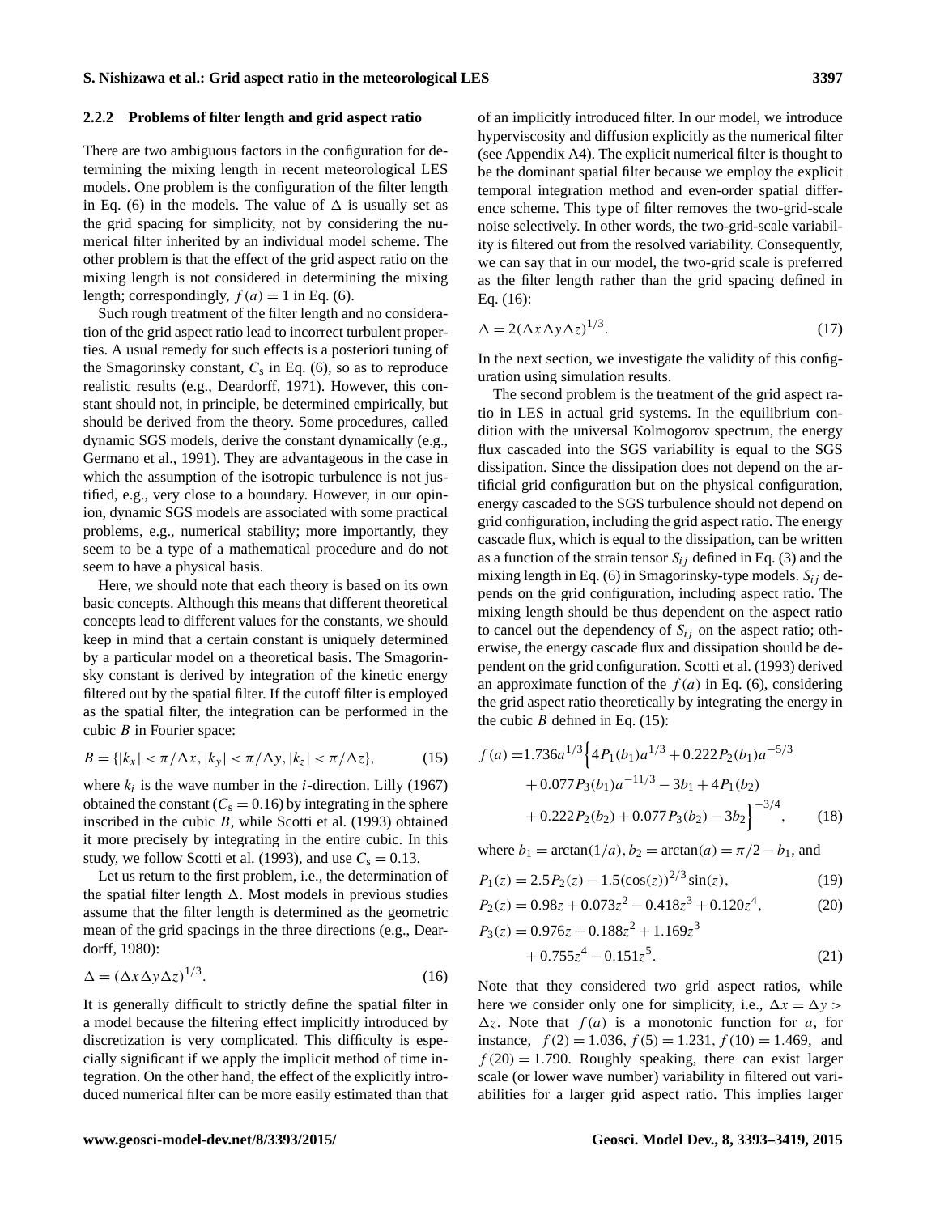### 2.2.2 Problems of filter length and grid aspect ratio

There are two ambiguous factors in the configuration for determining the mixing length in recent meteorological LES models. One problem is the configuration of the filter length in Eq. (6) in the models. The value of $\Delta$ is usually set as the grid spacing for simplicity, not by considering the numerical filter inherited by an individual model scheme. The other problem is that the effect of the grid aspect ratio on the mixing length is not considered in determining the mixing length; correspondingly, $f(a) = 1$ in Eq. (6).

Such rough treatment of the filter length and no consideration of the grid aspect ratio lead to incorrect turbulent properties. A usual remedy for such effects is a posteriori tuning of the Smagorinsky constant, $C_s$ in Eq. (6), so as to reproduce realistic results (e.g., Deardorff, 1971). However, this constant should not, in principle, be determined empirically, but should be derived from the theory. Some procedures, called dynamic SGS models, derive the constant dynamically (e.g., Germano et al., 1991). They are advantageous in the case in which the assumption of the isotropic turbulence is not justified, e.g., very close to a boundary. However, in our opinion, dynamic SGS models are associated with some practical problems, e.g., numerical stability; more importantly, they seem to be a type of a mathematical procedure and do not seem to have a physical basis.

Here, we should note that each theory is based on its own basic concepts. Although this means that different theoretical concepts lead to different values for the constants, we should keep in mind that a certain constant is uniquely determined by a particular model on a theoretical basis. The Smagorinsky constant is derived by integration of the kinetic energy filtered out by the spatial filter. If the cutoff filter is employed as the spatial filter, the integration can be performed in the cubic $B$ in Fourier space:

$$B = \{|k_x| < \pi/\Delta x, |k_y| < \pi/\Delta y, |k_z| < \pi/\Delta z\}, \tag{15}$$

where $k_i$ is the wave number in the $i$-direction. Lilly (1967) obtained the constant ($C_s = 0.16$) by integrating in the sphere inscribed in the cubic $B$, while Scotti et al. (1993) obtained it more precisely by integrating in the entire cubic. In this study, we follow Scotti et al. (1993), and use $C_s = 0.13$.

Let us return to the first problem, i.e., the determination of the spatial filter length $\Delta$. Most models in previous studies assume that the filter length is determined as the geometric mean of the grid spacings in the three directions (e.g., Deardorff, 1980):

$$\Delta = (\Delta x \Delta y \Delta z)^{1/3}. \tag{16}$$

It is generally difficult to strictly define the spatial filter in a model because the filtering effect implicitly introduced by discretization is very complicated. This difficulty is especially significant if we apply the implicit method of time integration. On the other hand, the effect of the explicitly introduced numerical filter can be more easily estimated than that of an implicitly introduced filter. In our model, we introduce hyperviscosity and diffusion explicitly as the numerical filter (see Appendix A4). The explicit numerical filter is thought to be the dominant spatial filter because we employ the explicit temporal integration method and even-order spatial difference scheme. This type of filter removes the two-grid-scale noise selectively. In other words, the two-grid-scale variability is filtered out from the resolved variability. Consequently, we can say that in our model, the two-grid scale is preferred as the filter length rather than the grid spacing defined in Eq. (16):

$$\Delta = 2(\Delta x \Delta y \Delta z)^{1/3}. \tag{17}$$

In the next section, we investigate the validity of this configuration using simulation results.

The second problem is the treatment of the grid aspect ratio in LES in actual grid systems. In the equilibrium condition with the universal Kolmogorov spectrum, the energy flux cascaded into the SGS variability is equal to the SGS dissipation. Since the dissipation does not depend on the artificial grid configuration but on the physical configuration, energy cascaded to the SGS turbulence should not depend on grid configuration, including the grid aspect ratio. The energy cascade flux, which is equal to the dissipation, can be written as a function of the strain tensor $S_{ij}$ defined in Eq. (3) and the mixing length in Eq. (6) in Smagorinsky-type models. $S_{ij}$ depends on the grid configuration, including aspect ratio. The mixing length should be thus dependent on the aspect ratio to cancel out the dependency of $S_{ij}$ on the aspect ratio; otherwise, the energy cascade flux and dissipation should be dependent on the grid configuration. Scotti et al. (1993) derived an approximate function of the $f(a)$ in Eq. (6), considering the grid aspect ratio theoretically by integrating the energy in the cubic $B$ defined in Eq. (15):

$$\begin{aligned} f(a) =& 1.736a^{1/3}\Big\{4P_1(b_1)a^{1/3} + 0.222P_2(b_1)a^{-5/3} \\ &+ 0.077P_3(b_1)a^{-11/3} - 3b_1 + 4P_1(b_2) \\ &+ 0.222P_2(b_2) + 0.077P_3(b_2) - 3b_2\Big\}^{-3/4}, \end{aligned} \tag{18}$$

where $b_1 = \arctan(1/a), b_2 = \arctan(a) = \pi/2 - b_1$, and

$$P_1(z) = 2.5P_2(z) - 1.5(\cos(z))^{2/3}\sin(z), \tag{19}$$

$$P_2(z) = 0.98z + 0.073z^2 - 0.418z^3 + 0.120z^4, \tag{20}$$

$$\begin{aligned} P_3(z) =& 0.976z + 0.188z^2 + 1.169z^3 \\ &+ 0.755z^4 - 0.151z^5. \end{aligned} \tag{21}$$

Note that they considered two grid aspect ratios, while here we consider only one for simplicity, i.e., $\Delta x = \Delta y > \Delta z$. Note that $f(a)$ is a monotonic function for $a$, for instance, $f(2) = 1.036$, $f(5) = 1.231$, $f(10) = 1.469$, and $f(20) = 1.790$. Roughly speaking, there can exist larger scale (or lower wave number) variability in filtered out variabilities for a larger grid aspect ratio. This implies larger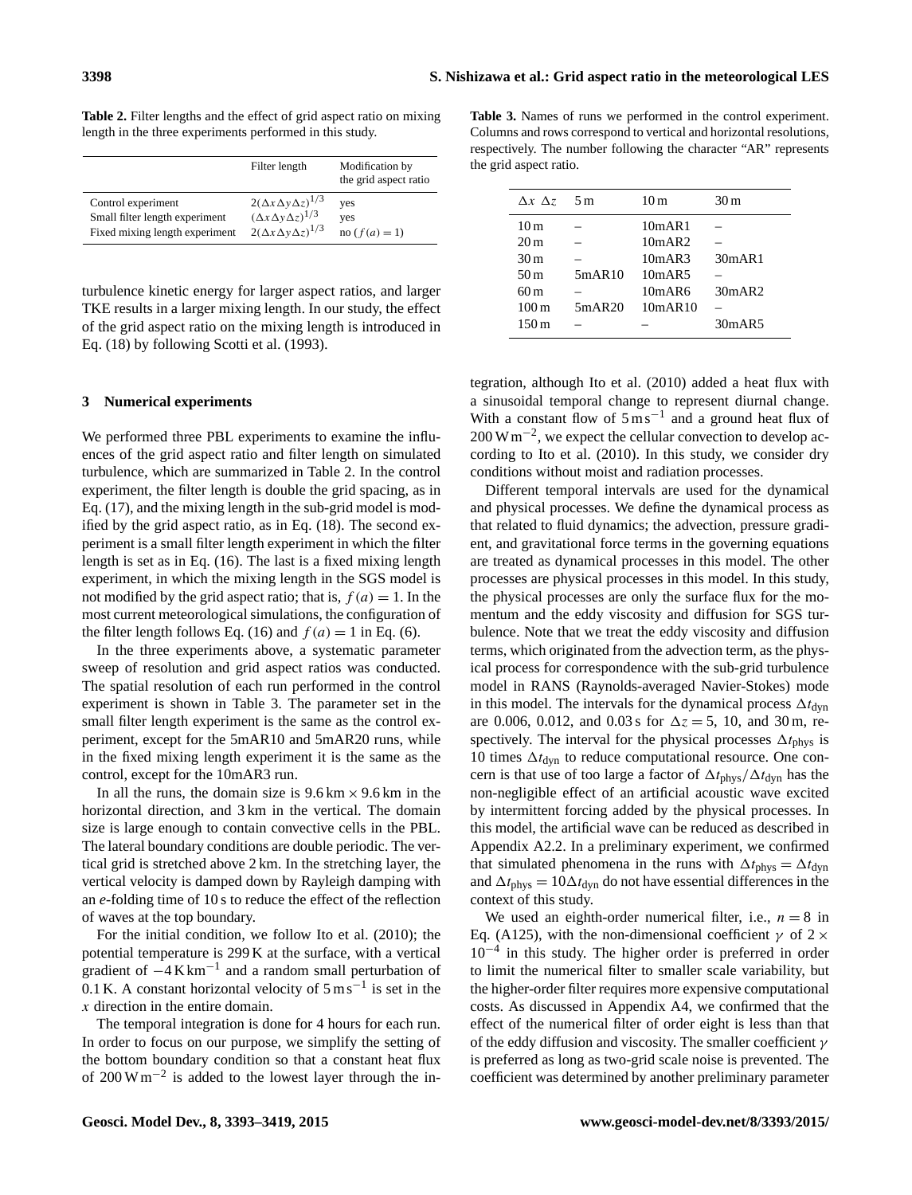**Table 2.** Filter lengths and the effect of grid aspect ratio on mixing length in the three experiments performed in this study.

| | Filter length | Modification by the grid aspect ratio |
|---|---|---|
| Control experiment | $2(\Delta x \Delta y \Delta z)^{1/3}$ | yes |
| Small filter length experiment | $(\Delta x \Delta y \Delta z)^{1/3}$ | yes |
| Fixed mixing length experiment | $2(\Delta x \Delta y \Delta z)^{1/3}$ | no ($f(a) = 1$) |

turbulence kinetic energy for larger aspect ratios, and larger TKE results in a larger mixing length. In our study, the effect of the grid aspect ratio on the mixing length is introduced in Eq. (18) by following Scotti et al. (1993).

## 3 Numerical experiments

We performed three PBL experiments to examine the influences of the grid aspect ratio and filter length on simulated turbulence, which are summarized in Table 2. In the control experiment, the filter length is double the grid spacing, as in Eq. (17), and the mixing length in the sub-grid model is modified by the grid aspect ratio, as in Eq. (18). The second experiment is a small filter length experiment in which the filter length is set as in Eq. (16). The last is a fixed mixing length experiment, in which the mixing length in the SGS model is not modified by the grid aspect ratio; that is, $f(a) = 1$. In the most current meteorological simulations, the configuration of the filter length follows Eq. (16) and $f(a) = 1$ in Eq. (6).

In the three experiments above, a systematic parameter sweep of resolution and grid aspect ratios was conducted. The spatial resolution of each run performed in the control experiment is shown in Table 3. The parameter set in the small filter length experiment is the same as the control experiment, except for the 5mAR10 and 5mAR20 runs, while in the fixed mixing length experiment it is the same as the control, except for the 10mAR3 run.

In all the runs, the domain size is $9.6\,\mathrm{km} \times 9.6\,\mathrm{km}$ in the horizontal direction, and 3 km in the vertical. The domain size is large enough to contain convective cells in the PBL. The lateral boundary conditions are double periodic. The vertical grid is stretched above 2 km. In the stretching layer, the vertical velocity is damped down by Rayleigh damping with an *e*-folding time of 10 s to reduce the effect of the reflection of waves at the top boundary.

For the initial condition, we follow Ito et al. (2010); the potential temperature is 299 K at the surface, with a vertical gradient of $-4\,\mathrm{K\,km^{-1}}$ and a random small perturbation of 0.1 K. A constant horizontal velocity of $5\,\mathrm{m\,s^{-1}}$ is set in the $x$ direction in the entire domain.

The temporal integration is done for 4 hours for each run. In order to focus on our purpose, we simplify the setting of the bottom boundary condition so that a constant heat flux of $200\,\mathrm{W\,m^{-2}}$ is added to the lowest layer through the integration, although Ito et al. (2010) added a heat flux with a sinusoidal temporal change to represent diurnal change. With a constant flow of $5\,\mathrm{m\,s^{-1}}$ and a ground heat flux of $200\,\mathrm{W\,m^{-2}}$, we expect the cellular convection to develop according to Ito et al. (2010). In this study, we consider dry conditions without moist and radiation processes.

**Table 3.** Names of runs we performed in the control experiment. Columns and rows correspond to vertical and horizontal resolutions, respectively. The number following the character "AR" represents the grid aspect ratio.

| $\Delta x$ $\Delta z$ | 5 m | 10 m | 30 m |
|---|---|---|---|
| 10 m | – | 10mAR1 | – |
| 20 m | – | 10mAR2 | – |
| 30 m | – | 10mAR3 | 30mAR1 |
| 50 m | 5mAR10 | 10mAR5 | – |
| 60 m | – | 10mAR6 | 30mAR2 |
| 100 m | 5mAR20 | 10mAR10 | – |
| 150 m | – | – | 30mAR5 |

Different temporal intervals are used for the dynamical and physical processes. We define the dynamical process as that related to fluid dynamics; the advection, pressure gradient, and gravitational force terms in the governing equations are treated as dynamical processes in this model. The other processes are physical processes in this model. In this study, the physical processes are only the surface flux for the momentum and the eddy viscosity and diffusion for SGS turbulence. Note that we treat the eddy viscosity and diffusion terms, which originated from the advection term, as the physical process for correspondence with the sub-grid turbulence model in RANS (Raynolds-averaged Navier-Stokes) mode in this model. The intervals for the dynamical process $\Delta t_{\mathrm{dyn}}$ are 0.006, 0.012, and 0.03 s for $\Delta z = 5$, 10, and 30 m, respectively. The interval for the physical processes $\Delta t_{\mathrm{phys}}$ is 10 times $\Delta t_{\mathrm{dyn}}$ to reduce computational resource. One concern is that use of too large a factor of $\Delta t_{\mathrm{phys}}/\Delta t_{\mathrm{dyn}}$ has the non-negligible effect of an artificial acoustic wave excited by intermittent forcing added by the physical processes. In this model, the artificial wave can be reduced as described in Appendix A2.2. In a preliminary experiment, we confirmed that simulated phenomena in the runs with $\Delta t_{\mathrm{phys}} = \Delta t_{\mathrm{dyn}}$ and $\Delta t_{\mathrm{phys}} = 10\Delta t_{\mathrm{dyn}}$ do not have essential differences in the context of this study.

We used an eighth-order numerical filter, i.e., $n = 8$ in Eq. (A125), with the non-dimensional coefficient $\gamma$ of $2 \times 10^{-4}$ in this study. The higher order is preferred in order to limit the numerical filter to smaller scale variability, but the higher-order filter requires more expensive computational costs. As discussed in Appendix A4, we confirmed that the effect of the numerical filter of order eight is less than that of the eddy diffusion and viscosity. The smaller coefficient $\gamma$ is preferred as long as two-grid scale noise is prevented. The coefficient was determined by another preliminary parameter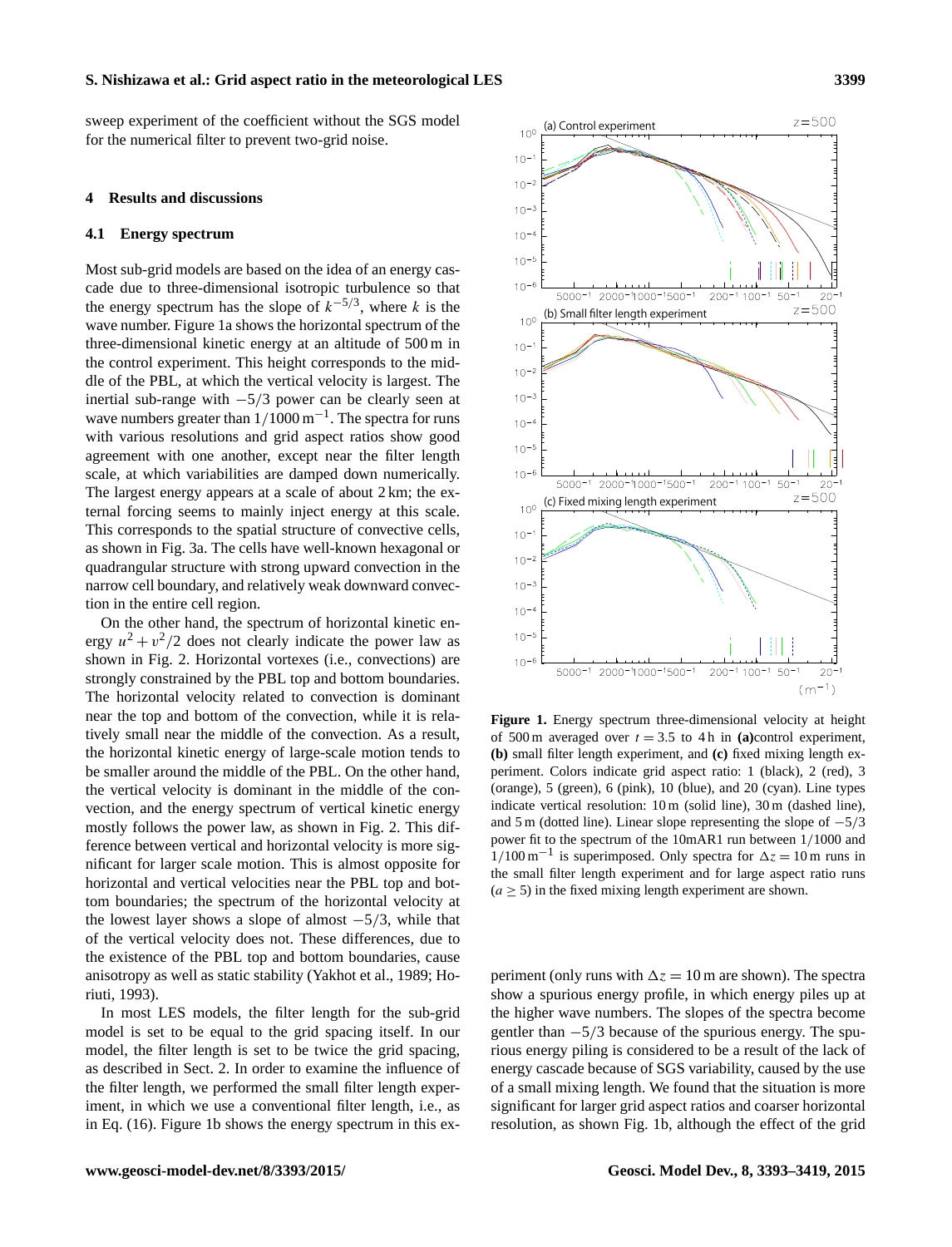sweep experiment of the coefficient without the SGS model for the numerical filter to prevent two-grid noise.

## 4 Results and discussions

### 4.1 Energy spectrum

Most sub-grid models are based on the idea of an energy cascade due to three-dimensional isotropic turbulence so that the energy spectrum has the slope of $k^{-5/3}$, where $k$ is the wave number. Figure 1a shows the horizontal spectrum of the three-dimensional kinetic energy at an altitude of 500 m in the control experiment. This height corresponds to the middle of the PBL, at which the vertical velocity is largest. The inertial sub-range with $-5/3$ power can be clearly seen at wave numbers greater than $1/1000\,\mathrm{m}^{-1}$. The spectra for runs with various resolutions and grid aspect ratios show good agreement with one another, except near the filter length scale, at which variabilities are damped down numerically. The largest energy appears at a scale of about 2 km; the external forcing seems to mainly inject energy at this scale. This corresponds to the spatial structure of convective cells, as shown in Fig. 3a. The cells have well-known hexagonal or quadrangular structure with strong upward convection in the narrow cell boundary, and relatively weak downward convection in the entire cell region.

On the other hand, the spectrum of horizontal kinetic energy $u^2 + v^2/2$ does not clearly indicate the power law as shown in Fig. 2. Horizontal vortexes (i.e., convections) are strongly constrained by the PBL top and bottom boundaries. The horizontal velocity related to convection is dominant near the top and bottom of the convection, while it is relatively small near the middle of the convection. As a result, the horizontal kinetic energy of large-scale motion tends to be smaller around the middle of the PBL. On the other hand, the vertical velocity is dominant in the middle of the convection, and the energy spectrum of vertical kinetic energy mostly follows the power law, as shown in Fig. 2. This difference between vertical and horizontal velocity is more significant for larger scale motion. This is almost opposite for horizontal and vertical velocities near the PBL top and bottom boundaries; the spectrum of the horizontal velocity at the lowest layer shows a slope of almost $-5/3$, while that of the vertical velocity does not. These differences, due to the existence of the PBL top and bottom boundaries, cause anisotropy as well as static stability (Yakhot et al., 1989; Horiuti, 1993).

In most LES models, the filter length for the sub-grid model is set to be equal to the grid spacing itself. In our model, the filter length is set to be twice the grid spacing, as described in Sect. 2. In order to examine the influence of the filter length, we performed the small filter length experiment, in which we use a conventional filter length, i.e., as in Eq. (16). Figure 1b shows the energy spectrum in this experiment (only runs with $\Delta z = 10$ m are shown). The spectra show a spurious energy profile, in which energy piles up at the higher wave numbers. The slopes of the spectra become gentler than $-5/3$ because of the spurious energy. The spurious energy piling is considered to be a result of the lack of energy cascade because of SGS variability, caused by the use of a small mixing length. We found that the situation is more significant for larger grid aspect ratios and coarser horizontal resolution, as shown Fig. 1b, although the effect of the grid

**Figure 1.** Energy spectrum three-dimensional velocity at height of 500 m averaged over $t = 3.5$ to 4 h in **(a)** control experiment, **(b)** small filter length experiment, and **(c)** fixed mixing length experiment. Colors indicate grid aspect ratio: 1 (black), 2 (red), 3 (orange), 5 (green), 6 (pink), 10 (blue), and 20 (cyan). Line types indicate vertical resolution: 10 m (solid line), 30 m (dashed line), and 5 m (dotted line). Linear slope representing the slope of $-5/3$ power fit to the spectrum of the 10mAR1 run between $1/1000$ and $1/100\,\mathrm{m}^{-1}$ is superimposed. Only spectra for $\Delta z = 10$ m runs in the small filter length experiment and for large aspect ratio runs ($a \geq 5$) in the fixed mixing length experiment are shown.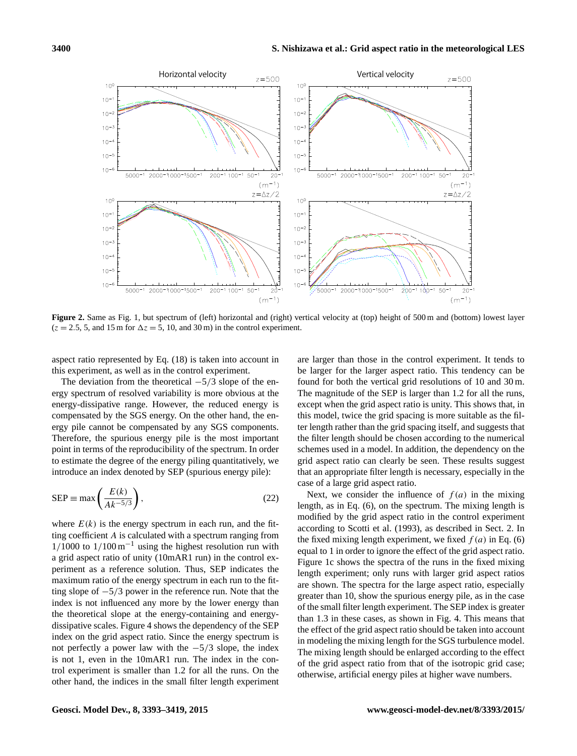**Figure 2.** Same as Fig. 1, but spectrum of (left) horizontal and (right) vertical velocity at (top) height of 500 m and (bottom) lowest layer ($z = 2.5$, 5, and 15 m for $\Delta z = 5$, 10, and 30 m) in the control experiment.

aspect ratio represented by Eq. (18) is taken into account in this experiment, as well as in the control experiment.

The deviation from the theoretical $-5/3$ slope of the energy spectrum of resolved variability is more obvious at the energy-dissipative range. However, the reduced energy is compensated by the SGS energy. On the other hand, the energy pile cannot be compensated by any SGS components. Therefore, the spurious energy pile is the most important point in terms of the reproducibility of the spectrum. In order to estimate the degree of the energy piling quantitatively, we introduce an index denoted by SEP (spurious energy pile):

$$\mathrm{SEP} \equiv \max\left(\frac{E(k)}{Ak^{-5/3}}\right), \tag{22}$$

where $E(k)$ is the energy spectrum in each run, and the fitting coefficient $A$ is calculated with a spectrum ranging from $1/1000$ to $1/100\,\mathrm{m}^{-1}$ using the highest resolution run with a grid aspect ratio of unity (10mAR1 run) in the control experiment as a reference solution. Thus, SEP indicates the maximum ratio of the energy spectrum in each run to the fitting slope of $-5/3$ power in the reference run. Note that the index is not influenced any more by the lower energy than the theoretical slope at the energy-containing and energy-dissipative scales. Figure 4 shows the dependency of the SEP index on the grid aspect ratio. Since the energy spectrum is not perfectly a power law with the $-5/3$ slope, the index is not 1, even in the 10mAR1 run. The index in the control experiment is smaller than 1.2 for all the runs. On the other hand, the indices in the small filter length experiment are larger than those in the control experiment. It tends to be larger for the larger aspect ratio. This tendency can be found for both the vertical grid resolutions of 10 and 30 m. The magnitude of the SEP is larger than 1.2 for all the runs, except when the grid aspect ratio is unity. This shows that, in this model, twice the grid spacing is more suitable as the filter length rather than the grid spacing itself, and suggests that the filter length should be chosen according to the numerical schemes used in a model. In addition, the dependency on the grid aspect ratio can clearly be seen. These results suggest that an appropriate filter length is necessary, especially in the case of a large grid aspect ratio.

Next, we consider the influence of $f(a)$ in the mixing length, as in Eq. (6), on the spectrum. The mixing length is modified by the grid aspect ratio in the control experiment according to Scotti et al. (1993), as described in Sect. 2. In the fixed mixing length experiment, we fixed $f(a)$ in Eq. (6) equal to 1 in order to ignore the effect of the grid aspect ratio. Figure 1c shows the spectra of the runs in the fixed mixing length experiment; only runs with larger grid aspect ratios are shown. The spectra for the large aspect ratio, especially greater than 10, show the spurious energy pile, as in the case of the small filter length experiment. The SEP index is greater than 1.3 in these cases, as shown in Fig. 4. This means that the effect of the grid aspect ratio should be taken into account in modeling the mixing length for the SGS turbulence model. The mixing length should be enlarged according to the effect of the grid aspect ratio from that of the isotropic grid case; otherwise, artificial energy piles at higher wave numbers.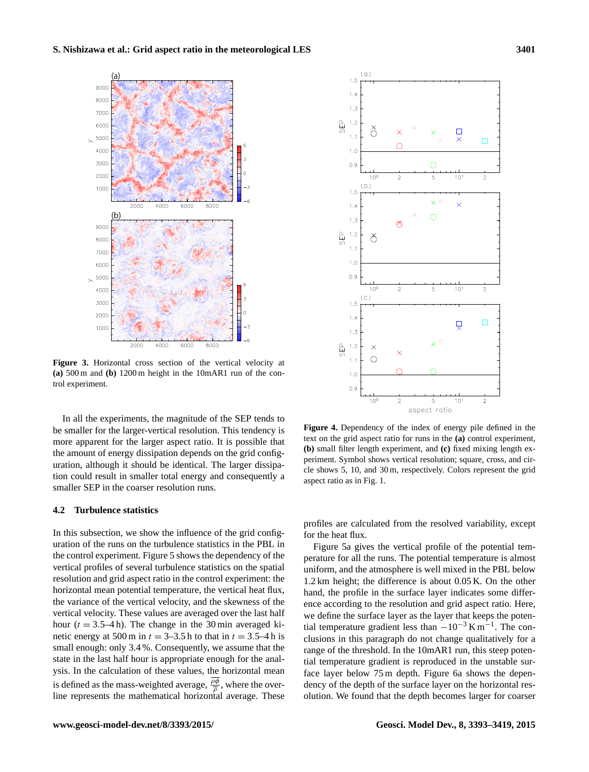Figure 3. Horizontal cross section of the vertical velocity at **(a)** 500 m and **(b)** 1200 m height in the 10mAR1 run of the control experiment.

Figure 4. Dependency of the index of energy pile defined in the text on the grid aspect ratio for runs in the **(a)** control experiment, **(b)** small filter length experiment, and **(c)** fixed mixing length experiment. Symbol shows vertical resolution; square, cross, and circle shows 5, 10, and 30 m, respectively. Colors represent the grid aspect ratio as in Fig. 1.

In all the experiments, the magnitude of the SEP tends to be smaller for the larger-vertical resolution. This tendency is more apparent for the larger aspect ratio. It is possible that the amount of energy dissipation depends on the grid configuration, although it should be identical. The larger dissipation could result in smaller total energy and consequently a smaller SEP in the coarser resolution runs.

### 4.2 Turbulence statistics

In this subsection, we show the influence of the grid configuration of the runs on the turbulence statistics in the PBL in the control experiment. Figure 5 shows the dependency of the vertical profiles of several turbulence statistics on the spatial resolution and grid aspect ratio in the control experiment: the horizontal mean potential temperature, the vertical heat flux, the variance of the vertical velocity, and the skewness of the vertical velocity. These values are averaged over the last half hour ($t = 3.5$–$4$ h). The change in the 30 min averaged kinetic energy at 500 m in $t = 3$–$3.5$ h to that in $t = 3.5$–$4$ h is small enough: only 3.4 %. Consequently, we assume that the state in the last half hour is appropriate enough for the analysis. In the calculation of these values, the horizontal mean is defined as the mass-weighted average, $\frac{\overline{\rho\phi}}{\overline{\rho}}$, where the overline represents the mathematical horizontal average. These profiles are calculated from the resolved variability, except for the heat flux.

Figure 5a gives the vertical profile of the potential temperature for all the runs. The potential temperature is almost uniform, and the atmosphere is well mixed in the PBL below 1.2 km height; the difference is about 0.05 K. On the other hand, the profile in the surface layer indicates some difference according to the resolution and grid aspect ratio. Here, we define the surface layer as the layer that keeps the potential temperature gradient less than $-10^{-3}\,\mathrm{K\,m^{-1}}$. The conclusions in this paragraph do not change qualitatively for a range of the threshold. In the 10mAR1 run, this steep potential temperature gradient is reproduced in the unstable surface layer below 75 m depth. Figure 6a shows the dependency of the depth of the surface layer on the horizontal resolution. We found that the depth becomes larger for coarser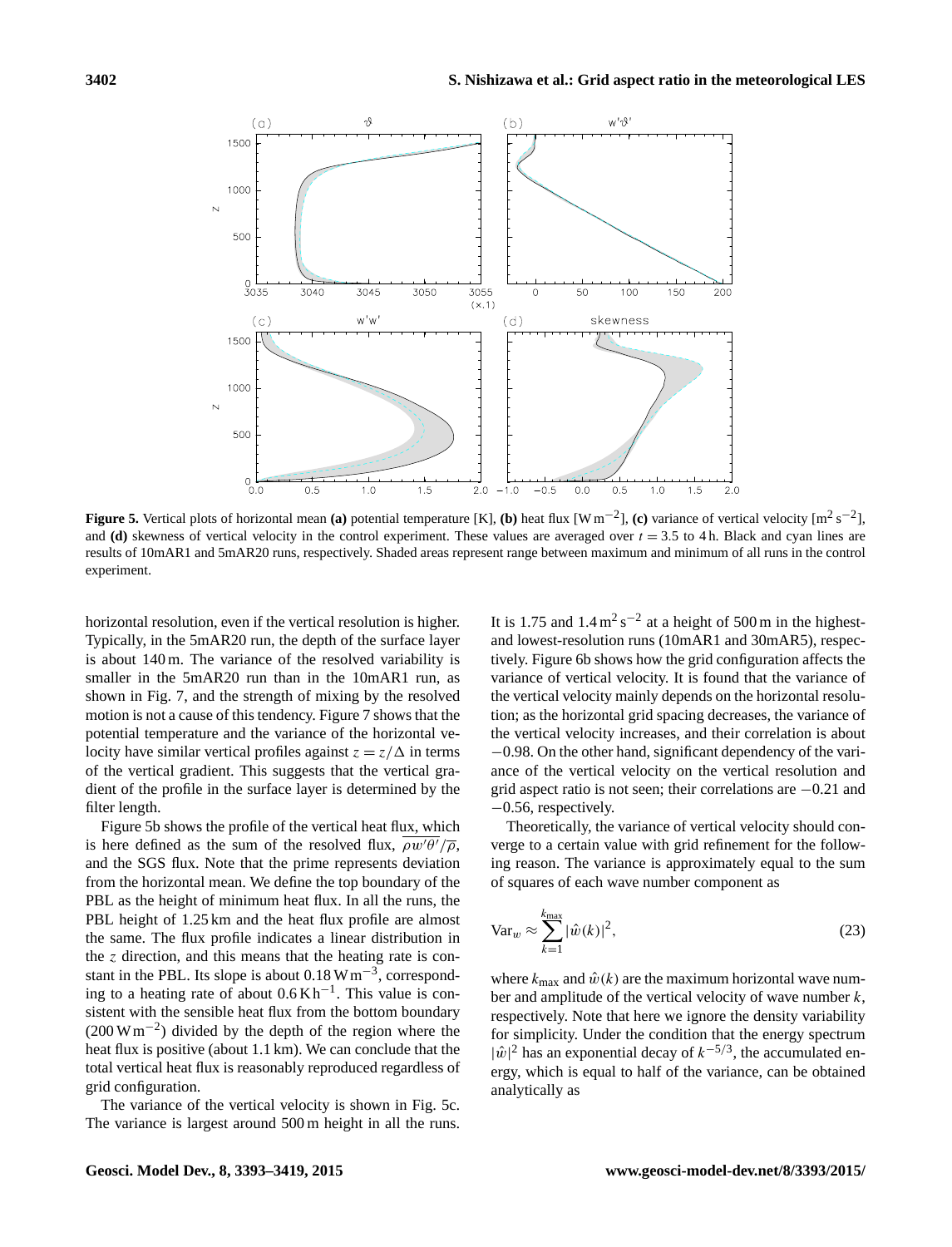Figure 5. Vertical plots of horizontal mean **(a)** potential temperature [K], **(b)** heat flux [$\mathrm{W\,m^{-2}}$], **(c)** variance of vertical velocity [$\mathrm{m^2\,s^{-2}}$], and **(d)** skewness of vertical velocity in the control experiment. These values are averaged over $t = 3.5$ to 4 h. Black and cyan lines are results of 10mAR1 and 5mAR20 runs, respectively. Shaded areas represent range between maximum and minimum of all runs in the control experiment.

horizontal resolution, even if the vertical resolution is higher. Typically, in the 5mAR20 run, the depth of the surface layer is about 140 m. The variance of the resolved variability is smaller in the 5mAR20 run than in the 10mAR1 run, as shown in Fig. 7, and the strength of mixing by the resolved motion is not a cause of this tendency. Figure 7 shows that the potential temperature and the variance of the horizontal velocity have similar vertical profiles against $z = z/\Delta$ in terms of the vertical gradient. This suggests that the vertical gradient of the profile in the surface layer is determined by the filter length.

Figure 5b shows the profile of the vertical heat flux, which is here defined as the sum of the resolved flux, $\overline{\rho w'\theta'}/\overline{\rho}$, and the SGS flux. Note that the prime represents deviation from the horizontal mean. We define the top boundary of the PBL as the height of minimum heat flux. In all the runs, the PBL height of 1.25 km and the heat flux profile are almost the same. The flux profile indicates a linear distribution in the $z$ direction, and this means that the heating rate is constant in the PBL. Its slope is about $0.18\,\mathrm{W\,m^{-3}}$, corresponding to a heating rate of about $0.6\,\mathrm{K\,h^{-1}}$. This value is consistent with the sensible heat flux from the bottom boundary ($200\,\mathrm{W\,m^{-2}}$) divided by the depth of the region where the heat flux is positive (about 1.1 km). We can conclude that the total vertical heat flux is reasonably reproduced regardless of grid configuration.

The variance of the vertical velocity is shown in Fig. 5c. The variance is largest around 500 m height in all the runs. It is 1.75 and $1.4\,\mathrm{m^2\,s^{-2}}$ at a height of 500 m in the highest- and lowest-resolution runs (10mAR1 and 30mAR5), respectively. Figure 6b shows how the grid configuration affects the variance of vertical velocity. It is found that the variance of the vertical velocity mainly depends on the horizontal resolution; as the horizontal grid spacing decreases, the variance of the vertical velocity increases, and their correlation is about $-0.98$. On the other hand, significant dependency of the variance of the vertical velocity on the vertical resolution and grid aspect ratio is not seen; their correlations are $-0.21$ and $-0.56$, respectively.

Theoretically, the variance of vertical velocity should converge to a certain value with grid refinement for the following reason. The variance is approximately equal to the sum of squares of each wave number component as

$$\mathrm{Var}_w \approx \sum_{k=1}^{k_{\max}} |\hat{w}(k)|^2, \tag{23}$$

where $k_{\max}$ and $\hat{w}(k)$ are the maximum horizontal wave number and amplitude of the vertical velocity of wave number $k$, respectively. Note that here we ignore the density variability for simplicity. Under the condition that the energy spectrum $|\hat{w}|^2$ has an exponential decay of $k^{-5/3}$, the accumulated energy, which is equal to half of the variance, can be obtained analytically as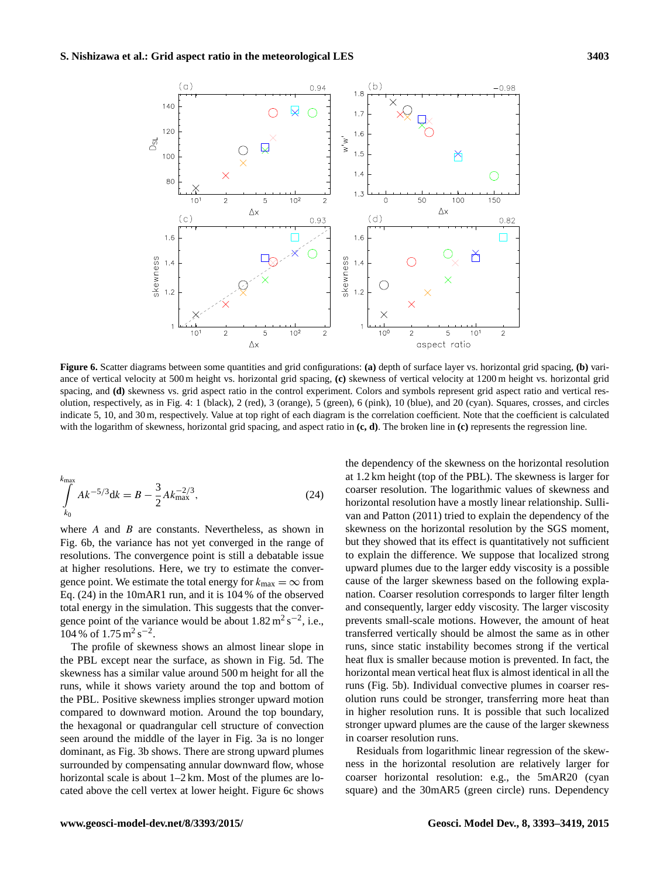Figure 6. Scatter diagrams between some quantities and grid configurations: **(a)** depth of surface layer vs. horizontal grid spacing, **(b)** variance of vertical velocity at 500 m height vs. horizontal grid spacing, **(c)** skewness of vertical velocity at 1200 m height vs. horizontal grid spacing, and **(d)** skewness vs. grid aspect ratio in the control experiment. Colors and symbols represent grid aspect ratio and vertical resolution, respectively, as in Fig. 4: 1 (black), 2 (red), 3 (orange), 5 (green), 6 (pink), 10 (blue), and 20 (cyan). Squares, crosses, and circles indicate 5, 10, and 30 m, respectively. Value at top right of each diagram is the correlation coefficient. Note that the coefficient is calculated with the logarithm of skewness, horizontal grid spacing, and aspect ratio in **(c, d)**. The broken line in **(c)** represents the regression line.

$$\int_{k_0}^{k_{\max}} A k^{-5/3} \mathrm{d}k = B - \frac{3}{2} A k_{\max}^{-2/3}, \tag{24}$$

where $A$ and $B$ are constants. Nevertheless, as shown in Fig. 6b, the variance has not yet converged in the range of resolutions. The convergence point is still a debatable issue at higher resolutions. Here, we try to estimate the convergence point. We estimate the total energy for $k_{\max} = \infty$ from Eq. (24) in the 10mAR1 run, and it is 104 % of the observed total energy in the simulation. This suggests that the convergence point of the variance would be about $1.82\,\mathrm{m^2\,s^{-2}}$, i.e., 104 % of $1.75\,\mathrm{m^2\,s^{-2}}$.

The profile of skewness shows an almost linear slope in the PBL except near the surface, as shown in Fig. 5d. The skewness has a similar value around 500 m height for all the runs, while it shows variety around the top and bottom of the PBL. Positive skewness implies stronger upward motion compared to downward motion. Around the top boundary, the hexagonal or quadrangular cell structure of convection seen around the middle of the layer in Fig. 3a is no longer dominant, as Fig. 3b shows. There are strong upward plumes surrounded by compensating annular downward flow, whose horizontal scale is about 1–2 km. Most of the plumes are located above the cell vertex at lower height. Figure 6c shows the dependency of the skewness on the horizontal resolution at 1.2 km height (top of the PBL). The skewness is larger for coarser resolution. The logarithmic values of skewness and horizontal resolution have a mostly linear relationship. Sullivan and Patton (2011) tried to explain the dependency of the skewness on the horizontal resolution by the SGS moment, but they showed that its effect is quantitatively not sufficient to explain the difference. We suppose that localized strong upward plumes due to the larger eddy viscosity is a possible cause of the larger skewness based on the following explanation. Coarser resolution corresponds to larger filter length and consequently, larger eddy viscosity. The larger viscosity prevents small-scale motions. However, the amount of heat transferred vertically should be almost the same as in other runs, since static instability becomes strong if the vertical heat flux is smaller because motion is prevented. In fact, the horizontal mean vertical heat flux is almost identical in all the runs (Fig. 5b). Individual convective plumes in coarser resolution runs could be stronger, transferring more heat than in higher resolution runs. It is possible that such localized stronger upward plumes are the cause of the larger skewness in coarser resolution runs.

Residuals from logarithmic linear regression of the skewness in the horizontal resolution are relatively larger for coarser horizontal resolution: e.g., the 5mAR20 (cyan square) and the 30mAR5 (green circle) runs. Dependency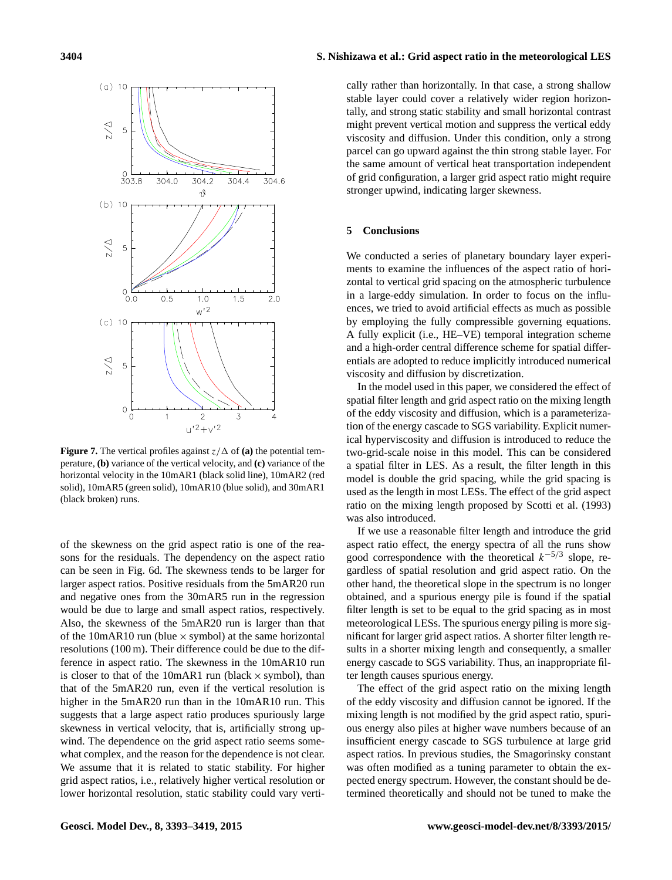**Figure 7.** The vertical profiles against $z/\Delta$ of **(a)** the potential temperature, **(b)** variance of the vertical velocity, and **(c)** variance of the horizontal velocity in the 10mAR1 (black solid line), 10mAR2 (red solid), 10mAR5 (green solid), 10mAR10 (blue solid), and 30mAR1 (black broken) runs.

of the skewness on the grid aspect ratio is one of the reasons for the residuals. The dependency on the aspect ratio can be seen in Fig. 6d. The skewness tends to be larger for larger aspect ratios. Positive residuals from the 5mAR20 run and negative ones from the 30mAR5 run in the regression would be due to large and small aspect ratios, respectively. Also, the skewness of the 5mAR20 run is larger than that of the 10mAR10 run (blue $\times$ symbol) at the same horizontal resolutions (100 m). Their difference could be due to the difference in aspect ratio. The skewness in the 10mAR10 run is closer to that of the 10mAR1 run (black $\times$ symbol), than that of the 5mAR20 run, even if the vertical resolution is higher in the 5mAR20 run than in the 10mAR10 run. This suggests that a large aspect ratio produces spuriously large skewness in vertical velocity, that is, artificially strong upwind. The dependence on the grid aspect ratio seems somewhat complex, and the reason for the dependence is not clear. We assume that it is related to static stability. For higher grid aspect ratios, i.e., relatively higher vertical resolution or lower horizontal resolution, static stability could vary vertically rather than horizontally. In that case, a strong shallow stable layer could cover a relatively wider region horizontally, and strong static stability and small horizontal contrast might prevent vertical motion and suppress the vertical eddy viscosity and diffusion. Under this condition, only a strong parcel can go upward against the thin strong stable layer. For the same amount of vertical heat transportation independent of grid configuration, a larger grid aspect ratio might require stronger upwind, indicating larger skewness.

## 5 Conclusions

We conducted a series of planetary boundary layer experiments to examine the influences of the aspect ratio of horizontal to vertical grid spacing on the atmospheric turbulence in a large-eddy simulation. In order to focus on the influences, we tried to avoid artificial effects as much as possible by employing the fully compressible governing equations. A fully explicit (i.e., HE–VE) temporal integration scheme and a high-order central difference scheme for spatial differentials are adopted to reduce implicitly introduced numerical viscosity and diffusion by discretization.

In the model used in this paper, we considered the effect of spatial filter length and grid aspect ratio on the mixing length of the eddy viscosity and diffusion, which is a parameterization of the energy cascade to SGS variability. Explicit numerical hyperviscosity and diffusion is introduced to reduce the two-grid-scale noise in this model. This can be considered a spatial filter in LES. As a result, the filter length in this model is double the grid spacing, while the grid spacing is used as the length in most LESs. The effect of the grid aspect ratio on the mixing length proposed by Scotti et al. (1993) was also introduced.

If we use a reasonable filter length and introduce the grid aspect ratio effect, the energy spectra of all the runs show good correspondence with the theoretical $k^{-5/3}$ slope, regardless of spatial resolution and grid aspect ratio. On the other hand, the theoretical slope in the spectrum is no longer obtained, and a spurious energy pile is found if the spatial filter length is set to be equal to the grid spacing as in most meteorological LESs. The spurious energy piling is more significant for larger grid aspect ratios. A shorter filter length results in a shorter mixing length and consequently, a smaller energy cascade to SGS variability. Thus, an inappropriate filter length causes spurious energy.

The effect of the grid aspect ratio on the mixing length of the eddy viscosity and diffusion cannot be ignored. If the mixing length is not modified by the grid aspect ratio, spurious energy also piles at higher wave numbers because of an insufficient energy cascade to SGS turbulence at large grid aspect ratios. In previous studies, the Smagorinsky constant was often modified as a tuning parameter to obtain the expected energy spectrum. However, the constant should be determined theoretically and should not be tuned to make the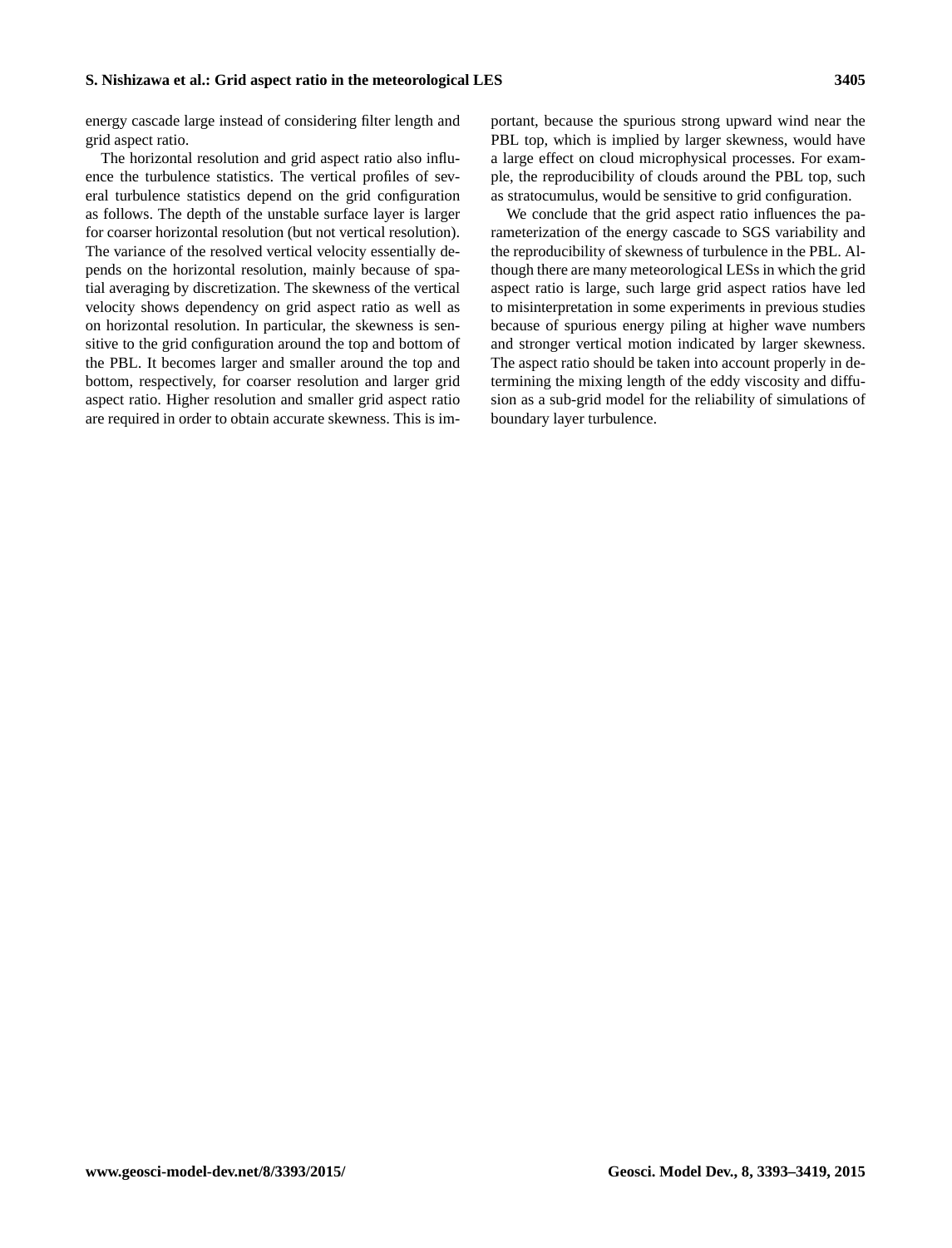energy cascade large instead of considering filter length and grid aspect ratio.

The horizontal resolution and grid aspect ratio also influence the turbulence statistics. The vertical profiles of several turbulence statistics depend on the grid configuration as follows. The depth of the unstable surface layer is larger for coarser horizontal resolution (but not vertical resolution). The variance of the resolved vertical velocity essentially depends on the horizontal resolution, mainly because of spatial averaging by discretization. The skewness of the vertical velocity shows dependency on grid aspect ratio as well as on horizontal resolution. In particular, the skewness is sensitive to the grid configuration around the top and bottom of the PBL. It becomes larger and smaller around the top and bottom, respectively, for coarser resolution and larger grid aspect ratio. Higher resolution and smaller grid aspect ratio are required in order to obtain accurate skewness. This is important, because the spurious strong upward wind near the PBL top, which is implied by larger skewness, would have a large effect on cloud microphysical processes. For example, the reproducibility of clouds around the PBL top, such as stratocumulus, would be sensitive to grid configuration.

We conclude that the grid aspect ratio influences the parameterization of the energy cascade to SGS variability and the reproducibility of skewness of turbulence in the PBL. Although there are many meteorological LESs in which the grid aspect ratio is large, such large grid aspect ratios have led to misinterpretation in some experiments in previous studies because of spurious energy piling at higher wave numbers and stronger vertical motion indicated by larger skewness. The aspect ratio should be taken into account properly in determining the mixing length of the eddy viscosity and diffusion as a sub-grid model for the reliability of simulations of boundary layer turbulence.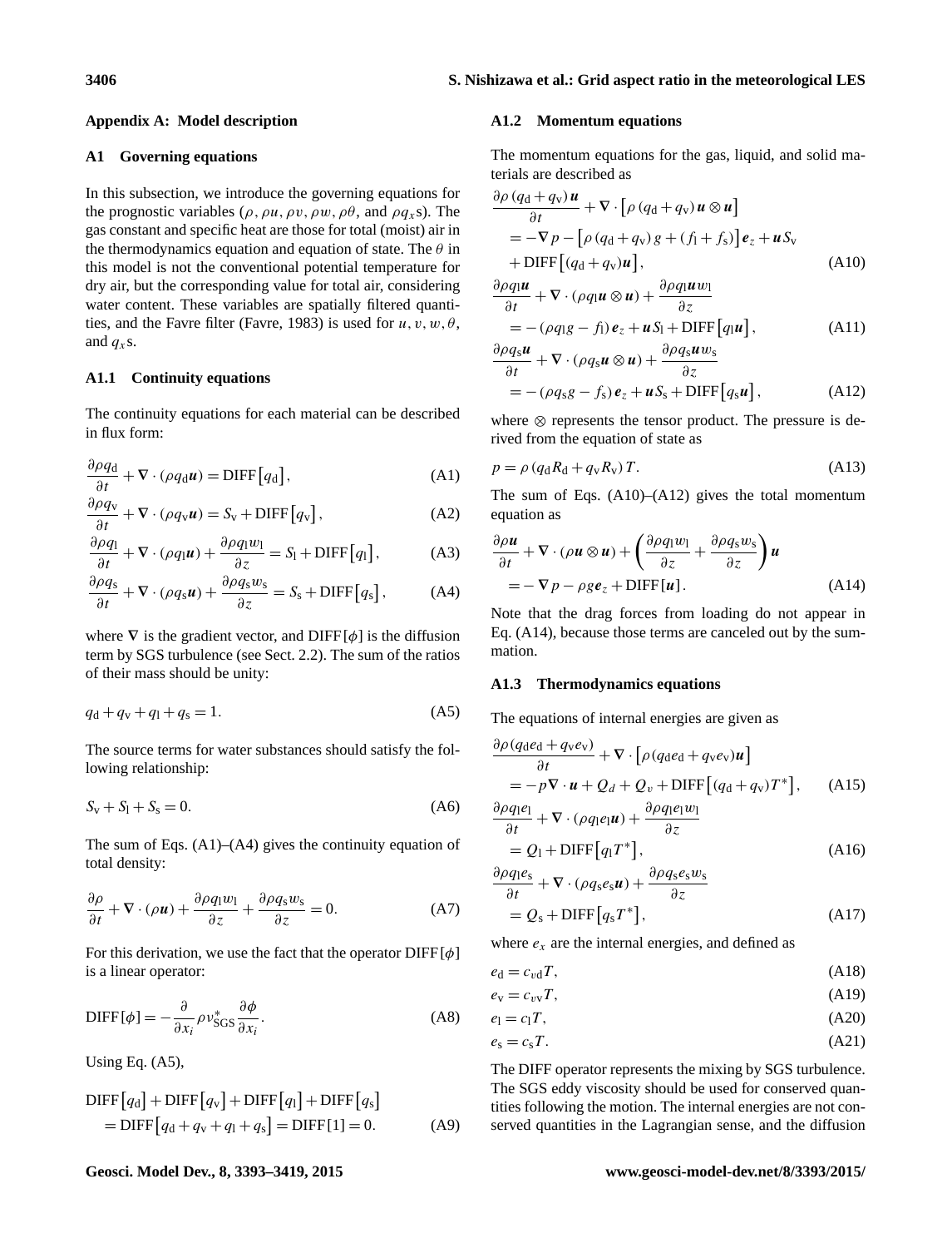## Appendix A: Model description

### A1 Governing equations

In this subsection, we introduce the governing equations for the prognostic variables ($\rho$, $\rho u$, $\rho v$, $\rho w$, $\rho\theta$, and $\rho q_x$s). The gas constant and specific heat are those for total (moist) air in the thermodynamics equation and equation of state. The $\theta$ in this model is not the conventional potential temperature for dry air, but the corresponding value for total air, considering water content. These variables are spatially filtered quantities, and the Favre filter (Favre, 1983) is used for $u$, $v$, $w$, $\theta$, and $q_x$s.

#### A1.1 Continuity equations

The continuity equations for each material can be described in flux form:

$$\frac{\partial \rho q_\mathrm{d}}{\partial t} + \nabla \cdot (\rho q_\mathrm{d} \boldsymbol{u}) = \mathrm{DIFF}\left[q_\mathrm{d}\right], \tag{A1}$$

$$\frac{\partial \rho q_\mathrm{v}}{\partial t} + \nabla \cdot (\rho q_\mathrm{v} \boldsymbol{u}) = S_\mathrm{v} + \mathrm{DIFF}\left[q_\mathrm{v}\right], \tag{A2}$$

$$\frac{\partial \rho q_\mathrm{l}}{\partial t} + \nabla \cdot (\rho q_\mathrm{l} \boldsymbol{u}) + \frac{\partial \rho q_\mathrm{l} w_\mathrm{l}}{\partial z} = S_\mathrm{l} + \mathrm{DIFF}\left[q_\mathrm{l}\right], \tag{A3}$$

$$\frac{\partial \rho q_\mathrm{s}}{\partial t} + \nabla \cdot (\rho q_\mathrm{s} \boldsymbol{u}) + \frac{\partial \rho q_\mathrm{s} w_\mathrm{s}}{\partial z} = S_\mathrm{s} + \mathrm{DIFF}\left[q_\mathrm{s}\right], \tag{A4}$$

where $\nabla$ is the gradient vector, and $\mathrm{DIFF}[\phi]$ is the diffusion term by SGS turbulence (see Sect. 2.2). The sum of the ratios of their mass should be unity:

$$q_\mathrm{d} + q_\mathrm{v} + q_\mathrm{l} + q_\mathrm{s} = 1. \tag{A5}$$

The source terms for water substances should satisfy the following relationship:

$$S_\mathrm{v} + S_\mathrm{l} + S_\mathrm{s} = 0. \tag{A6}$$

The sum of Eqs. (A1)–(A4) gives the continuity equation of total density:

$$\frac{\partial \rho}{\partial t} + \nabla \cdot (\rho \boldsymbol{u}) + \frac{\partial \rho q_\mathrm{l} w_\mathrm{l}}{\partial z} + \frac{\partial \rho q_\mathrm{s} w_\mathrm{s}}{\partial z} = 0. \tag{A7}$$

For this derivation, we use the fact that the operator $\mathrm{DIFF}[\phi]$ is a linear operator:

$$\mathrm{DIFF}[\phi] = -\frac{\partial}{\partial x_i} \rho \nu^*_\mathrm{SGS} \frac{\partial \phi}{\partial x_i}. \tag{A8}$$

Using Eq. (A5),

$$\mathrm{DIFF}\left[q_\mathrm{d}\right] + \mathrm{DIFF}\left[q_\mathrm{v}\right] + \mathrm{DIFF}\left[q_\mathrm{l}\right] + \mathrm{DIFF}\left[q_\mathrm{s}\right] = \mathrm{DIFF}\left[q_\mathrm{d} + q_\mathrm{v} + q_\mathrm{l} + q_\mathrm{s}\right] = \mathrm{DIFF}[1] = 0. \tag{A9}$$

#### A1.2 Momentum equations

The momentum equations for the gas, liquid, and solid materials are described as

$$\begin{aligned}\frac{\partial \rho \left(q_\mathrm{d} + q_\mathrm{v}\right) \boldsymbol{u}}{\partial t} &+ \nabla \cdot \left[\rho \left(q_\mathrm{d} + q_\mathrm{v}\right) \boldsymbol{u} \otimes \boldsymbol{u}\right] \\ &= -\nabla p - \left[\rho \left(q_\mathrm{d} + q_\mathrm{v}\right) g + \left(f_\mathrm{l} + f_\mathrm{s}\right)\right] \boldsymbol{e}_z + \boldsymbol{u} S_\mathrm{v} \\ &+ \mathrm{DIFF}\left[\left(q_\mathrm{d} + q_\mathrm{v}\right) \boldsymbol{u}\right],\end{aligned} \tag{A10}$$

$$\frac{\partial \rho q_\mathrm{l} \boldsymbol{u}}{\partial t} + \nabla \cdot (\rho q_\mathrm{l} \boldsymbol{u} \otimes \boldsymbol{u}) + \frac{\partial \rho q_\mathrm{l} \boldsymbol{u} w_\mathrm{l}}{\partial z} = -\left(\rho q_\mathrm{l} g - f_\mathrm{l}\right) \boldsymbol{e}_z + \boldsymbol{u} S_\mathrm{l} + \mathrm{DIFF}\left[q_\mathrm{l} \boldsymbol{u}\right], \tag{A11}$$

$$\frac{\partial \rho q_\mathrm{s} \boldsymbol{u}}{\partial t} + \nabla \cdot (\rho q_\mathrm{s} \boldsymbol{u} \otimes \boldsymbol{u}) + \frac{\partial \rho q_\mathrm{s} \boldsymbol{u} w_\mathrm{s}}{\partial z} = -\left(\rho q_\mathrm{s} g - f_\mathrm{s}\right) \boldsymbol{e}_z + \boldsymbol{u} S_\mathrm{s} + \mathrm{DIFF}\left[q_\mathrm{s} \boldsymbol{u}\right], \tag{A12}$$

where $\otimes$ represents the tensor product. The pressure is derived from the equation of state as

$$p = \rho \left(q_\mathrm{d} R_\mathrm{d} + q_\mathrm{v} R_\mathrm{v}\right) T. \tag{A13}$$

The sum of Eqs. (A10)–(A12) gives the total momentum equation as

$$\frac{\partial \rho \boldsymbol{u}}{\partial t} + \nabla \cdot (\rho \boldsymbol{u} \otimes \boldsymbol{u}) + \left(\frac{\partial \rho q_\mathrm{l} w_\mathrm{l}}{\partial z} + \frac{\partial \rho q_\mathrm{s} w_\mathrm{s}}{\partial z}\right) \boldsymbol{u} = -\nabla p - \rho g \boldsymbol{e}_z + \mathrm{DIFF}[\boldsymbol{u}]. \tag{A14}$$

Note that the drag forces from loading do not appear in Eq. (A14), because those terms are canceled out by the summation.

#### A1.3 Thermodynamics equations

The equations of internal energies are given as

$$\frac{\partial \rho (q_\mathrm{d} e_\mathrm{d} + q_\mathrm{v} e_\mathrm{v})}{\partial t} + \nabla \cdot \left[\rho (q_\mathrm{d} e_\mathrm{d} + q_\mathrm{v} e_\mathrm{v}) \boldsymbol{u}\right] = -p \nabla \cdot \boldsymbol{u} + Q_d + Q_v + \mathrm{DIFF}\left[(q_\mathrm{d} + q_\mathrm{v}) T^*\right], \tag{A15}$$

$$\frac{\partial \rho q_\mathrm{l} e_\mathrm{l}}{\partial t} + \nabla \cdot (\rho q_\mathrm{l} e_\mathrm{l} \boldsymbol{u}) + \frac{\partial \rho q_\mathrm{l} e_\mathrm{l} w_\mathrm{l}}{\partial z} = Q_\mathrm{l} + \mathrm{DIFF}\left[q_\mathrm{l} T^*\right], \tag{A16}$$

$$\frac{\partial \rho q_\mathrm{l} e_\mathrm{s}}{\partial t} + \nabla \cdot (\rho q_\mathrm{s} e_\mathrm{s} \boldsymbol{u}) + \frac{\partial \rho q_\mathrm{s} e_\mathrm{s} w_\mathrm{s}}{\partial z} = Q_\mathrm{s} + \mathrm{DIFF}\left[q_\mathrm{s} T^*\right], \tag{A17}$$

where $e_x$ are the internal energies, and defined as

$$e_\mathrm{d} = c_{v\mathrm{d}} T, \tag{A18}$$

$$e_\mathrm{v} = c_{v\mathrm{v}} T, \tag{A19}$$

$$e_\mathrm{l} = c_\mathrm{l} T, \tag{A20}$$

$$e_\mathrm{s} = c_\mathrm{s} T. \tag{A21}$$

The DIFF operator represents the mixing by SGS turbulence. The SGS eddy viscosity should be used for conserved quantities following the motion. The internal energies are not conserved quantities in the Lagrangian sense, and the diffusion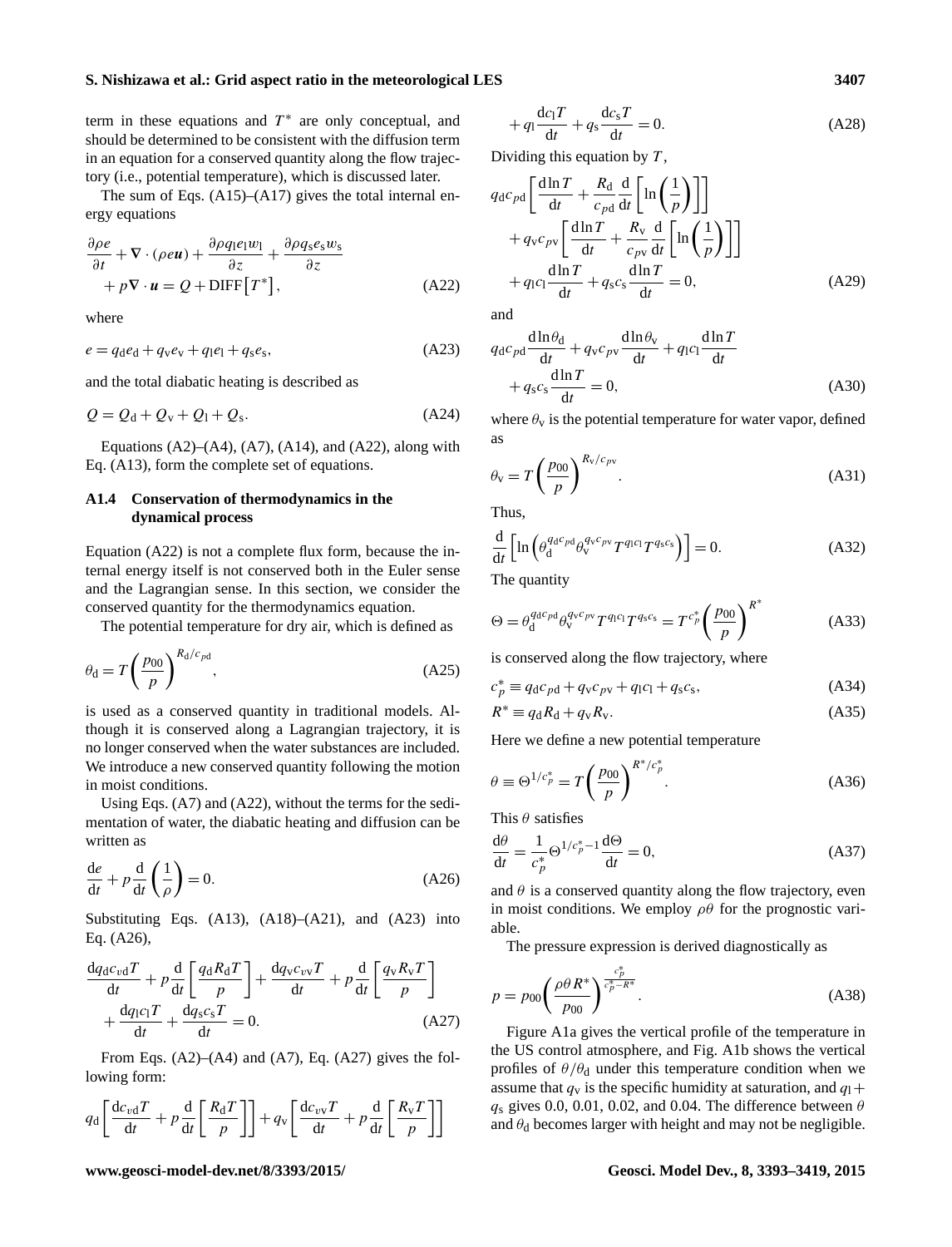term in these equations and $T^*$ are only conceptual, and should be determined to be consistent with the diffusion term in an equation for a conserved quantity along the flow trajectory (i.e., potential temperature), which is discussed later.

The sum of Eqs. (A15)–(A17) gives the total internal energy equations

$$\frac{\partial \rho e}{\partial t} + \nabla \cdot (\rho e \boldsymbol{u}) + \frac{\partial \rho q_\mathrm{l} e_\mathrm{l} w_\mathrm{l}}{\partial z} + \frac{\partial \rho q_\mathrm{s} e_\mathrm{s} w_\mathrm{s}}{\partial z} + p \nabla \cdot \boldsymbol{u} = Q + \mathrm{DIFF}\left[T^*\right], \tag{A22}$$

where

$$e = q_\mathrm{d} e_\mathrm{d} + q_\mathrm{v} e_\mathrm{v} + q_\mathrm{l} e_\mathrm{l} + q_\mathrm{s} e_\mathrm{s}, \tag{A23}$$

and the total diabatic heating is described as

$$Q = Q_\mathrm{d} + Q_\mathrm{v} + Q_\mathrm{l} + Q_\mathrm{s}. \tag{A24}$$

Equations (A2)–(A4), (A7), (A14), and (A22), along with Eq. (A13), form the complete set of equations.

### A1.4 Conservation of thermodynamics in the dynamical process

Equation (A22) is not a complete flux form, because the internal energy itself is not conserved both in the Euler sense and the Lagrangian sense. In this section, we consider the conserved quantity for the thermodynamics equation.

The potential temperature for dry air, which is defined as

$$\theta_\mathrm{d} = T \left( \frac{p_{00}}{p} \right)^{R_\mathrm{d}/c_{p\mathrm{d}}}, \tag{A25}$$

is used as a conserved quantity in traditional models. Although it is conserved along a Lagrangian trajectory, it is no longer conserved when the water substances are included. We introduce a new conserved quantity following the motion in moist conditions.

Using Eqs. (A7) and (A22), without the terms for the sedimentation of water, the diabatic heating and diffusion can be written as

$$\frac{\mathrm{d}e}{\mathrm{d}t} + p \frac{\mathrm{d}}{\mathrm{d}t} \left( \frac{1}{\rho} \right) = 0. \tag{A26}$$

Substituting Eqs. (A13), (A18)–(A21), and (A23) into Eq. (A26),

$$\frac{\mathrm{d} q_\mathrm{d} c_{v\mathrm{d}} T}{\mathrm{d}t} + p \frac{\mathrm{d}}{\mathrm{d}t} \left[ \frac{q_\mathrm{d} R_\mathrm{d} T}{p} \right] + \frac{\mathrm{d} q_\mathrm{v} c_{v\mathrm{v}} T}{\mathrm{d}t} + p \frac{\mathrm{d}}{\mathrm{d}t} \left[ \frac{q_\mathrm{v} R_\mathrm{v} T}{p} \right] + \frac{\mathrm{d} q_\mathrm{l} c_\mathrm{l} T}{\mathrm{d}t} + \frac{\mathrm{d} q_\mathrm{s} c_\mathrm{s} T}{\mathrm{d}t} = 0. \tag{A27}$$

From Eqs. (A2)–(A4) and (A7), Eq. (A27) gives the following form:

$$q_\mathrm{d} \left[ \frac{\mathrm{d} c_{v\mathrm{d}} T}{\mathrm{d}t} + p \frac{\mathrm{d}}{\mathrm{d}t} \left[ \frac{R_\mathrm{d} T}{p} \right] \right] + q_\mathrm{v} \left[ \frac{\mathrm{d} c_{v\mathrm{v}} T}{\mathrm{d}t} + p \frac{\mathrm{d}}{\mathrm{d}t} \left[ \frac{R_\mathrm{v} T}{p} \right] \right] + q_\mathrm{l} \frac{\mathrm{d} c_\mathrm{l} T}{\mathrm{d}t} + q_\mathrm{s} \frac{\mathrm{d} c_\mathrm{s} T}{\mathrm{d}t} = 0. \tag{A28}$$

Dividing this equation by $T$,

$$q_\mathrm{d} c_{p\mathrm{d}} \left[ \frac{\mathrm{d} \ln T}{\mathrm{d}t} + \frac{R_\mathrm{d}}{c_{p\mathrm{d}}} \frac{\mathrm{d}}{\mathrm{d}t} \left[ \ln \left( \frac{1}{p} \right) \right] \right] + q_\mathrm{v} c_{p\mathrm{v}} \left[ \frac{\mathrm{d} \ln T}{\mathrm{d}t} + \frac{R_\mathrm{v}}{c_{p\mathrm{v}}} \frac{\mathrm{d}}{\mathrm{d}t} \left[ \ln \left( \frac{1}{p} \right) \right] \right] + q_\mathrm{l} c_\mathrm{l} \frac{\mathrm{d} \ln T}{\mathrm{d}t} + q_\mathrm{s} c_\mathrm{s} \frac{\mathrm{d} \ln T}{\mathrm{d}t} = 0, \tag{A29}$$

and

$$q_\mathrm{d} c_{p\mathrm{d}} \frac{\mathrm{d} \ln \theta_\mathrm{d}}{\mathrm{d}t} + q_\mathrm{v} c_{p\mathrm{v}} \frac{\mathrm{d} \ln \theta_\mathrm{v}}{\mathrm{d}t} + q_\mathrm{l} c_\mathrm{l} \frac{\mathrm{d} \ln T}{\mathrm{d}t} + q_\mathrm{s} c_\mathrm{s} \frac{\mathrm{d} \ln T}{\mathrm{d}t} = 0, \tag{A30}$$

where $\theta_\mathrm{v}$ is the potential temperature for water vapor, defined as

$$\theta_\mathrm{v} = T \left( \frac{p_{00}}{p} \right)^{R_\mathrm{v}/c_{p\mathrm{v}}}. \tag{A31}$$

Thus,

$$\frac{\mathrm{d}}{\mathrm{d}t} \left[ \ln \left( \theta_\mathrm{d}^{q_\mathrm{d} c_{p\mathrm{d}}} \theta_\mathrm{v}^{q_\mathrm{v} c_{p\mathrm{v}}} T^{q_\mathrm{l} c_\mathrm{l}} T^{q_\mathrm{s} c_\mathrm{s}} \right) \right] = 0. \tag{A32}$$

The quantity

$$\Theta = \theta_\mathrm{d}^{q_\mathrm{d} c_{p\mathrm{d}}} \theta_\mathrm{v}^{q_\mathrm{v} c_{p\mathrm{v}}} T^{q_\mathrm{l} c_\mathrm{l}} T^{q_\mathrm{s} c_\mathrm{s}} = T^{c_p^*} \left( \frac{p_{00}}{p} \right)^{R^*} \tag{A33}$$

is conserved along the flow trajectory, where

$$c_p^* \equiv q_\mathrm{d} c_{p\mathrm{d}} + q_\mathrm{v} c_{p\mathrm{v}} + q_\mathrm{l} c_\mathrm{l} + q_\mathrm{s} c_\mathrm{s}, \tag{A34}$$

$$R^* \equiv q_\mathrm{d} R_\mathrm{d} + q_\mathrm{v} R_\mathrm{v}. \tag{A35}$$

Here we define a new potential temperature

$$\theta \equiv \Theta^{1/c_p^*} = T \left( \frac{p_{00}}{p} \right)^{R^*/c_p^*}. \tag{A36}$$

This $\theta$ satisfies

$$\frac{\mathrm{d}\theta}{\mathrm{d}t} = \frac{1}{c_p^*} \Theta^{1/c_p^* - 1} \frac{\mathrm{d}\Theta}{\mathrm{d}t} = 0, \tag{A37}$$

and $\theta$ is a conserved quantity along the flow trajectory, even in moist conditions. We employ $\rho\theta$ for the prognostic variable.

The pressure expression is derived diagnostically as

$$p = p_{00} \left( \frac{\rho \theta R^*}{p_{00}} \right)^{\frac{c_p^*}{c_p^* - R^*}}. \tag{A38}$$

Figure A1a gives the vertical profile of the temperature in the US control atmosphere, and Fig. A1b shows the vertical profiles of $\theta/\theta_\mathrm{d}$ under this temperature condition when we assume that $q_\mathrm{v}$ is the specific humidity at saturation, and $q_\mathrm{l} + q_\mathrm{s}$ gives 0.0, 0.01, 0.02, and 0.04. The difference between $\theta$ and $\theta_\mathrm{d}$ becomes larger with height and may not be negligible.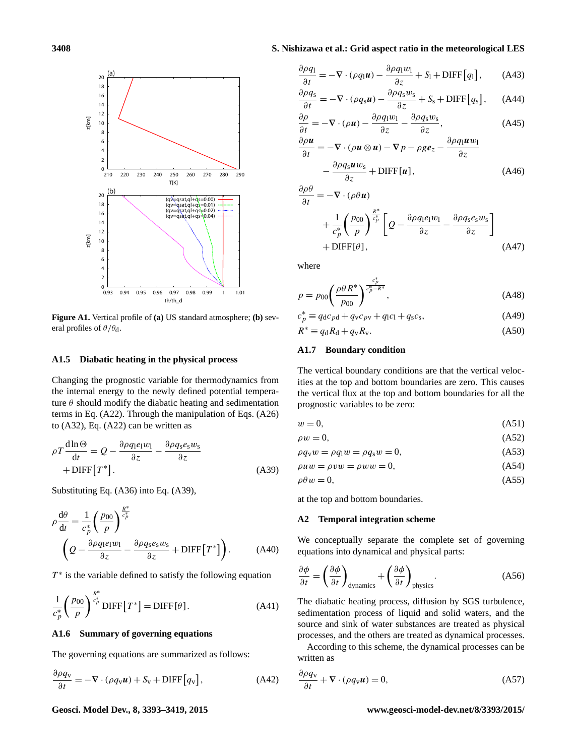**Figure A1.** Vertical profile of **(a)** US standard atmosphere; **(b)** several profiles of $\theta/\theta_\mathrm{d}$.

### A1.5 Diabatic heating in the physical process

Changing the prognostic variable for thermodynamics from the internal energy to the newly defined potential temperature $\theta$ should modify the diabatic heating and sedimentation terms in Eq. (A22). Through the manipulation of Eqs. (A26) to (A32), Eq. (A22) can be written as

$$\rho T \frac{\mathrm{d}\ln\Theta}{\mathrm{d}t} = Q - \frac{\partial \rho q_\mathrm{l} e_\mathrm{l} w_\mathrm{l}}{\partial z} - \frac{\partial \rho q_\mathrm{s} e_\mathrm{s} w_\mathrm{s}}{\partial z} + \mathrm{DIFF}\left[T^*\right]. \tag{A39}$$

Substituting Eq. (A36) into Eq. (A39),

$$\rho \frac{\mathrm{d}\theta}{\mathrm{d}t} = \frac{1}{c_p^*}\left(\frac{p_{00}}{p}\right)^{\frac{R^*}{c_p^*}} \left(Q - \frac{\partial \rho q_\mathrm{l} e_\mathrm{l} w_\mathrm{l}}{\partial z} - \frac{\partial \rho q_\mathrm{s} e_\mathrm{s} w_\mathrm{s}}{\partial z} + \mathrm{DIFF}\left[T^*\right]\right). \tag{A40}$$

$T^*$ is the variable defined to satisfy the following equation

$$\frac{1}{c_p^*}\left(\frac{p_{00}}{p}\right)^{\frac{R^*}{c_p^*}} \mathrm{DIFF}\left[T^*\right] = \mathrm{DIFF}[\theta]. \tag{A41}$$

### A1.6 Summary of governing equations

The governing equations are summarized as follows:

$$\frac{\partial \rho q_\mathrm{v}}{\partial t} = -\nabla\cdot(\rho q_\mathrm{v}\boldsymbol{u}) + S_\mathrm{v} + \mathrm{DIFF}\left[q_\mathrm{v}\right], \tag{A42}$$

$$\frac{\partial \rho q_\mathrm{l}}{\partial t} = -\nabla\cdot(\rho q_\mathrm{l}\boldsymbol{u}) - \frac{\partial \rho q_\mathrm{l} w_\mathrm{l}}{\partial z} + S_\mathrm{l} + \mathrm{DIFF}\left[q_\mathrm{l}\right], \tag{A43}$$

$$\frac{\partial \rho q_\mathrm{s}}{\partial t} = -\nabla\cdot(\rho q_\mathrm{s}\boldsymbol{u}) - \frac{\partial \rho q_\mathrm{s} w_\mathrm{s}}{\partial z} + S_\mathrm{s} + \mathrm{DIFF}\left[q_\mathrm{s}\right], \tag{A44}$$

$$\frac{\partial \rho}{\partial t} = -\nabla\cdot(\rho\boldsymbol{u}) - \frac{\partial \rho q_\mathrm{l} w_\mathrm{l}}{\partial z} - \frac{\partial \rho q_\mathrm{s} w_\mathrm{s}}{\partial z}, \tag{A45}$$

$$\frac{\partial \rho\boldsymbol{u}}{\partial t} = -\nabla\cdot(\rho\boldsymbol{u}\otimes\boldsymbol{u}) - \nabla p - \rho g \boldsymbol{e}_z - \frac{\partial \rho q_\mathrm{l}\boldsymbol{u} w_\mathrm{l}}{\partial z} - \frac{\partial \rho q_\mathrm{s}\boldsymbol{u} w_\mathrm{s}}{\partial z} + \mathrm{DIFF}[\boldsymbol{u}], \tag{A46}$$

$$\frac{\partial \rho\theta}{\partial t} = -\nabla\cdot(\rho\theta\boldsymbol{u}) + \frac{1}{c_p^*}\left(\frac{p_{00}}{p}\right)^{\frac{R^*}{c_p^*}} \left[Q - \frac{\partial \rho q_\mathrm{l} e_\mathrm{l} w_\mathrm{l}}{\partial z} - \frac{\partial \rho q_\mathrm{s} e_\mathrm{s} w_\mathrm{s}}{\partial z}\right] + \mathrm{DIFF}[\theta], \tag{A47}$$

where

$$p = p_{00}\left(\frac{\rho\theta R^*}{p_{00}}\right)^{\frac{c_p^*}{c_p^* - R^*}}, \tag{A48}$$

$$c_p^* \equiv q_\mathrm{d} c_{p\mathrm{d}} + q_\mathrm{v} c_{p\mathrm{v}} + q_\mathrm{l} c_\mathrm{l} + q_\mathrm{s} c_\mathrm{s}, \tag{A49}$$

$$R^* \equiv q_\mathrm{d} R_\mathrm{d} + q_\mathrm{v} R_\mathrm{v}. \tag{A50}$$

### A1.7 Boundary condition

The vertical boundary conditions are that the vertical velocities at the top and bottom boundaries are zero. This causes the vertical flux at the top and bottom boundaries for all the prognostic variables to be zero:

$$w = 0, \tag{A51}$$

$$\rho w = 0, \tag{A52}$$

$$\rho q_\mathrm{v} w = \rho q_\mathrm{l} w = \rho q_\mathrm{s} w = 0, \tag{A53}$$

$$\rho u w = \rho v w = \rho w w = 0, \tag{A54}$$

$$\rho\theta w = 0, \tag{A55}$$

at the top and bottom boundaries.

## A2 Temporal integration scheme

We conceptually separate the complete set of governing equations into dynamical and physical parts:

$$\frac{\partial \phi}{\partial t} = \left(\frac{\partial \phi}{\partial t}\right)_\mathrm{dynamics} + \left(\frac{\partial \phi}{\partial t}\right)_\mathrm{physics}. \tag{A56}$$

The diabatic heating process, diffusion by SGS turbulence, sedimentation process of liquid and solid waters, and the source and sink of water substances are treated as physical processes, and the others are treated as dynamical processes.

According to this scheme, the dynamical processes can be written as

$$\frac{\partial \rho q_\mathrm{v}}{\partial t} + \nabla\cdot(\rho q_\mathrm{v}\boldsymbol{u}) = 0, \tag{A57}$$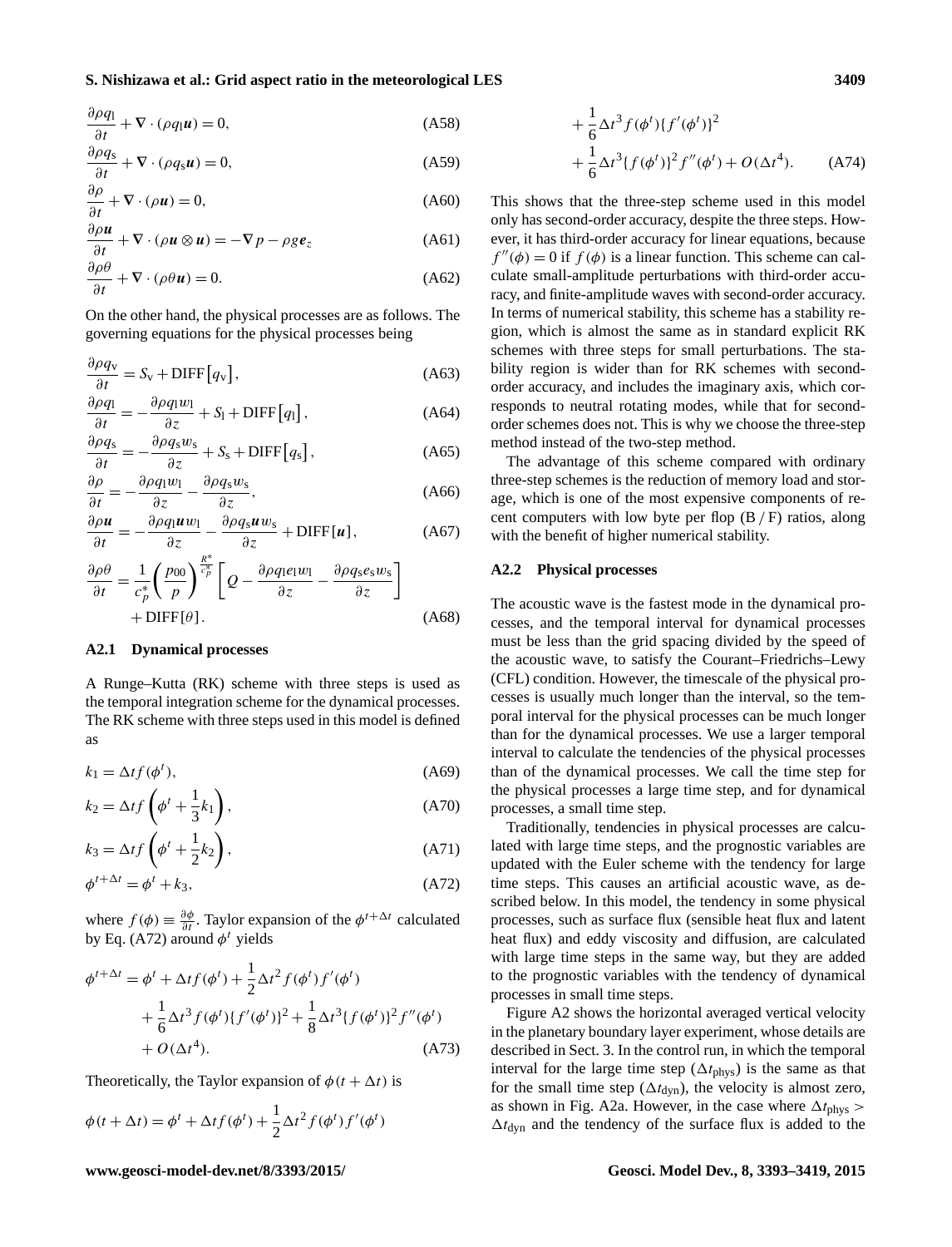$$\frac{\partial \rho q_\mathrm{l}}{\partial t} + \nabla \cdot (\rho q_\mathrm{l} \boldsymbol{u}) = 0, \tag{A58}$$

$$\frac{\partial \rho q_\mathrm{s}}{\partial t} + \nabla \cdot (\rho q_\mathrm{s} \boldsymbol{u}) = 0, \tag{A59}$$

$$\frac{\partial \rho}{\partial t} + \nabla \cdot (\rho \boldsymbol{u}) = 0, \tag{A60}$$

$$\frac{\partial \rho \boldsymbol{u}}{\partial t} + \nabla \cdot (\rho \boldsymbol{u} \otimes \boldsymbol{u}) = -\nabla p - \rho g \boldsymbol{e}_z \tag{A61}$$

$$\frac{\partial \rho \theta}{\partial t} + \nabla \cdot (\rho \theta \boldsymbol{u}) = 0. \tag{A62}$$

On the other hand, the physical processes are as follows. The governing equations for the physical processes being

$$\frac{\partial \rho q_\mathrm{v}}{\partial t} = S_\mathrm{v} + \mathrm{DIFF}\left[q_\mathrm{v}\right], \tag{A63}$$

$$\frac{\partial \rho q_\mathrm{l}}{\partial t} = -\frac{\partial \rho q_\mathrm{l} w_\mathrm{l}}{\partial z} + S_\mathrm{l} + \mathrm{DIFF}\left[q_\mathrm{l}\right], \tag{A64}$$

$$\frac{\partial \rho q_\mathrm{s}}{\partial t} = -\frac{\partial \rho q_\mathrm{s} w_\mathrm{s}}{\partial z} + S_\mathrm{s} + \mathrm{DIFF}\left[q_\mathrm{s}\right], \tag{A65}$$

$$\frac{\partial \rho}{\partial t} = -\frac{\partial \rho q_\mathrm{l} w_\mathrm{l}}{\partial z} - \frac{\partial \rho q_\mathrm{s} w_\mathrm{s}}{\partial z}, \tag{A66}$$

$$\frac{\partial \rho \boldsymbol{u}}{\partial t} = -\frac{\partial \rho q_\mathrm{l} \boldsymbol{u} w_\mathrm{l}}{\partial z} - \frac{\partial \rho q_\mathrm{s} \boldsymbol{u} w_\mathrm{s}}{\partial z} + \mathrm{DIFF}[\boldsymbol{u}], \tag{A67}$$

$$\frac{\partial \rho \theta}{\partial t} = \frac{1}{c_p^*}\left(\frac{p_{00}}{p}\right)^{\frac{R^*}{c_p^*}} \left[Q - \frac{\partial \rho q_\mathrm{l} e_\mathrm{l} w_\mathrm{l}}{\partial z} - \frac{\partial \rho q_\mathrm{s} e_\mathrm{s} w_\mathrm{s}}{\partial z}\right] + \mathrm{DIFF}[\theta]. \tag{A68}$$

### A2.1 Dynamical processes

A Runge–Kutta (RK) scheme with three steps is used as the temporal integration scheme for the dynamical processes. The RK scheme with three steps used in this model is defined as

$$k_1 = \Delta t f(\phi^t), \tag{A69}$$

$$k_2 = \Delta t f\left(\phi^t + \frac{1}{3}k_1\right), \tag{A70}$$

$$k_3 = \Delta t f\left(\phi^t + \frac{1}{2}k_2\right), \tag{A71}$$

$$\phi^{t+\Delta t} = \phi^t + k_3, \tag{A72}$$

where $f(\phi) \equiv \frac{\partial \phi}{\partial t}$. Taylor expansion of the $\phi^{t+\Delta t}$ calculated by Eq. (A72) around $\phi^t$ yields

$$\begin{aligned}\phi^{t+\Delta t} = \phi^t &+ \Delta t f(\phi^t) + \frac{1}{2}\Delta t^2 f(\phi^t) f'(\phi^t) \\ &+ \frac{1}{6}\Delta t^3 f(\phi^t)\{f'(\phi^t)\}^2 + \frac{1}{8}\Delta t^3 \{f(\phi^t)\}^2 f''(\phi^t) \\ &+ O(\Delta t^4).\end{aligned} \tag{A73}$$

Theoretically, the Taylor expansion of $\phi(t + \Delta t)$ is

$$\begin{aligned}\phi(t+\Delta t) = \phi^t &+ \Delta t f(\phi^t) + \frac{1}{2}\Delta t^2 f(\phi^t) f'(\phi^t) \\ &+ \frac{1}{6}\Delta t^3 f(\phi^t)\{f'(\phi^t)\}^2 \\ &+ \frac{1}{6}\Delta t^3 \{f(\phi^t)\}^2 f''(\phi^t) + O(\Delta t^4).\end{aligned} \tag{A74}$$

This shows that the three-step scheme used in this model only has second-order accuracy, despite the three steps. However, it has third-order accuracy for linear equations, because $f''(\phi) = 0$ if $f(\phi)$ is a linear function. This scheme can calculate small-amplitude perturbations with third-order accuracy, and finite-amplitude waves with second-order accuracy. In terms of numerical stability, this scheme has a stability region, which is almost the same as in standard explicit RK schemes with three steps for small perturbations. The stability region is wider than for RK schemes with second-order accuracy, and includes the imaginary axis, which corresponds to neutral rotating modes, while that for second-order schemes does not. This is why we choose the three-step method instead of the two-step method.

The advantage of this scheme compared with ordinary three-step schemes is the reduction of memory load and storage, which is one of the most expensive components of recent computers with low byte per flop (B / F) ratios, along with the benefit of higher numerical stability.

### A2.2 Physical processes

The acoustic wave is the fastest mode in the dynamical processes, and the temporal interval for dynamical processes must be less than the grid spacing divided by the speed of the acoustic wave, to satisfy the Courant–Friedrichs–Lewy (CFL) condition. However, the timescale of the physical processes is usually much longer than the interval, so the temporal interval for the physical processes can be much longer than for the dynamical processes. We use a larger temporal interval to calculate the tendencies of the physical processes than of the dynamical processes. We call the time step for the physical processes a large time step, and for dynamical processes, a small time step.

Traditionally, tendencies in physical processes are calculated with large time steps, and the prognostic variables are updated with the Euler scheme with the tendency for large time steps. This causes an artificial acoustic wave, as described below. In this model, the tendency in some physical processes, such as surface flux (sensible heat flux and latent heat flux) and eddy viscosity and diffusion, are calculated with large time steps in the same way, but they are added to the prognostic variables with the tendency of dynamical processes in small time steps.

Figure A2 shows the horizontal averaged vertical velocity in the planetary boundary layer experiment, whose details are described in Sect. 3. In the control run, in which the temporal interval for the large time step ($\Delta t_\mathrm{phys}$) is the same as that for the small time step ($\Delta t_\mathrm{dyn}$), the velocity is almost zero, as shown in Fig. A2a. However, in the case where $\Delta t_\mathrm{phys} > \Delta t_\mathrm{dyn}$ and the tendency of the surface flux is added to the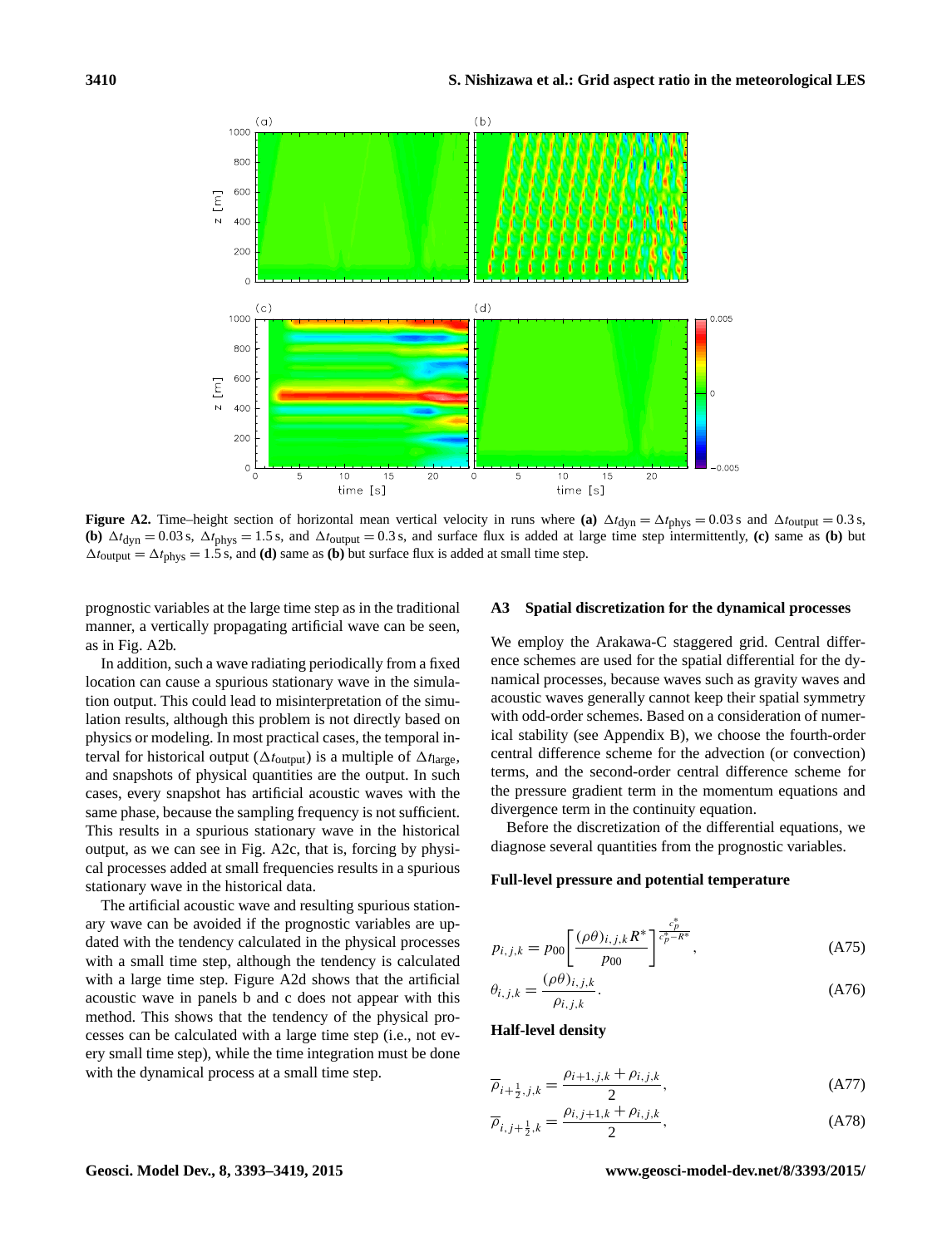**Figure A2.** Time–height section of horizontal mean vertical velocity in runs where **(a)** $\Delta t_{\mathrm{dyn}} = \Delta t_{\mathrm{phys}} = 0.03$ s and $\Delta t_{\mathrm{output}} = 0.3$ s, **(b)** $\Delta t_{\mathrm{dyn}} = 0.03$ s, $\Delta t_{\mathrm{phys}} = 1.5$ s, and $\Delta t_{\mathrm{output}} = 0.3$ s, and surface flux is added at large time step intermittently, **(c)** same as **(b)** but $\Delta t_{\mathrm{output}} = \Delta t_{\mathrm{phys}} = 1.5$ s, and **(d)** same as **(b)** but surface flux is added at small time step.

prognostic variables at the large time step as in the traditional manner, a vertically propagating artificial wave can be seen, as in Fig. A2b.

In addition, such a wave radiating periodically from a fixed location can cause a spurious stationary wave in the simulation output. This could lead to misinterpretation of the simulation results, although this problem is not directly based on physics or modeling. In most practical cases, the temporal interval for historical output ($\Delta t_{\mathrm{output}}$) is a multiple of $\Delta t_{\mathrm{large}}$, and snapshots of physical quantities are the output. In such cases, every snapshot has artificial acoustic waves with the same phase, because the sampling frequency is not sufficient. This results in a spurious stationary wave in the historical output, as we can see in Fig. A2c, that is, forcing by physical processes added at small frequencies results in a spurious stationary wave in the historical data.

The artificial acoustic wave and resulting spurious stationary wave can be avoided if the prognostic variables are updated with the tendency calculated in the physical processes with a small time step, although the tendency is calculated with a large time step. Figure A2d shows that the artificial acoustic wave in panels b and c does not appear with this method. This shows that the tendency of the physical processes can be calculated with a large time step (i.e., not every small time step), while the time integration must be done with the dynamical process at a small time step.

### A3 Spatial discretization for the dynamical processes

We employ the Arakawa-C staggered grid. Central difference schemes are used for the spatial differential for the dynamical processes, because waves such as gravity waves and acoustic waves generally cannot keep their spatial symmetry with odd-order schemes. Based on a consideration of numerical stability (see Appendix B), we choose the fourth-order central difference scheme for the advection (or convection) terms, and the second-order central difference scheme for the pressure gradient term in the momentum equations and divergence term in the continuity equation.

Before the discretization of the differential equations, we diagnose several quantities from the prognostic variables.

#### Full-level pressure and potential temperature

$$p_{i,j,k} = p_{00} \left[ \frac{(\rho\theta)_{i,j,k} R^*}{p_{00}} \right]^{\frac{c_p^*}{c_p^* - R^*}}, \tag{A75}$$

$$\theta_{i,j,k} = \frac{(\rho\theta)_{i,j,k}}{\rho_{i,j,k}}. \tag{A76}$$

#### Half-level density

$$\overline{\rho}_{i+\frac{1}{2},j,k} = \frac{\rho_{i+1,j,k} + \rho_{i,j,k}}{2}, \tag{A77}$$

$$\overline{\rho}_{i,j+\frac{1}{2},k} = \frac{\rho_{i,j+1,k} + \rho_{i,j,k}}{2}, \tag{A78}$$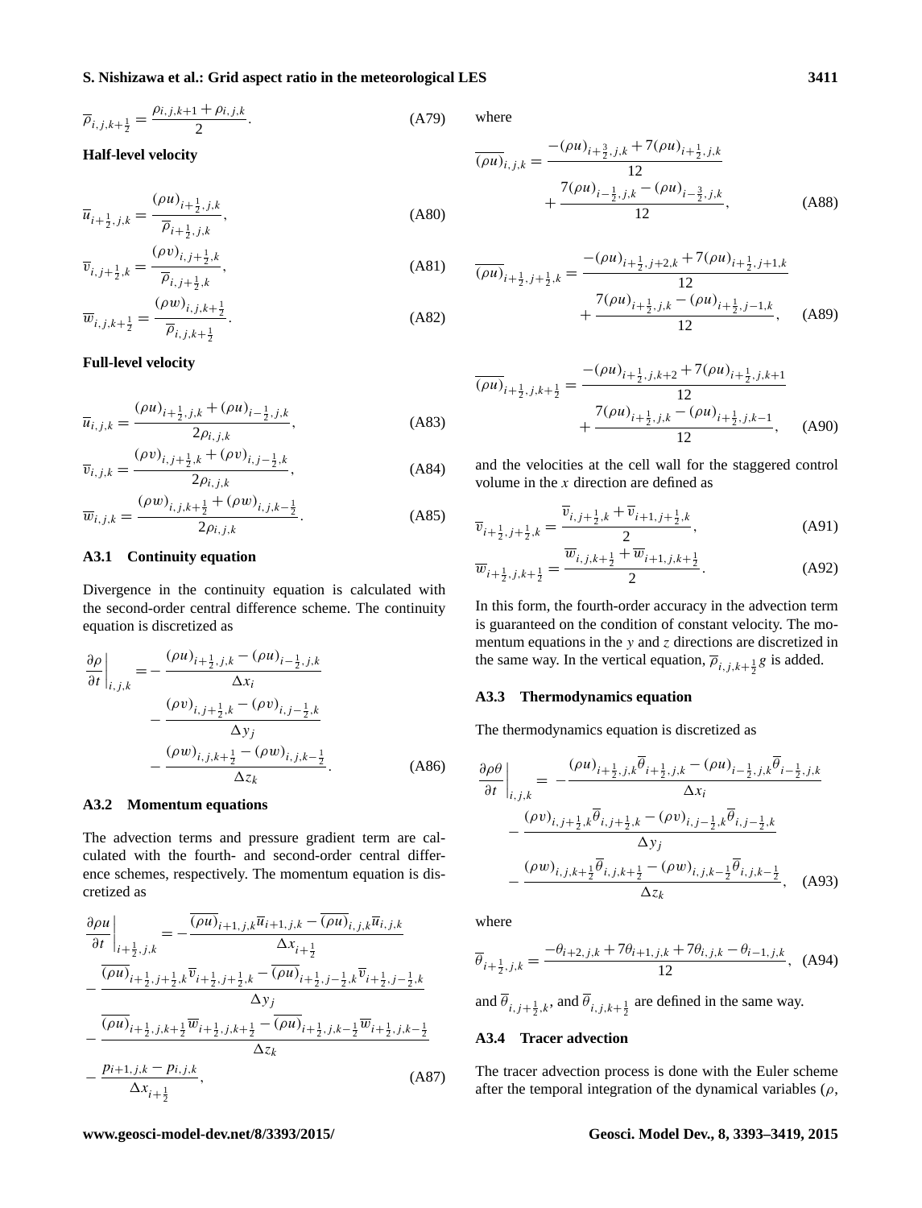$$\overline{\rho}_{i,j,k+\frac{1}{2}} = \frac{\rho_{i,j,k+1} + \rho_{i,j,k}}{2}. \tag{A79}$$

**Half-level velocity**

$$\overline{u}_{i+\frac{1}{2},j,k} = \frac{(\rho u)_{i+\frac{1}{2},j,k}}{\overline{\rho}_{i+\frac{1}{2},j,k}}, \tag{A80}$$

$$\overline{v}_{i,j+\frac{1}{2},k} = \frac{(\rho v)_{i,j+\frac{1}{2},k}}{\overline{\rho}_{i,j+\frac{1}{2},k}}, \tag{A81}$$

$$\overline{w}_{i,j,k+\frac{1}{2}} = \frac{(\rho w)_{i,j,k+\frac{1}{2}}}{\overline{\rho}_{i,j,k+\frac{1}{2}}}. \tag{A82}$$

**Full-level velocity**

$$\overline{u}_{i,j,k} = \frac{(\rho u)_{i+\frac{1}{2},j,k} + (\rho u)_{i-\frac{1}{2},j,k}}{2\rho_{i,j,k}}, \tag{A83}$$

$$\overline{v}_{i,j,k} = \frac{(\rho v)_{i,j+\frac{1}{2},k} + (\rho v)_{i,j-\frac{1}{2},k}}{2\rho_{i,j,k}}, \tag{A84}$$

$$\overline{w}_{i,j,k} = \frac{(\rho w)_{i,j,k+\frac{1}{2}} + (\rho w)_{i,j,k-\frac{1}{2}}}{2\rho_{i,j,k}}. \tag{A85}$$

### A3.1 Continuity equation

Divergence in the continuity equation is calculated with the second-order central difference scheme. The continuity equation is discretized as

$$\left.\frac{\partial \rho}{\partial t}\right|_{i,j,k} = -\frac{(\rho u)_{i+\frac{1}{2},j,k} - (\rho u)_{i-\frac{1}{2},j,k}}{\Delta x_i} - \frac{(\rho v)_{i,j+\frac{1}{2},k} - (\rho v)_{i,j-\frac{1}{2},k}}{\Delta y_j} - \frac{(\rho w)_{i,j,k+\frac{1}{2}} - (\rho w)_{i,j,k-\frac{1}{2}}}{\Delta z_k}. \tag{A86}$$

### A3.2 Momentum equations

The advection terms and pressure gradient term are calculated with the fourth- and second-order central difference schemes, respectively. The momentum equation is discretized as

$$\begin{aligned}
\left.\frac{\partial \rho u}{\partial t}\right|_{i+\frac{1}{2},j,k} = &-\frac{\overline{(\rho u)}_{i+1,j,k}\overline{u}_{i+1,j,k} - \overline{(\rho u)}_{i,j,k}\overline{u}_{i,j,k}}{\Delta x_{i+\frac{1}{2}}} \\
&- \frac{\overline{(\rho u)}_{i+\frac{1}{2},j+\frac{1}{2},k}\overline{v}_{i+\frac{1}{2},j+\frac{1}{2},k} - \overline{(\rho u)}_{i+\frac{1}{2},j-\frac{1}{2},k}\overline{v}_{i+\frac{1}{2},j-\frac{1}{2},k}}{\Delta y_j} \\
&- \frac{\overline{(\rho u)}_{i+\frac{1}{2},j,k+\frac{1}{2}}\overline{w}_{i+\frac{1}{2},j,k+\frac{1}{2}} - \overline{(\rho u)}_{i+\frac{1}{2},j,k-\frac{1}{2}}\overline{w}_{i+\frac{1}{2},j,k-\frac{1}{2}}}{\Delta z_k} \\
&- \frac{p_{i+1,j,k} - p_{i,j,k}}{\Delta x_{i+\frac{1}{2}}},
\end{aligned} \tag{A87}$$

where

$$\overline{(\rho u)}_{i,j,k} = \frac{-(\rho u)_{i+\frac{3}{2},j,k} + 7(\rho u)_{i+\frac{1}{2},j,k}}{12} + \frac{7(\rho u)_{i-\frac{1}{2},j,k} - (\rho u)_{i-\frac{3}{2},j,k}}{12}, \tag{A88}$$

$$\overline{(\rho u)}_{i+\frac{1}{2},j+\frac{1}{2},k} = \frac{-(\rho u)_{i+\frac{1}{2},j+2,k} + 7(\rho u)_{i+\frac{1}{2},j+1,k}}{12} + \frac{7(\rho u)_{i+\frac{1}{2},j,k} - (\rho u)_{i+\frac{1}{2},j-1,k}}{12}, \tag{A89}$$

$$\overline{(\rho u)}_{i+\frac{1}{2},j,k+\frac{1}{2}} = \frac{-(\rho u)_{i+\frac{1}{2},j,k+2} + 7(\rho u)_{i+\frac{1}{2},j,k+1}}{12} + \frac{7(\rho u)_{i+\frac{1}{2},j,k} - (\rho u)_{i+\frac{1}{2},j,k-1}}{12}, \tag{A90}$$

and the velocities at the cell wall for the staggered control volume in the $x$ direction are defined as

$$\overline{v}_{i+\frac{1}{2},j+\frac{1}{2},k} = \frac{\overline{v}_{i,j+\frac{1}{2},k} + \overline{v}_{i+1,j+\frac{1}{2},k}}{2}, \tag{A91}$$

$$\overline{w}_{i+\frac{1}{2},j,k+\frac{1}{2}} = \frac{\overline{w}_{i,j,k+\frac{1}{2}} + \overline{w}_{i+1,j,k+\frac{1}{2}}}{2}. \tag{A92}$$

In this form, the fourth-order accuracy in the advection term is guaranteed on the condition of constant velocity. The momentum equations in the $y$ and $z$ directions are discretized in the same way. In the vertical equation, $\overline{\rho}_{i,j,k+\frac{1}{2}}g$ is added.

### A3.3 Thermodynamics equation

The thermodynamics equation is discretized as

$$\left.\frac{\partial \rho\theta}{\partial t}\right|_{i,j,k} = -\frac{(\rho u)_{i+\frac{1}{2},j,k}\overline{\theta}_{i+\frac{1}{2},j,k} - (\rho u)_{i-\frac{1}{2},j,k}\overline{\theta}_{i-\frac{1}{2},j,k}}{\Delta x_i} - \frac{(\rho v)_{i,j+\frac{1}{2},k}\overline{\theta}_{i,j+\frac{1}{2},k} - (\rho v)_{i,j-\frac{1}{2},k}\overline{\theta}_{i,j-\frac{1}{2},k}}{\Delta y_j} - \frac{(\rho w)_{i,j,k+\frac{1}{2}}\overline{\theta}_{i,j,k+\frac{1}{2}} - (\rho w)_{i,j,k-\frac{1}{2}}\overline{\theta}_{i,j,k-\frac{1}{2}}}{\Delta z_k}, \tag{A93}$$

where

$$\overline{\theta}_{i+\frac{1}{2},j,k} = \frac{-\theta_{i+2,j,k} + 7\theta_{i+1,j,k} + 7\theta_{i,j,k} - \theta_{i-1,j,k}}{12}, \tag{A94}$$

and $\overline{\theta}_{i,j+\frac{1}{2},k}$, and $\overline{\theta}_{i,j,k+\frac{1}{2}}$ are defined in the same way.

### A3.4 Tracer advection

The tracer advection process is done with the Euler scheme after the temporal integration of the dynamical variables ($\rho$,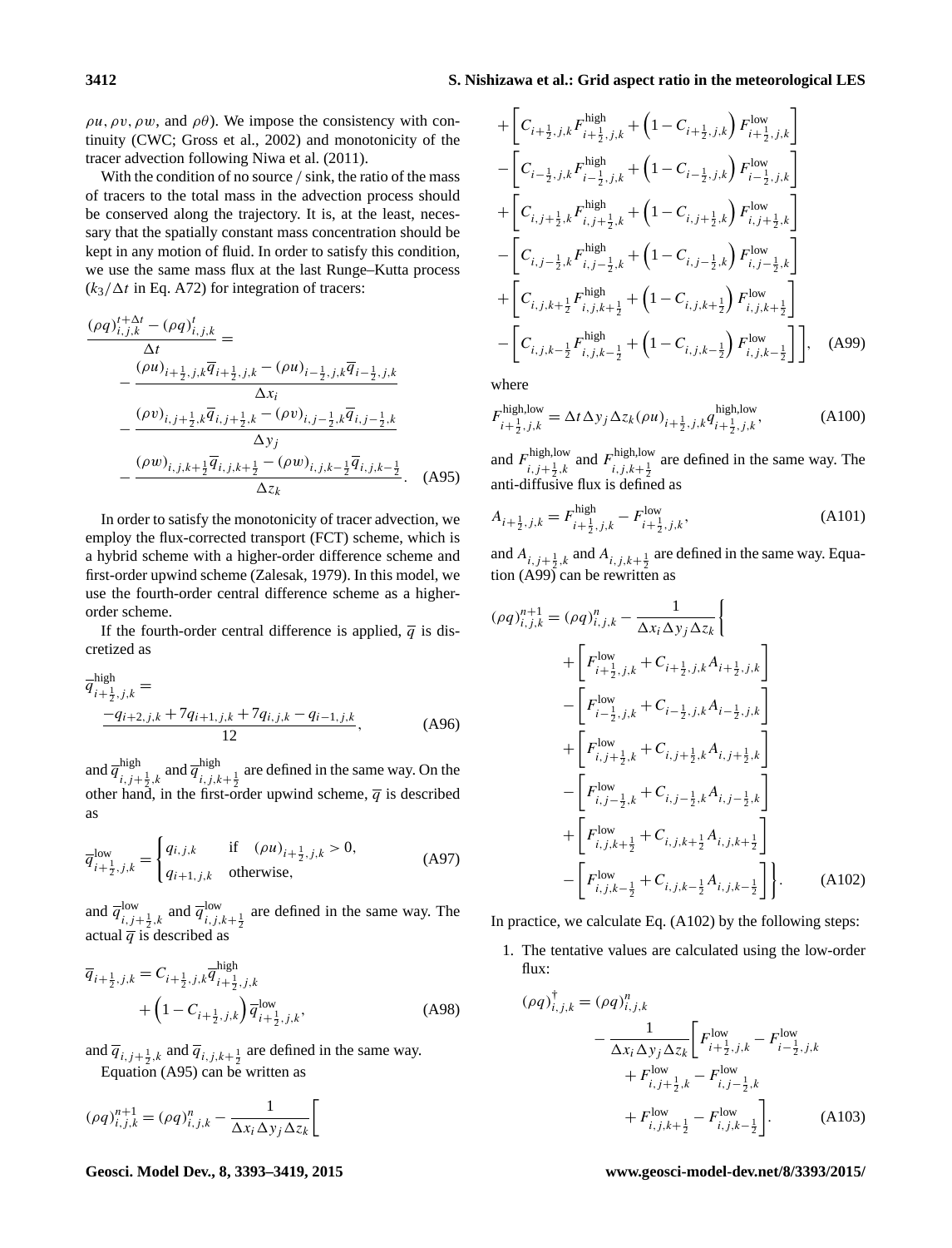$\rho u$, $\rho v$, $\rho w$, and $\rho\theta$). We impose the consistency with continuity (CWC; Gross et al., 2002) and monotonicity of the tracer advection following Niwa et al. (2011).

With the condition of no source / sink, the ratio of the mass of tracers to the total mass in the advection process should be conserved along the trajectory. It is, at the least, necessary that the spatially constant mass concentration should be kept in any motion of fluid. In order to satisfy this condition, we use the same mass flux at the last Runge–Kutta process ($k_3/\Delta t$ in Eq. A72) for integration of tracers:

$$\frac{(\rho q)^{t+\Delta t}_{i,j,k} - (\rho q)^{t}_{i,j,k}}{\Delta t} = - \frac{(\rho u)_{i+\frac{1}{2},j,k}\overline{q}_{i+\frac{1}{2},j,k} - (\rho u)_{i-\frac{1}{2},j,k}\overline{q}_{i-\frac{1}{2},j,k}}{\Delta x_i} - \frac{(\rho v)_{i,j+\frac{1}{2},k}\overline{q}_{i,j+\frac{1}{2},k} - (\rho v)_{i,j-\frac{1}{2},k}\overline{q}_{i,j-\frac{1}{2},k}}{\Delta y_j} - \frac{(\rho w)_{i,j,k+\frac{1}{2}}\overline{q}_{i,j,k+\frac{1}{2}} - (\rho w)_{i,j,k-\frac{1}{2}}\overline{q}_{i,j,k-\frac{1}{2}}}{\Delta z_k}. \quad \text{(A95)}$$

In order to satisfy the monotonicity of tracer advection, we employ the flux-corrected transport (FCT) scheme, which is a hybrid scheme with a higher-order difference scheme and first-order upwind scheme (Zalesak, 1979). In this model, we use the fourth-order central difference scheme as a higher-order scheme.

If the fourth-order central difference is applied, $\overline{q}$ is discretized as

$$\overline{q}^{\text{high}}_{i+\frac{1}{2},j,k} = \frac{-q_{i+2,j,k} + 7q_{i+1,j,k} + 7q_{i,j,k} - q_{i-1,j,k}}{12}, \quad \text{(A96)}$$

and $\overline{q}^{\text{high}}_{i,j+\frac{1}{2},k}$ and $\overline{q}^{\text{high}}_{i,j,k+\frac{1}{2}}$ are defined in the same way. On the other hand, in the first-order upwind scheme, $\overline{q}$ is described as

$$\overline{q}^{\text{low}}_{i+\frac{1}{2},j,k} = \begin{cases} q_{i,j,k} & \text{if} \quad (\rho u)_{i+\frac{1}{2},j,k} > 0, \\ q_{i+1,j,k} & \text{otherwise}, \end{cases} \quad \text{(A97)}$$

and $\overline{q}^{\text{low}}_{i,j+\frac{1}{2},k}$ and $\overline{q}^{\text{low}}_{i,j,k+\frac{1}{2}}$ are defined in the same way. The actual $\overline{q}$ is described as

$$\overline{q}_{i+\frac{1}{2},j,k} = C_{i+\frac{1}{2},j,k}\overline{q}^{\text{high}}_{i+\frac{1}{2},j,k} + \left(1 - C_{i+\frac{1}{2},j,k}\right)\overline{q}^{\text{low}}_{i+\frac{1}{2},j,k}, \quad \text{(A98)}$$

and $\overline{q}_{i,j+\frac{1}{2},k}$ and $\overline{q}_{i,j,k+\frac{1}{2}}$ are defined in the same way.

Equation (A95) can be written as

$$\begin{aligned}(\rho q)^{n+1}_{i,j,k} = (\rho q)^{n}_{i,j,k} - \frac{1}{\Delta x_i \Delta y_j \Delta z_k}\Bigg[ & + \left[C_{i+\frac{1}{2},j,k}F^{\text{high}}_{i+\frac{1}{2},j,k} + \left(1 - C_{i+\frac{1}{2},j,k}\right)F^{\text{low}}_{i+\frac{1}{2},j,k}\right] \\ & - \left[C_{i-\frac{1}{2},j,k}F^{\text{high}}_{i-\frac{1}{2},j,k} + \left(1 - C_{i-\frac{1}{2},j,k}\right)F^{\text{low}}_{i-\frac{1}{2},j,k}\right] \\ & + \left[C_{i,j+\frac{1}{2},k}F^{\text{high}}_{i,j+\frac{1}{2},k} + \left(1 - C_{i,j+\frac{1}{2},k}\right)F^{\text{low}}_{i,j+\frac{1}{2},k}\right] \\ & - \left[C_{i,j-\frac{1}{2},k}F^{\text{high}}_{i,j-\frac{1}{2},k} + \left(1 - C_{i,j-\frac{1}{2},k}\right)F^{\text{low}}_{i,j-\frac{1}{2},k}\right] \\ & + \left[C_{i,j,k+\frac{1}{2}}F^{\text{high}}_{i,j,k+\frac{1}{2}} + \left(1 - C_{i,j,k+\frac{1}{2}}\right)F^{\text{low}}_{i,j,k+\frac{1}{2}}\right] \\ & - \left[C_{i,j,k-\frac{1}{2}}F^{\text{high}}_{i,j,k-\frac{1}{2}} + \left(1 - C_{i,j,k-\frac{1}{2}}\right)F^{\text{low}}_{i,j,k-\frac{1}{2}}\right]\Bigg], \end{aligned} \quad \text{(A99)}$$

where

$$F^{\text{high,low}}_{i+\frac{1}{2},j,k} = \Delta t \Delta y_j \Delta z_k (\rho u)_{i+\frac{1}{2},j,k} q^{\text{high,low}}_{i+\frac{1}{2},j,k}, \quad \text{(A100)}$$

and $F^{\text{high,low}}_{i,j+\frac{1}{2},k}$ and $F^{\text{high,low}}_{i,j,k+\frac{1}{2}}$ are defined in the same way. The anti-diffusive flux is defined as

$$A_{i+\frac{1}{2},j,k} = F^{\text{high}}_{i+\frac{1}{2},j,k} - F^{\text{low}}_{i+\frac{1}{2},j,k}, \quad \text{(A101)}$$

and $A_{i,j+\frac{1}{2},k}$ and $A_{i,j,k+\frac{1}{2}}$ are defined in the same way. Equation (A99) can be rewritten as

$$\begin{aligned}(\rho q)^{n+1}_{i,j,k} = (\rho q)^{n}_{i,j,k} - \frac{1}{\Delta x_i \Delta y_j \Delta z_k}\Bigg\{ & + \left[F^{\text{low}}_{i+\frac{1}{2},j,k} + C_{i+\frac{1}{2},j,k}A_{i+\frac{1}{2},j,k}\right] \\ & - \left[F^{\text{low}}_{i-\frac{1}{2},j,k} + C_{i-\frac{1}{2},j,k}A_{i-\frac{1}{2},j,k}\right] \\ & + \left[F^{\text{low}}_{i,j+\frac{1}{2},k} + C_{i,j+\frac{1}{2},k}A_{i,j+\frac{1}{2},k}\right] \\ & - \left[F^{\text{low}}_{i,j-\frac{1}{2},k} + C_{i,j-\frac{1}{2},k}A_{i,j-\frac{1}{2},k}\right] \\ & + \left[F^{\text{low}}_{i,j,k+\frac{1}{2}} + C_{i,j,k+\frac{1}{2}}A_{i,j,k+\frac{1}{2}}\right] \\ & - \left[F^{\text{low}}_{i,j,k-\frac{1}{2}} + C_{i,j,k-\frac{1}{2}}A_{i,j,k-\frac{1}{2}}\right]\Bigg\}. \end{aligned} \quad \text{(A102)}$$

In practice, we calculate Eq. (A102) by the following steps:

1. The tentative values are calculated using the low-order flux:

$$(\rho q)^{\dagger}_{i,j,k} = (\rho q)^{n}_{i,j,k} - \frac{1}{\Delta x_i \Delta y_j \Delta z_k}\left[F^{\text{low}}_{i+\frac{1}{2},j,k} - F^{\text{low}}_{i-\frac{1}{2},j,k} + F^{\text{low}}_{i,j+\frac{1}{2},k} - F^{\text{low}}_{i,j-\frac{1}{2},k} + F^{\text{low}}_{i,j,k+\frac{1}{2}} - F^{\text{low}}_{i,j,k-\frac{1}{2}}\right]. \quad \text{(A103)}$$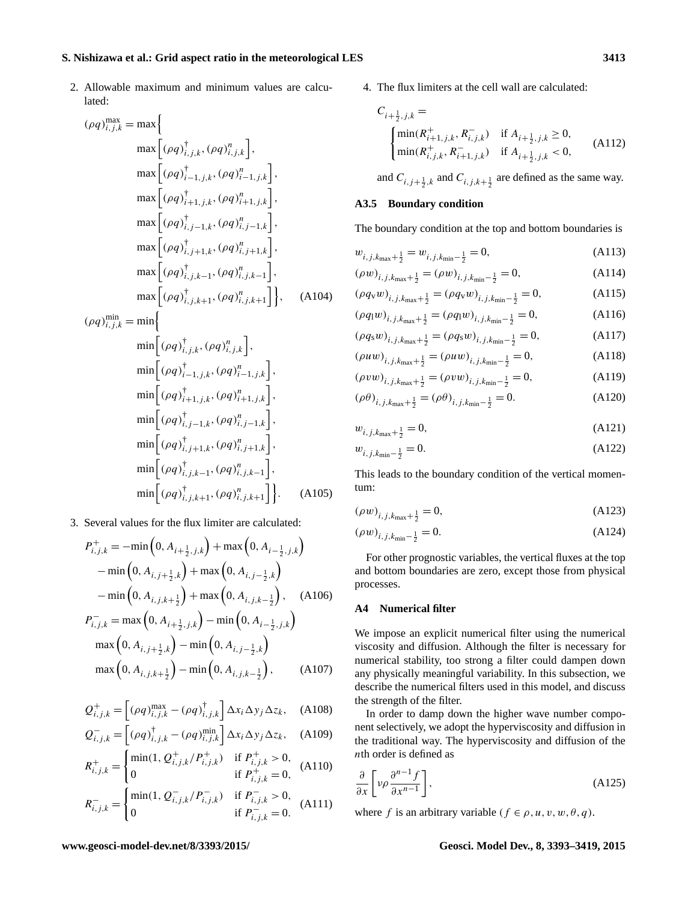2. Allowable maximum and minimum values are calculated:

$$
\begin{aligned}
(\rho q)^{\max}_{i,j,k} = \max\Big\{ & \max\Big[(\rho q)^{\dagger}_{i,j,k}, (\rho q)^{n}_{i,j,k}\Big], \\
& \max\Big[(\rho q)^{\dagger}_{i-1,j,k}, (\rho q)^{n}_{i-1,j,k}\Big], \\
& \max\Big[(\rho q)^{\dagger}_{i+1,j,k}, (\rho q)^{n}_{i+1,j,k}\Big], \\
& \max\Big[(\rho q)^{\dagger}_{i,j-1,k}, (\rho q)^{n}_{i,j-1,k}\Big], \\
& \max\Big[(\rho q)^{\dagger}_{i,j+1,k}, (\rho q)^{n}_{i,j+1,k}\Big], \\
& \max\Big[(\rho q)^{\dagger}_{i,j,k-1}, (\rho q)^{n}_{i,j,k-1}\Big], \\
& \max\Big[(\rho q)^{\dagger}_{i,j,k+1}, (\rho q)^{n}_{i,j,k+1}\Big]\Big\}, \qquad \text{(A104)}
\end{aligned}
$$

$$
\begin{aligned}
(\rho q)^{\min}_{i,j,k} = \min\Big\{ & \min\Big[(\rho q)^{\dagger}_{i,j,k}, (\rho q)^{n}_{i,j,k}\Big], \\
& \min\Big[(\rho q)^{\dagger}_{i-1,j,k}, (\rho q)^{n}_{i-1,j,k}\Big], \\
& \min\Big[(\rho q)^{\dagger}_{i+1,j,k}, (\rho q)^{n}_{i+1,j,k}\Big], \\
& \min\Big[(\rho q)^{\dagger}_{i,j-1,k}, (\rho q)^{n}_{i,j-1,k}\Big], \\
& \min\Big[(\rho q)^{\dagger}_{i,j+1,k}, (\rho q)^{n}_{i,j+1,k}\Big], \\
& \min\Big[(\rho q)^{\dagger}_{i,j,k-1}, (\rho q)^{n}_{i,j,k-1}\Big], \\
& \min\Big[(\rho q)^{\dagger}_{i,j,k+1}, (\rho q)^{n}_{i,j,k+1}\Big]\Big\}. \qquad \text{(A105)}
\end{aligned}
$$

3. Several values for the flux limiter are calculated:

$$
\begin{aligned}
P^{+}_{i,j,k} = & -\min\Big(0, A_{i+\frac{1}{2},j,k}\Big) + \max\Big(0, A_{i-\frac{1}{2},j,k}\Big) \\
& - \min\Big(0, A_{i,j+\frac{1}{2},k}\Big) + \max\Big(0, A_{i,j-\frac{1}{2},k}\Big) \\
& - \min\Big(0, A_{i,j,k+\frac{1}{2}}\Big) + \max\Big(0, A_{i,j,k-\frac{1}{2}}\Big), \qquad \text{(A106)}
\end{aligned}
$$

$$
\begin{aligned}
P^{-}_{i,j,k} = & \max\Big(0, A_{i+\frac{1}{2},j,k}\Big) - \min\Big(0, A_{i-\frac{1}{2},j,k}\Big) \\
& \max\Big(0, A_{i,j+\frac{1}{2},k}\Big) - \min\Big(0, A_{i,j-\frac{1}{2},k}\Big) \\
& \max\Big(0, A_{i,j,k+\frac{1}{2}}\Big) - \min\Big(0, A_{i,j,k-\frac{1}{2}}\Big), \qquad \text{(A107)}
\end{aligned}
$$

$$
Q^{+}_{i,j,k} = \Big[(\rho q)^{\max}_{i,j,k} - (\rho q)^{\dagger}_{i,j,k}\Big] \Delta x_i \Delta y_j \Delta z_k, \qquad \text{(A108)}
$$

$$
Q^{-}_{i,j,k} = \Big[(\rho q)^{\dagger}_{i,j,k} - (\rho q)^{\min}_{i,j,k}\Big] \Delta x_i \Delta y_j \Delta z_k, \qquad \text{(A109)}
$$

$$
R^{+}_{i,j,k} = \begin{cases} \min(1, Q^{+}_{i,j,k}/P^{+}_{i,j,k}) & \text{if } P^{+}_{i,j,k} > 0, \\ 0 & \text{if } P^{+}_{i,j,k} = 0, \end{cases} \qquad \text{(A110)}
$$

$$
R^{-}_{i,j,k} = \begin{cases} \min(1, Q^{-}_{i,j,k}/P^{-}_{i,j,k}) & \text{if } P^{-}_{i,j,k} > 0, \\ 0 & \text{if } P^{-}_{i,j,k} = 0. \end{cases} \qquad \text{(A111)}
$$

4. The flux limiters at the cell wall are calculated:

$$
C_{i+\frac{1}{2},j,k} = \begin{cases} \min(R^{+}_{i+1,j,k}, R^{-}_{i,j,k}) & \text{if } A_{i+\frac{1}{2},j,k} \geq 0, \\ \min(R^{+}_{i,j,k}, R^{-}_{i+1,j,k}) & \text{if } A_{i+\frac{1}{2},j,k} < 0, \end{cases} \qquad \text{(A112)}
$$

and $C_{i,j+\frac{1}{2},k}$ and $C_{i,j,k+\frac{1}{2}}$ are defined as the same way.

### A3.5 Boundary condition

The boundary condition at the top and bottom boundaries is

$$
w_{i,j,k_{\max}+\frac{1}{2}} = w_{i,j,k_{\min}-\frac{1}{2}} = 0, \qquad \text{(A113)}
$$

$$
(\rho w)_{i,j,k_{\max}+\frac{1}{2}} = (\rho w)_{i,j,k_{\min}-\frac{1}{2}} = 0, \qquad \text{(A114)}
$$

$$
(\rho q_{\mathrm{v}} w)_{i,j,k_{\max}+\frac{1}{2}} = (\rho q_{\mathrm{v}} w)_{i,j,k_{\min}-\frac{1}{2}} = 0, \qquad \text{(A115)}
$$

$$
(\rho q_{\mathrm{l}} w)_{i,j,k_{\max}+\frac{1}{2}} = (\rho q_{\mathrm{l}} w)_{i,j,k_{\min}-\frac{1}{2}} = 0, \qquad \text{(A116)}
$$

$$
(\rho q_{\mathrm{s}} w)_{i,j,k_{\max}+\frac{1}{2}} = (\rho q_{\mathrm{s}} w)_{i,j,k_{\min}-\frac{1}{2}} = 0, \qquad \text{(A117)}
$$

$$
(\rho u w)_{i,j,k_{\max}+\frac{1}{2}} = (\rho u w)_{i,j,k_{\min}-\frac{1}{2}} = 0, \qquad \text{(A118)}
$$

$$
(\rho v w)_{i,j,k_{\max}+\frac{1}{2}} = (\rho v w)_{i,j,k_{\min}-\frac{1}{2}} = 0, \qquad \text{(A119)}
$$

$$
(\rho \theta)_{i,j,k_{\max}+\frac{1}{2}} = (\rho \theta)_{i,j,k_{\min}-\frac{1}{2}} = 0. \qquad \text{(A120)}
$$

$$
w_{i,j,k_{\max}+\frac{1}{2}} = 0, \qquad \text{(A121)}
$$

$$
w_{i,j,k_{\min}-\frac{1}{2}} = 0. \qquad \text{(A122)}
$$

This leads to the boundary condition of the vertical momentum:

$$
(\rho w)_{i,j,k_{\max}+\frac{1}{2}} = 0, \qquad \text{(A123)}
$$

$$
(\rho w)_{i,j,k_{\min}-\frac{1}{2}} = 0. \qquad \text{(A124)}
$$

For other prognostic variables, the vertical fluxes at the top and bottom boundaries are zero, except those from physical processes.

## A4 Numerical filter

We impose an explicit numerical filter using the numerical viscosity and diffusion. Although the filter is necessary for numerical stability, too strong a filter could dampen down any physically meaningful variability. In this subsection, we describe the numerical filters used in this model, and discuss the strength of the filter.

In order to damp down the higher wave number component selectively, we adopt the hyperviscosity and diffusion in the traditional way. The hyperviscosity and diffusion of the $n$th order is defined as

$$
\frac{\partial}{\partial x}\left[\nu \rho \frac{\partial^{n-1} f}{\partial x^{n-1}}\right], \qquad \text{(A125)}
$$

where $f$ is an arbitrary variable ($f \in \rho, u, v, w, \theta, q$).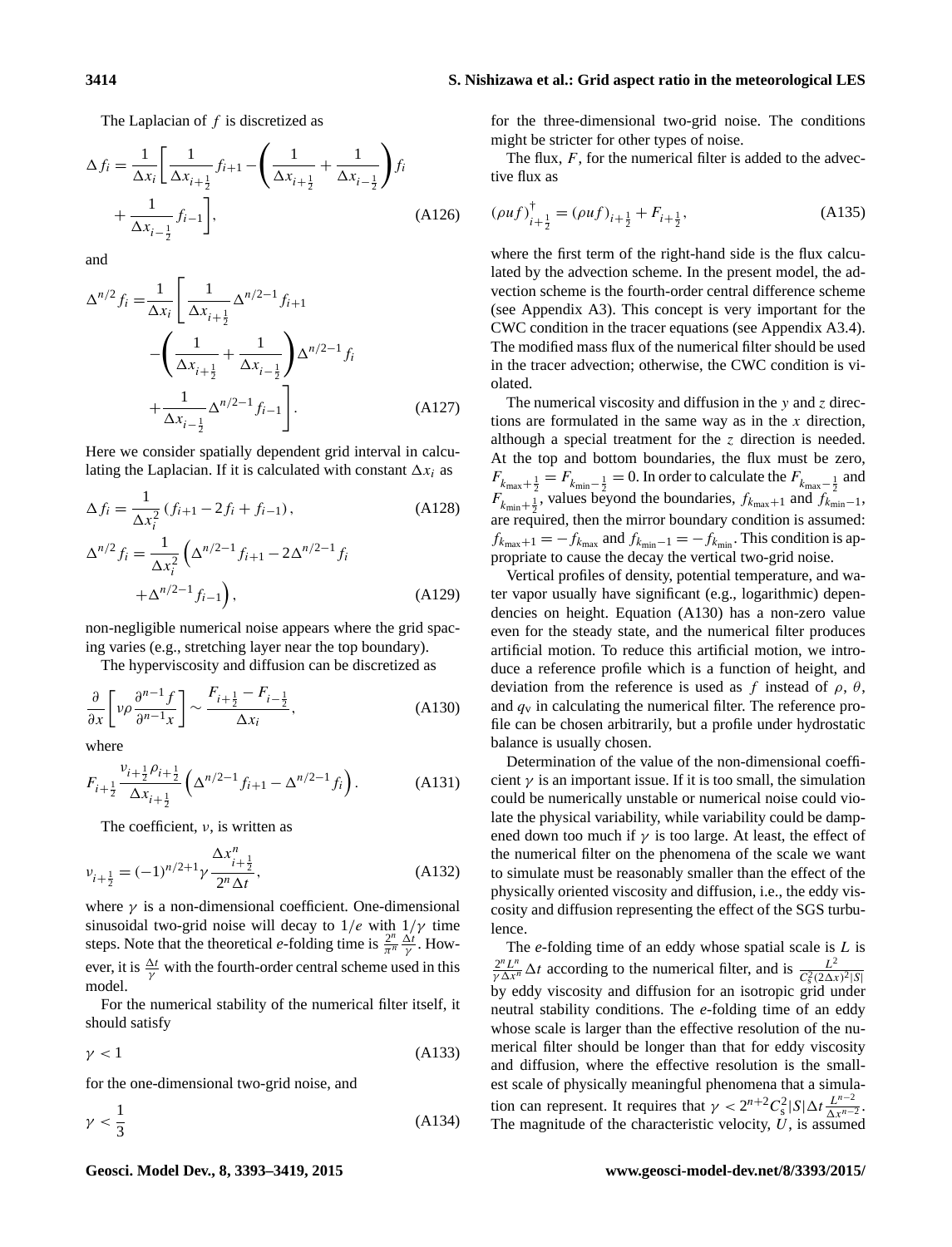The Laplacian of $f$ is discretized as

$$\Delta f_i = \frac{1}{\Delta x_i}\left[\frac{1}{\Delta x_{i+\frac{1}{2}}} f_{i+1} - \left(\frac{1}{\Delta x_{i+\frac{1}{2}}} + \frac{1}{\Delta x_{i-\frac{1}{2}}}\right) f_i + \frac{1}{\Delta x_{i-\frac{1}{2}}} f_{i-1}\right], \tag{A126}$$

and

$$\Delta^{n/2} f_i = \frac{1}{\Delta x_i}\left[\frac{1}{\Delta x_{i+\frac{1}{2}}} \Delta^{n/2-1} f_{i+1} - \left(\frac{1}{\Delta x_{i+\frac{1}{2}}} + \frac{1}{\Delta x_{i-\frac{1}{2}}}\right) \Delta^{n/2-1} f_i + \frac{1}{\Delta x_{i-\frac{1}{2}}} \Delta^{n/2-1} f_{i-1}\right]. \tag{A127}$$

Here we consider spatially dependent grid interval in calculating the Laplacian. If it is calculated with constant $\Delta x_i$ as

$$\Delta f_i = \frac{1}{\Delta x_i^2}\left(f_{i+1} - 2 f_i + f_{i-1}\right), \tag{A128}$$

$$\Delta^{n/2} f_i = \frac{1}{\Delta x_i^2}\left(\Delta^{n/2-1} f_{i+1} - 2\Delta^{n/2-1} f_i + \Delta^{n/2-1} f_{i-1}\right), \tag{A129}$$

non-negligible numerical noise appears where the grid spacing varies (e.g., stretching layer near the top boundary).

The hyperviscosity and diffusion can be discretized as

$$\frac{\partial}{\partial x}\left[\nu\rho \frac{\partial^{n-1} f}{\partial^{n-1} x}\right] \sim \frac{F_{i+\frac{1}{2}} - F_{i-\frac{1}{2}}}{\Delta x_i}, \tag{A130}$$

where

$$F_{i+\frac{1}{2}} \frac{\nu_{i+\frac{1}{2}}\rho_{i+\frac{1}{2}}}{\Delta x_{i+\frac{1}{2}}}\left(\Delta^{n/2-1} f_{i+1} - \Delta^{n/2-1} f_i\right). \tag{A131}$$

The coefficient, $\nu$, is written as

$$\nu_{i+\frac{1}{2}} = (-1)^{n/2+1}\gamma \frac{\Delta x_{i+\frac{1}{2}}^n}{2^n \Delta t}, \tag{A132}$$

where $\gamma$ is a non-dimensional coefficient. One-dimensional sinusoidal two-grid noise will decay to $1/e$ with $1/\gamma$ time steps. Note that the theoretical $e$-folding time is $\frac{2^n}{\pi^n}\frac{\Delta t}{\gamma}$. However, it is $\frac{\Delta t}{\gamma}$ with the fourth-order central scheme used in this model.

For the numerical stability of the numerical filter itself, it should satisfy

$$\gamma < 1 \tag{A133}$$

for the one-dimensional two-grid noise, and

$$\gamma < \frac{1}{3} \tag{A134}$$

for the three-dimensional two-grid noise. The conditions might be stricter for other types of noise.

The flux, $F$, for the numerical filter is added to the advective flux as

$$(\rho u f)^\dagger_{i+\frac{1}{2}} = (\rho u f)_{i+\frac{1}{2}} + F_{i+\frac{1}{2}}, \tag{A135}$$

where the first term of the right-hand side is the flux calculated by the advection scheme. In the present model, the advection scheme is the fourth-order central difference scheme (see Appendix A3). This concept is very important for the CWC condition in the tracer equations (see Appendix A3.4). The modified mass flux of the numerical filter should be used in the tracer advection; otherwise, the CWC condition is violated.

The numerical viscosity and diffusion in the $y$ and $z$ directions are formulated in the same way as in the $x$ direction, although a special treatment for the $z$ direction is needed. At the top and bottom boundaries, the flux must be zero, $F_{k_{\max}+\frac{1}{2}} = F_{k_{\min}-\frac{1}{2}} = 0$. In order to calculate the $F_{k_{\max}-\frac{1}{2}}$ and $F_{k_{\min}+\frac{1}{2}}$, values beyond the boundaries, $f_{k_{\max}+1}$ and $f_{k_{\min}-1}$, are required, then the mirror boundary condition is assumed: $f_{k_{\max}+1} = -f_{k_{\max}}$ and $f_{k_{\min}-1} = -f_{k_{\min}}$. This condition is appropriate to cause the decay the vertical two-grid noise.

Vertical profiles of density, potential temperature, and water vapor usually have significant (e.g., logarithmic) dependencies on height. Equation (A130) has a non-zero value even for the steady state, and the numerical filter produces artificial motion. To reduce this artificial motion, we introduce a reference profile which is a function of height, and deviation from the reference is used as $f$ instead of $\rho$, $\theta$, and $q_\mathrm{v}$ in calculating the numerical filter. The reference profile can be chosen arbitrarily, but a profile under hydrostatic balance is usually chosen.

Determination of the value of the non-dimensional coefficient $\gamma$ is an important issue. If it is too small, the simulation could be numerically unstable or numerical noise could violate the physical variability, while variability could be dampened down too much if $\gamma$ is too large. At least, the effect of the numerical filter on the phenomena of the scale we want to simulate must be reasonably smaller than the effect of the physically oriented viscosity and diffusion, i.e., the eddy viscosity and diffusion representing the effect of the SGS turbulence.

The $e$-folding time of an eddy whose spatial scale is $L$ is $\frac{2^n L^n}{\gamma \Delta x^n}\Delta t$ according to the numerical filter, and is $\frac{L^2}{C_\mathrm{s}^2 (2\Delta x)^2 |S|}$ by eddy viscosity and diffusion for an isotropic grid under neutral stability conditions. The $e$-folding time of an eddy whose scale is larger than the effective resolution of the numerical filter should be longer than that for eddy viscosity and diffusion, where the effective resolution is the smallest scale of physically meaningful phenomena that a simulation can represent. It requires that $\gamma < 2^{n+2} C_\mathrm{s}^2 |S| \Delta t \frac{L^{n-2}}{\Delta x^{n-2}}$. The magnitude of the characteristic velocity, $U$, is assumed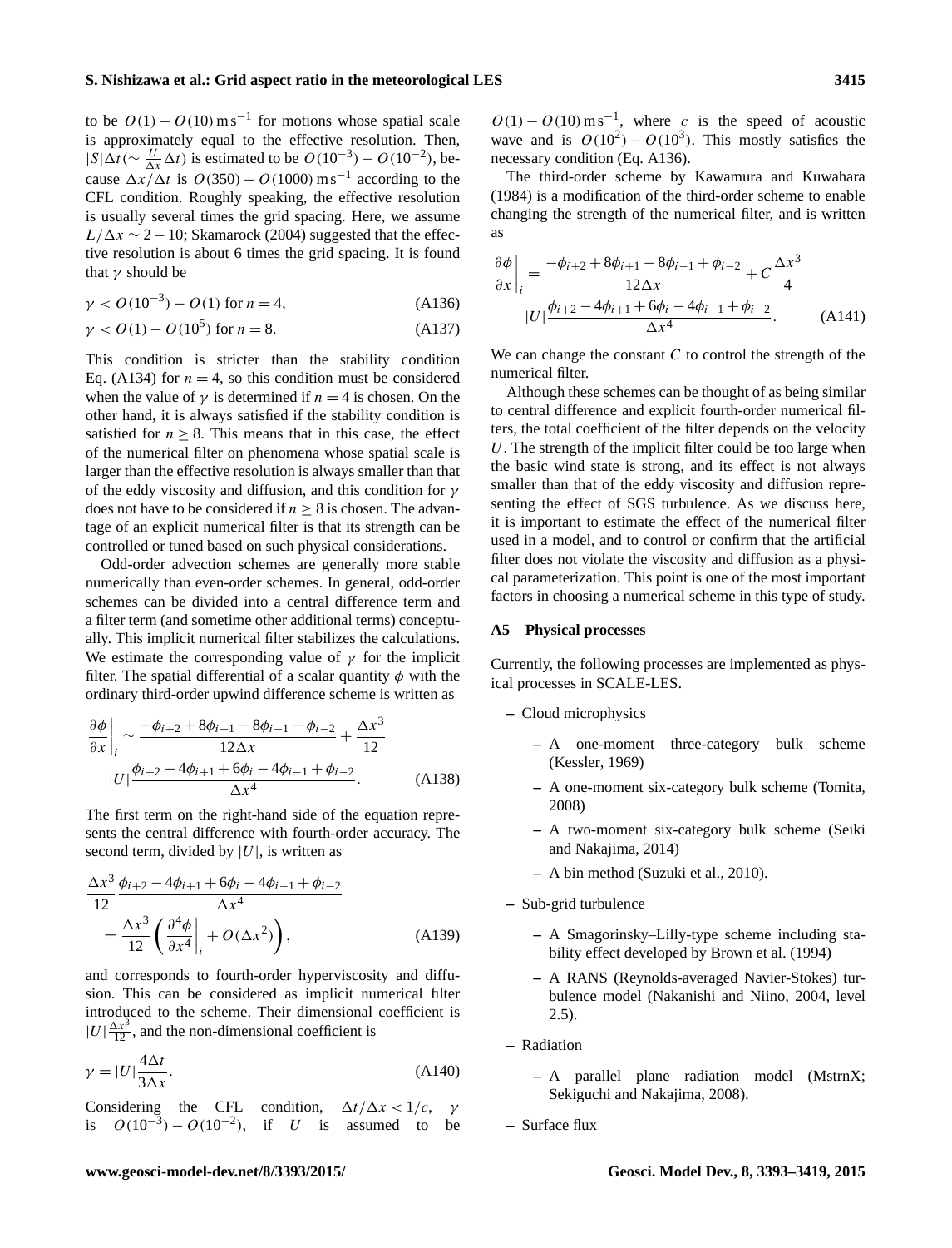to be $O(1) - O(10)\,\mathrm{m\,s^{-1}}$ for motions whose spatial scale is approximately equal to the effective resolution. Then, $|S|\Delta t (\sim \frac{U}{\Delta x}\Delta t)$ is estimated to be $O(10^{-3}) - O(10^{-2})$, because $\Delta x/\Delta t$ is $O(350) - O(1000)\,\mathrm{m\,s^{-1}}$ according to the CFL condition. Roughly speaking, the effective resolution is usually several times the grid spacing. Here, we assume $L/\Delta x \sim 2 - 10$; Skamarock (2004) suggested that the effective resolution is about 6 times the grid spacing. It is found that $\gamma$ should be

$$\gamma < O(10^{-3}) - O(1) \text{ for } n = 4, \tag{A136}$$

$$\gamma < O(1) - O(10^{5}) \text{ for } n = 8. \tag{A137}$$

This condition is stricter than the stability condition Eq. (A134) for $n = 4$, so this condition must be considered when the value of $\gamma$ is determined if $n = 4$ is chosen. On the other hand, it is always satisfied if the stability condition is satisfied for $n \geq 8$. This means that in this case, the effect of the numerical filter on phenomena whose spatial scale is larger than the effective resolution is always smaller than that of the eddy viscosity and diffusion, and this condition for $\gamma$ does not have to be considered if $n \geq 8$ is chosen. The advantage of an explicit numerical filter is that its strength can be controlled or tuned based on such physical considerations.

Odd-order advection schemes are generally more stable numerically than even-order schemes. In general, odd-order schemes can be divided into a central difference term and a filter term (and sometime other additional terms) conceptually. This implicit numerical filter stabilizes the calculations. We estimate the corresponding value of $\gamma$ for the implicit filter. The spatial differential of a scalar quantity $\phi$ with the ordinary third-order upwind difference scheme is written as

$$\left.\frac{\partial \phi}{\partial x}\right|_i \sim \frac{-\phi_{i+2} + 8\phi_{i+1} - 8\phi_{i-1} + \phi_{i-2}}{12\Delta x} + \frac{\Delta x^3}{12} |U| \frac{\phi_{i+2} - 4\phi_{i+1} + 6\phi_i - 4\phi_{i-1} + \phi_{i-2}}{\Delta x^4}. \tag{A138}$$

The first term on the right-hand side of the equation represents the central difference with fourth-order accuracy. The second term, divided by $|U|$, is written as

$$\frac{\Delta x^3}{12} \frac{\phi_{i+2} - 4\phi_{i+1} + 6\phi_i - 4\phi_{i-1} + \phi_{i-2}}{\Delta x^4} = \frac{\Delta x^3}{12} \left( \left.\frac{\partial^4 \phi}{\partial x^4}\right|_i + O(\Delta x^2) \right), \tag{A139}$$

and corresponds to fourth-order hyperviscosity and diffusion. This can be considered as implicit numerical filter introduced to the scheme. Their dimensional coefficient is $|U|\frac{\Delta x^3}{12}$, and the non-dimensional coefficient is

$$\gamma = |U| \frac{4\Delta t}{3\Delta x}. \tag{A140}$$

Considering the CFL condition, $\Delta t/\Delta x < 1/c$, $\gamma$ is $O(10^{-3}) - O(10^{-2})$, if $U$ is assumed to be $O(1) - O(10)\,\mathrm{m\,s^{-1}}$, where $c$ is the speed of acoustic wave and is $O(10^2) - O(10^3)$. This mostly satisfies the necessary condition (Eq. A136).

The third-order scheme by Kawamura and Kuwahara (1984) is a modification of the third-order scheme to enable changing the strength of the numerical filter, and is written as

$$\left.\frac{\partial \phi}{\partial x}\right|_i = \frac{-\phi_{i+2} + 8\phi_{i+1} - 8\phi_{i-1} + \phi_{i-2}}{12\Delta x} + C\frac{\Delta x^3}{4} |U| \frac{\phi_{i+2} - 4\phi_{i+1} + 6\phi_i - 4\phi_{i-1} + \phi_{i-2}}{\Delta x^4}. \tag{A141}$$

We can change the constant $C$ to control the strength of the numerical filter.

Although these schemes can be thought of as being similar to central difference and explicit fourth-order numerical filters, the total coefficient of the filter depends on the velocity $U$. The strength of the implicit filter could be too large when the basic wind state is strong, and its effect is not always smaller than that of the eddy viscosity and diffusion representing the effect of SGS turbulence. As we discuss here, it is important to estimate the effect of the numerical filter used in a model, and to control or confirm that the artificial filter does not violate the viscosity and diffusion as a physical parameterization. This point is one of the most important factors in choosing a numerical scheme in this type of study.

### A5 Physical processes

Currently, the following processes are implemented as physical processes in SCALE-LES.

- Cloud microphysics
  - A one-moment three-category bulk scheme (Kessler, 1969)
  - A one-moment six-category bulk scheme (Tomita, 2008)
  - A two-moment six-category bulk scheme (Seiki and Nakajima, 2014)
  - A bin method (Suzuki et al., 2010).
- Sub-grid turbulence
  - A Smagorinsky–Lilly-type scheme including stability effect developed by Brown et al. (1994)
  - A RANS (Reynolds-averaged Navier-Stokes) turbulence model (Nakanishi and Niino, 2004, level 2.5).
- Radiation
  - A parallel plane radiation model (MstrnX; Sekiguchi and Nakajima, 2008).
- Surface flux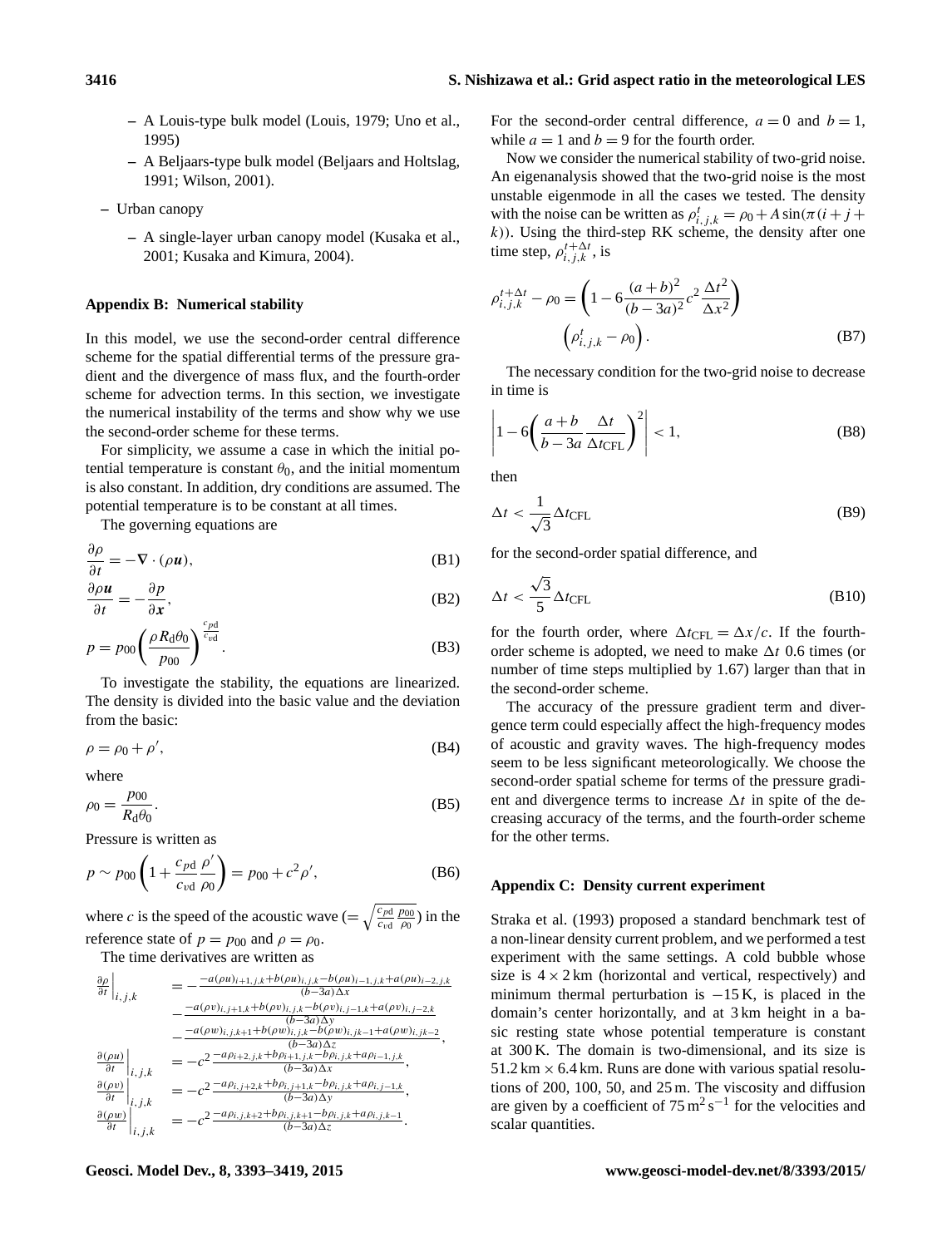– A Louis-type bulk model (Louis, 1979; Uno et al., 1995)

– A Beljaars-type bulk model (Beljaars and Holtslag, 1991; Wilson, 2001).

– Urban canopy

– A single-layer urban canopy model (Kusaka et al., 2001; Kusaka and Kimura, 2004).

## Appendix B: Numerical stability

In this model, we use the second-order central difference scheme for the spatial differential terms of the pressure gradient and the divergence of mass flux, and the fourth-order scheme for advection terms. In this section, we investigate the numerical instability of the terms and show why we use the second-order scheme for these terms.

For simplicity, we assume a case in which the initial potential temperature is constant $\theta_0$, and the initial momentum is also constant. In addition, dry conditions are assumed. The potential temperature is to be constant at all times.

The governing equations are

$$\frac{\partial \rho}{\partial t} = -\nabla \cdot (\rho \boldsymbol{u}), \tag{B1}$$

$$\frac{\partial \rho \boldsymbol{u}}{\partial t} = -\frac{\partial p}{\partial \boldsymbol{x}}, \tag{B2}$$

$$p = p_{00} \left( \frac{\rho R_\mathrm{d} \theta_0}{p_{00}} \right)^{\frac{c_{p\mathrm{d}}}{c_{v\mathrm{d}}}}. \tag{B3}$$

To investigate the stability, the equations are linearized. The density is divided into the basic value and the deviation from the basic:

$$\rho = \rho_0 + \rho', \tag{B4}$$

where

$$\rho_0 = \frac{p_{00}}{R_\mathrm{d} \theta_0}. \tag{B5}$$

Pressure is written as

$$p \sim p_{00} \left( 1 + \frac{c_{p\mathrm{d}}}{c_{v\mathrm{d}}} \frac{\rho'}{\rho_0} \right) = p_{00} + c^2 \rho', \tag{B6}$$

where $c$ is the speed of the acoustic wave ($= \sqrt{\frac{c_{p\mathrm{d}}}{c_{v\mathrm{d}}} \frac{p_{00}}{\rho_0}}$) in the reference state of $p = p_{00}$ and $\rho = \rho_0$.

The time derivatives are written as

$$\begin{aligned}
\left.\frac{\partial \rho}{\partial t}\right|_{i,j,k} &= -\frac{-a(\rho u)_{i+1,j,k} + b(\rho u)_{i,j,k} - b(\rho u)_{i-1,j,k} + a(\rho u)_{i-2,j,k}}{(b-3a)\Delta x} \\
&\quad - \frac{-a(\rho v)_{i,j+1,k} + b(\rho v)_{i,j,k} - b(\rho v)_{i,j-1,k} + a(\rho v)_{i,j-2,k}}{(b-3a)\Delta y} \\
&\quad - \frac{-a(\rho w)_{i,j,k+1} + b(\rho w)_{i,j,k} - b(\rho w)_{i,jk-1} + a(\rho w)_{i,jk-2}}{(b-3a)\Delta z}, \\
\left.\frac{\partial (\rho u)}{\partial t}\right|_{i,j,k} &= -c^2 \frac{-a\rho_{i+2,j,k} + b\rho_{i+1,j,k} - b\rho_{i,j,k} + a\rho_{i-1,j,k}}{(b-3a)\Delta x}, \\
\left.\frac{\partial (\rho v)}{\partial t}\right|_{i,j,k} &= -c^2 \frac{-a\rho_{i,j+2,k} + b\rho_{i,j+1,k} - b\rho_{i,j,k} + a\rho_{i,j-1,k}}{(b-3a)\Delta y}, \\
\left.\frac{\partial (\rho w)}{\partial t}\right|_{i,j,k} &= -c^2 \frac{-a\rho_{i,j,k+2} + b\rho_{i,j,k+1} - b\rho_{i,j,k} + a\rho_{i,j,k-1}}{(b-3a)\Delta z}.
\end{aligned}$$

For the second-order central difference, $a = 0$ and $b = 1$, while $a = 1$ and $b = 9$ for the fourth order.

Now we consider the numerical stability of two-grid noise. An eigenanalysis showed that the two-grid noise is the most unstable eigenmode in all the cases we tested. The density with the noise can be written as $\rho^t_{i,j,k} = \rho_0 + A \sin(\pi(i+j+k))$. Using the third-step RK scheme, the density after one time step, $\rho^{t+\Delta t}_{i,j,k}$, is

$$\rho^{t+\Delta t}_{i,j,k} - \rho_0 = \left( 1 - 6 \frac{(a+b)^2}{(b-3a)^2} c^2 \frac{\Delta t^2}{\Delta x^2} \right) \left( \rho^t_{i,j,k} - \rho_0 \right). \tag{B7}$$

The necessary condition for the two-grid noise to decrease in time is

$$\left| 1 - 6 \left( \frac{a+b}{b-3a} \frac{\Delta t}{\Delta t_{\mathrm{CFL}}} \right)^2 \right| < 1, \tag{B8}$$

then

$$\Delta t < \frac{1}{\sqrt{3}} \Delta t_{\mathrm{CFL}} \tag{B9}$$

for the second-order spatial difference, and

$$\Delta t < \frac{\sqrt{3}}{5} \Delta t_{\mathrm{CFL}} \tag{B10}$$

for the fourth order, where $\Delta t_{\mathrm{CFL}} = \Delta x / c$. If the fourth-order scheme is adopted, we need to make $\Delta t$ 0.6 times (or number of time steps multiplied by 1.67) larger than that in the second-order scheme.

The accuracy of the pressure gradient term and divergence term could especially affect the high-frequency modes of acoustic and gravity waves. The high-frequency modes seem to be less significant meteorologically. We choose the second-order spatial scheme for terms of the pressure gradient and divergence terms to increase $\Delta t$ in spite of the decreasing accuracy of the terms, and the fourth-order scheme for the other terms.

## Appendix C: Density current experiment

Straka et al. (1993) proposed a standard benchmark test of a non-linear density current problem, and we performed a test experiment with the same settings. A cold bubble whose size is $4 \times 2$ km (horizontal and vertical, respectively) and minimum thermal perturbation is $-15$ K, is placed in the domain's center horizontally, and at 3 km height in a basic resting state whose potential temperature is constant at 300 K. The domain is two-dimensional, and its size is $51.2\,\mathrm{km} \times 6.4\,\mathrm{km}$. Runs are done with various spatial resolutions of 200, 100, 50, and 25 m. The viscosity and diffusion are given by a coefficient of $75\,\mathrm{m^2\,s^{-1}}$ for the velocities and scalar quantities.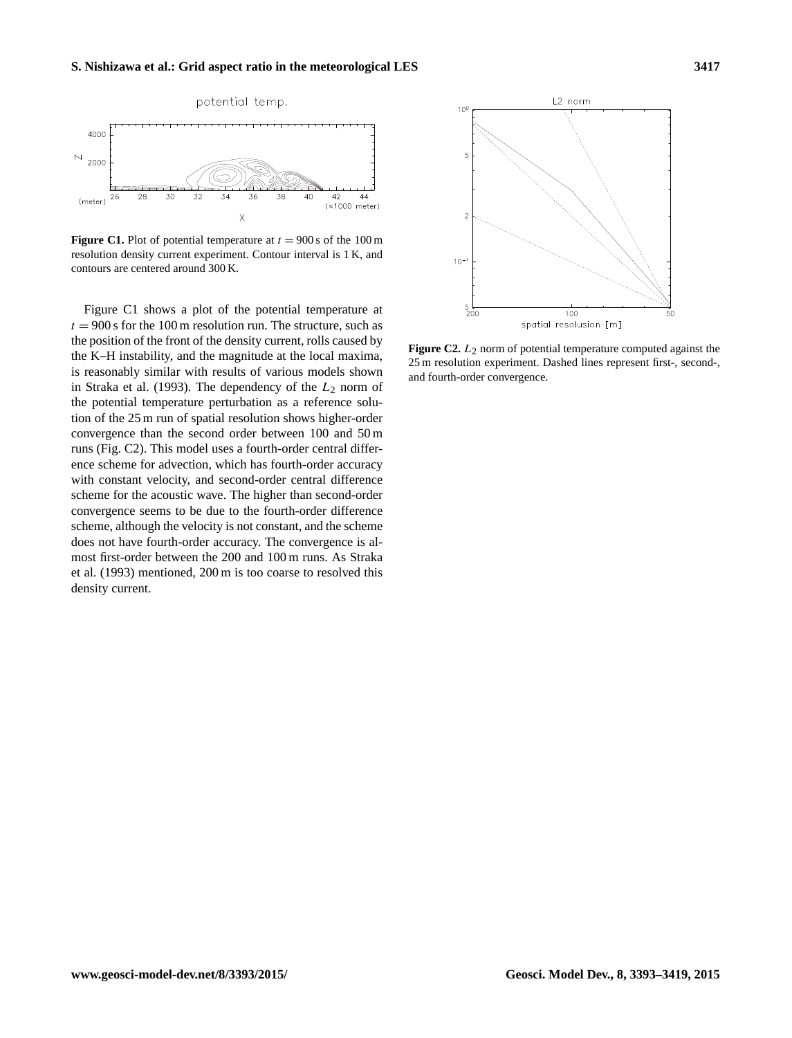Figure C1. Plot of potential temperature at $t = 900$ s of the 100 m resolution density current experiment. Contour interval is 1 K, and contours are centered around 300 K.

Figure C1 shows a plot of the potential temperature at $t = 900$ s for the 100 m resolution run. The structure, such as the position of the front of the density current, rolls caused by the K–H instability, and the magnitude at the local maxima, is reasonably similar with results of various models shown in Straka et al. (1993). The dependency of the $L_2$ norm of the potential temperature perturbation as a reference solution of the 25 m run of spatial resolution shows higher-order convergence than the second order between 100 and 50 m runs (Fig. C2). This model uses a fourth-order central difference scheme for advection, which has fourth-order accuracy with constant velocity, and second-order central difference scheme for the acoustic wave. The higher than second-order convergence seems to be due to the fourth-order difference scheme, although the velocity is not constant, and the scheme does not have fourth-order accuracy. The convergence is almost first-order between the 200 and 100 m runs. As Straka et al. (1993) mentioned, 200 m is too coarse to resolved this density current.

Figure C2. $L_2$ norm of potential temperature computed against the 25 m resolution experiment. Dashed lines represent first-, second-, and fourth-order convergence.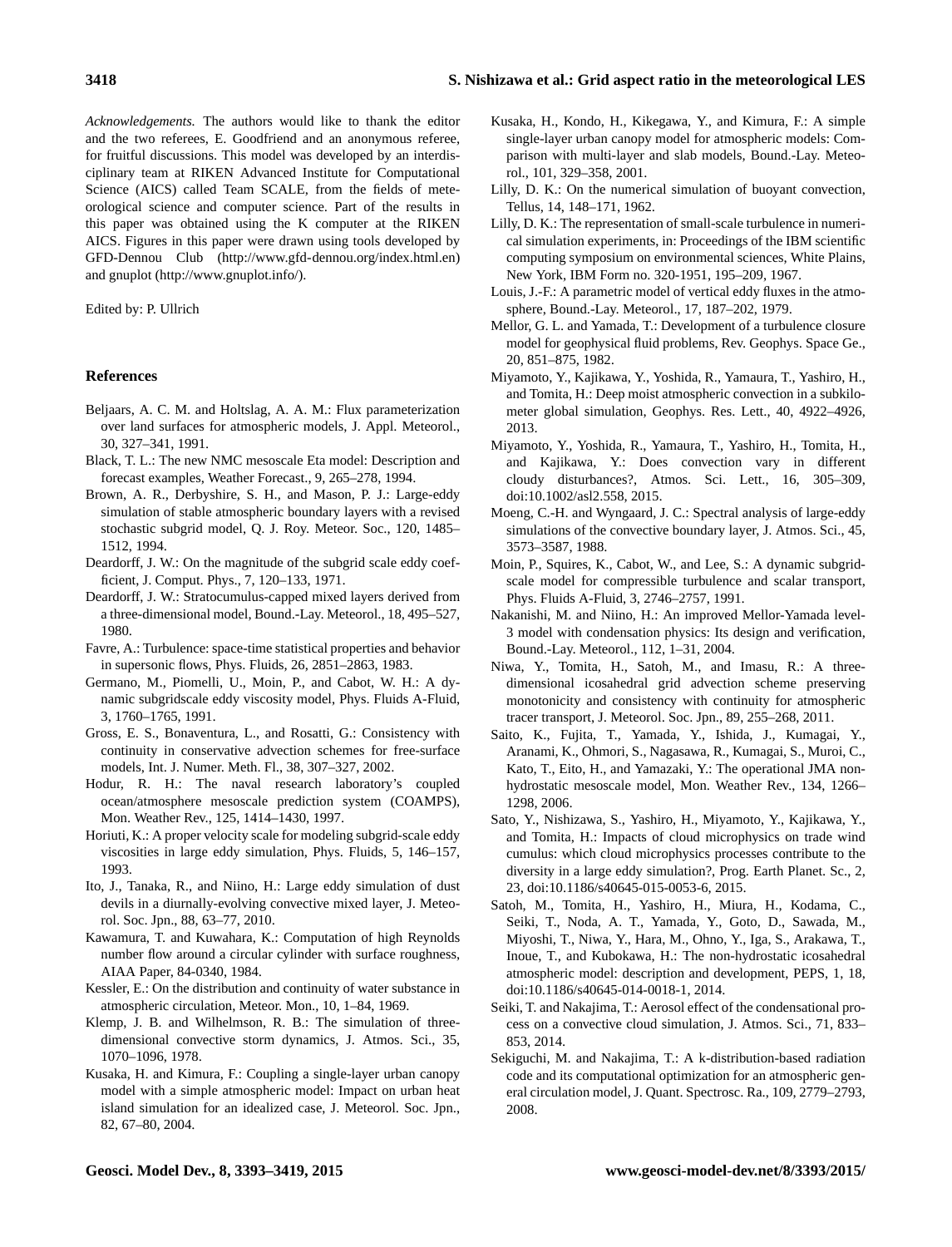*Acknowledgements.* The authors would like to thank the editor and the two referees, E. Goodfriend and an anonymous referee, for fruitful discussions. This model was developed by an interdisciplinary team at RIKEN Advanced Institute for Computational Science (AICS) called Team SCALE, from the fields of meteorological science and computer science. Part of the results in this paper was obtained using the K computer at the RIKEN AICS. Figures in this paper were drawn using tools developed by GFD-Dennou Club (http://www.gfd-dennou.org/index.html.en) and gnuplot (http://www.gnuplot.info/).

Edited by: P. Ullrich

## References

Beljaars, A. C. M. and Holtslag, A. A. M.: Flux parameterization over land surfaces for atmospheric models, J. Appl. Meteorol., 30, 327–341, 1991.

Black, T. L.: The new NMC mesoscale Eta model: Description and forecast examples, Weather Forecast., 9, 265–278, 1994.

Brown, A. R., Derbyshire, S. H., and Mason, P. J.: Large-eddy simulation of stable atmospheric boundary layers with a revised stochastic subgrid model, Q. J. Roy. Meteor. Soc., 120, 1485–1512, 1994.

Deardorff, J. W.: On the magnitude of the subgrid scale eddy coefficient, J. Comput. Phys., 7, 120–133, 1971.

Deardorff, J. W.: Stratocumulus-capped mixed layers derived from a three-dimensional model, Bound.-Lay. Meteorol., 18, 495–527, 1980.

Favre, A.: Turbulence: space-time statistical properties and behavior in supersonic flows, Phys. Fluids, 26, 2851–2863, 1983.

Germano, M., Piomelli, U., Moin, P., and Cabot, W. H.: A dynamic subgridscale eddy viscosity model, Phys. Fluids A-Fluid, 3, 1760–1765, 1991.

Gross, E. S., Bonaventura, L., and Rosatti, G.: Consistency with continuity in conservative advection schemes for free-surface models, Int. J. Numer. Meth. Fl., 38, 307–327, 2002.

Hodur, R. H.: The naval research laboratory's coupled ocean/atmosphere mesoscale prediction system (COAMPS), Mon. Weather Rev., 125, 1414–1430, 1997.

Horiuti, K.: A proper velocity scale for modeling subgrid-scale eddy viscosities in large eddy simulation, Phys. Fluids, 5, 146–157, 1993.

Ito, J., Tanaka, R., and Niino, H.: Large eddy simulation of dust devils in a diurnally-evolving convective mixed layer, J. Meteorol. Soc. Jpn., 88, 63–77, 2010.

Kawamura, T. and Kuwahara, K.: Computation of high Reynolds number flow around a circular cylinder with surface roughness, AIAA Paper, 84-0340, 1984.

Kessler, E.: On the distribution and continuity of water substance in atmospheric circulation, Meteor. Mon., 10, 1–84, 1969.

Klemp, J. B. and Wilhelmson, R. B.: The simulation of three-dimensional convective storm dynamics, J. Atmos. Sci., 35, 1070–1096, 1978.

Kusaka, H. and Kimura, F.: Coupling a single-layer urban canopy model with a simple atmospheric model: Impact on urban heat island simulation for an idealized case, J. Meteorol. Soc. Jpn., 82, 67–80, 2004.

Kusaka, H., Kondo, H., Kikegawa, Y., and Kimura, F.: A simple single-layer urban canopy model for atmospheric models: Comparison with multi-layer and slab models, Bound.-Lay. Meteorol., 101, 329–358, 2001.

Lilly, D. K.: On the numerical simulation of buoyant convection, Tellus, 14, 148–171, 1962.

Lilly, D. K.: The representation of small-scale turbulence in numerical simulation experiments, in: Proceedings of the IBM scientific computing symposium on environmental sciences, White Plains, New York, IBM Form no. 320-1951, 195–209, 1967.

Louis, J.-F.: A parametric model of vertical eddy fluxes in the atmosphere, Bound.-Lay. Meteorol., 17, 187–202, 1979.

Mellor, G. L. and Yamada, T.: Development of a turbulence closure model for geophysical fluid problems, Rev. Geophys. Space Ge., 20, 851–875, 1982.

Miyamoto, Y., Kajikawa, Y., Yoshida, R., Yamaura, T., Yashiro, H., and Tomita, H.: Deep moist atmospheric convection in a subkilometer global simulation, Geophys. Res. Lett., 40, 4922–4926, 2013.

Miyamoto, Y., Yoshida, R., Yamaura, T., Yashiro, H., Tomita, H., and Kajikawa, Y.: Does convection vary in different cloudy disturbances?, Atmos. Sci. Lett., 16, 305–309, doi:10.1002/asl2.558, 2015.

Moeng, C.-H. and Wyngaard, J. C.: Spectral analysis of large-eddy simulations of the convective boundary layer, J. Atmos. Sci., 45, 3573–3587, 1988.

Moin, P., Squires, K., Cabot, W., and Lee, S.: A dynamic subgrid-scale model for compressible turbulence and scalar transport, Phys. Fluids A-Fluid, 3, 2746–2757, 1991.

Nakanishi, M. and Niino, H.: An improved Mellor-Yamada level-3 model with condensation physics: Its design and verification, Bound.-Lay. Meteorol., 112, 1–31, 2004.

Niwa, Y., Tomita, H., Satoh, M., and Imasu, R.: A three-dimensional icosahedral grid advection scheme preserving monotonicity and consistency with continuity for atmospheric tracer transport, J. Meteorol. Soc. Jpn., 89, 255–268, 2011.

Saito, K., Fujita, T., Yamada, Y., Ishida, J., Kumagai, Y., Aranami, K., Ohmori, S., Nagasawa, R., Kumagai, S., Muroi, C., Kato, T., Eito, H., and Yamazaki, Y.: The operational JMA non-hydrostatic mesoscale model, Mon. Weather Rev., 134, 1266–1298, 2006.

Sato, Y., Nishizawa, S., Yashiro, H., Miyamoto, Y., Kajikawa, Y., and Tomita, H.: Impacts of cloud microphysics on trade wind cumulus: which cloud microphysics processes contribute to the diversity in a large eddy simulation?, Prog. Earth Planet. Sc., 2, 23, doi:10.1186/s40645-015-0053-6, 2015.

Satoh, M., Tomita, H., Yashiro, H., Miura, H., Kodama, C., Seiki, T., Noda, A. T., Yamada, Y., Goto, D., Sawada, M., Miyoshi, T., Niwa, Y., Hara, M., Ohno, Y., Iga, S., Arakawa, T., Inoue, T., and Kubokawa, H.: The non-hydrostatic icosahedral atmospheric model: description and development, PEPS, 1, 18, doi:10.1186/s40645-014-0018-1, 2014.

Seiki, T. and Nakajima, T.: Aerosol effect of the condensational process on a convective cloud simulation, J. Atmos. Sci., 71, 833–853, 2014.

Sekiguchi, M. and Nakajima, T.: A k-distribution-based radiation code and its computational optimization for an atmospheric general circulation model, J. Quant. Spectrosc. Ra., 109, 2779–2793, 2008.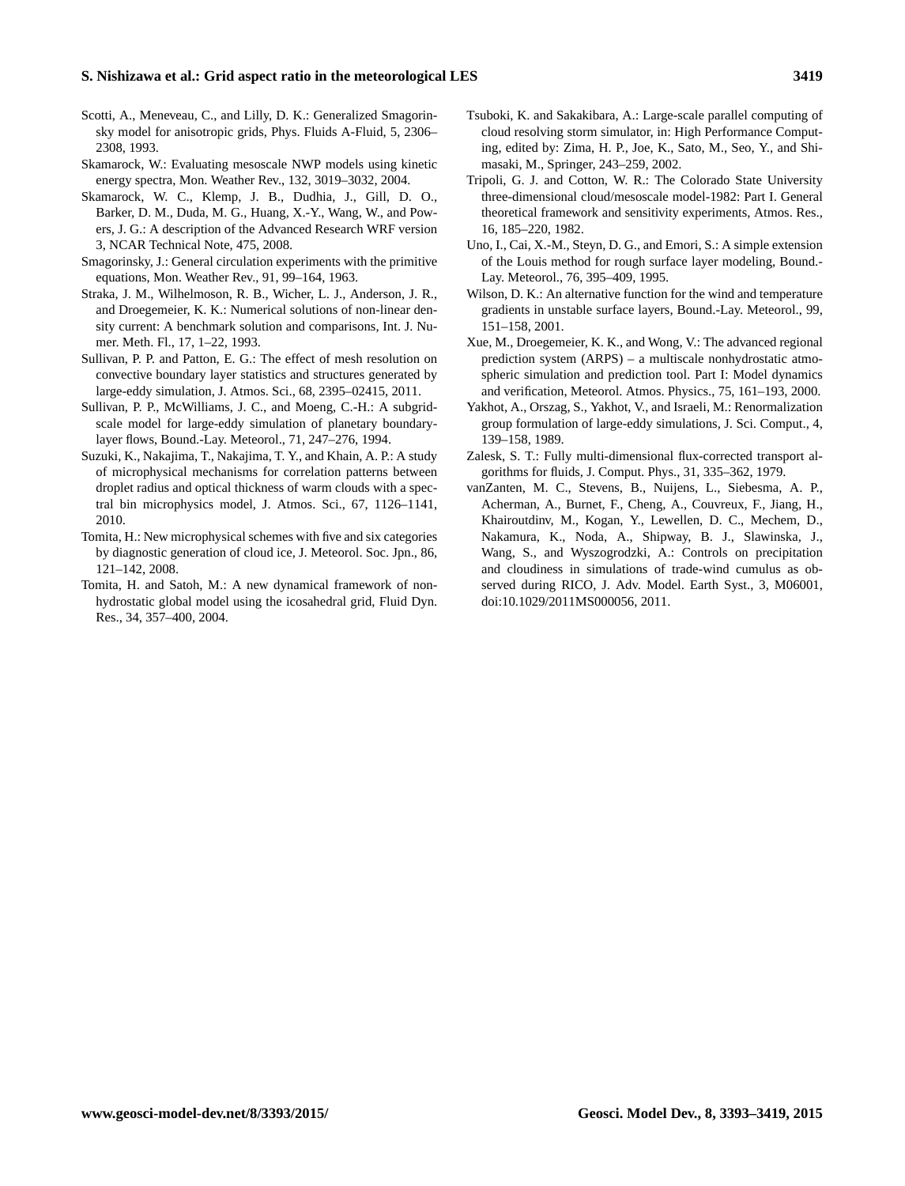Scotti, A., Meneveau, C., and Lilly, D. K.: Generalized Smagorinsky model for anisotropic grids, Phys. Fluids A-Fluid, 5, 2306–2308, 1993.

Skamarock, W.: Evaluating mesoscale NWP models using kinetic energy spectra, Mon. Weather Rev., 132, 3019–3032, 2004.

Skamarock, W. C., Klemp, J. B., Dudhia, J., Gill, D. O., Barker, D. M., Duda, M. G., Huang, X.-Y., Wang, W., and Powers, J. G.: A description of the Advanced Research WRF version 3, NCAR Technical Note, 475, 2008.

Smagorinsky, J.: General circulation experiments with the primitive equations, Mon. Weather Rev., 91, 99–164, 1963.

Straka, J. M., Wilhelmoson, R. B., Wicher, L. J., Anderson, J. R., and Droegemeier, K. K.: Numerical solutions of non-linear density current: A benchmark solution and comparisons, Int. J. Numer. Meth. Fl., 17, 1–22, 1993.

Sullivan, P. P. and Patton, E. G.: The effect of mesh resolution on convective boundary layer statistics and structures generated by large-eddy simulation, J. Atmos. Sci., 68, 2395–02415, 2011.

Sullivan, P. P., McWilliams, J. C., and Moeng, C.-H.: A subgrid-scale model for large-eddy simulation of planetary boundary-layer flows, Bound.-Lay. Meteorol., 71, 247–276, 1994.

Suzuki, K., Nakajima, T., Nakajima, T. Y., and Khain, A. P.: A study of microphysical mechanisms for correlation patterns between droplet radius and optical thickness of warm clouds with a spectral bin microphysics model, J. Atmos. Sci., 67, 1126–1141, 2010.

Tomita, H.: New microphysical schemes with five and six categories by diagnostic generation of cloud ice, J. Meteorol. Soc. Jpn., 86, 121–142, 2008.

Tomita, H. and Satoh, M.: A new dynamical framework of nonhydrostatic global model using the icosahedral grid, Fluid Dyn. Res., 34, 357–400, 2004.

Tsuboki, K. and Sakakibara, A.: Large-scale parallel computing of cloud resolving storm simulator, in: High Performance Computing, edited by: Zima, H. P., Joe, K., Sato, M., Seo, Y., and Shimasaki, M., Springer, 243–259, 2002.

Tripoli, G. J. and Cotton, W. R.: The Colorado State University three-dimensional cloud/mesoscale model-1982: Part I. General theoretical framework and sensitivity experiments, Atmos. Res., 16, 185–220, 1982.

Uno, I., Cai, X.-M., Steyn, D. G., and Emori, S.: A simple extension of the Louis method for rough surface layer modeling, Bound.-Lay. Meteorol., 76, 395–409, 1995.

Wilson, D. K.: An alternative function for the wind and temperature gradients in unstable surface layers, Bound.-Lay. Meteorol., 99, 151–158, 2001.

Xue, M., Droegemeier, K. K., and Wong, V.: The advanced regional prediction system (ARPS) – a multiscale nonhydrostatic atmospheric simulation and prediction tool. Part I: Model dynamics and verification, Meteorol. Atmos. Physics., 75, 161–193, 2000.

Yakhot, A., Orszag, S., Yakhot, V., and Israeli, M.: Renormalization group formulation of large-eddy simulations, J. Sci. Comput., 4, 139–158, 1989.

Zalesk, S. T.: Fully multi-dimensional flux-corrected transport algorithms for fluids, J. Comput. Phys., 31, 335–362, 1979.

vanZanten, M. C., Stevens, B., Nuijens, L., Siebesma, A. P., Acherman, A., Burnet, F., Cheng, A., Couvreux, F., Jiang, H., Khairoutdinv, M., Kogan, Y., Lewellen, D. C., Mechem, D., Nakamura, K., Noda, A., Shipway, B. J., Slawinska, J., Wang, S., and Wyszogrodzki, A.: Controls on precipitation and cloudiness in simulations of trade-wind cumulus as observed during RICO, J. Adv. Model. Earth Syst., 3, M06001, doi:10.1029/2011MS000056, 2011.